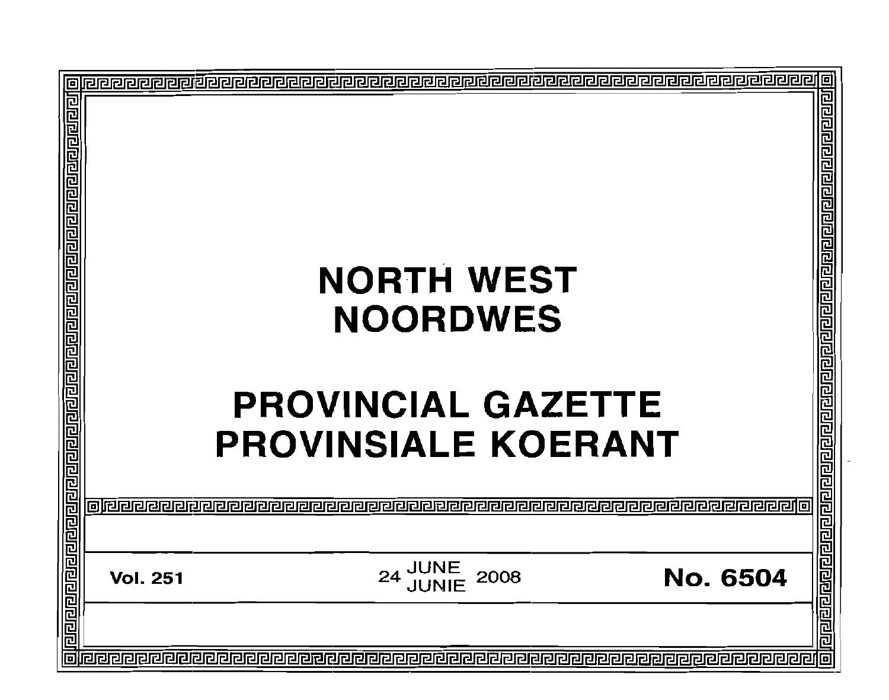# NORTH WEST
# NOORDWES

# PROVINCIAL GAZETTE
# PROVINSIALE KOERANT

**Vol. 251** 24 JUNE / JUNIE 2008 **No. 6504**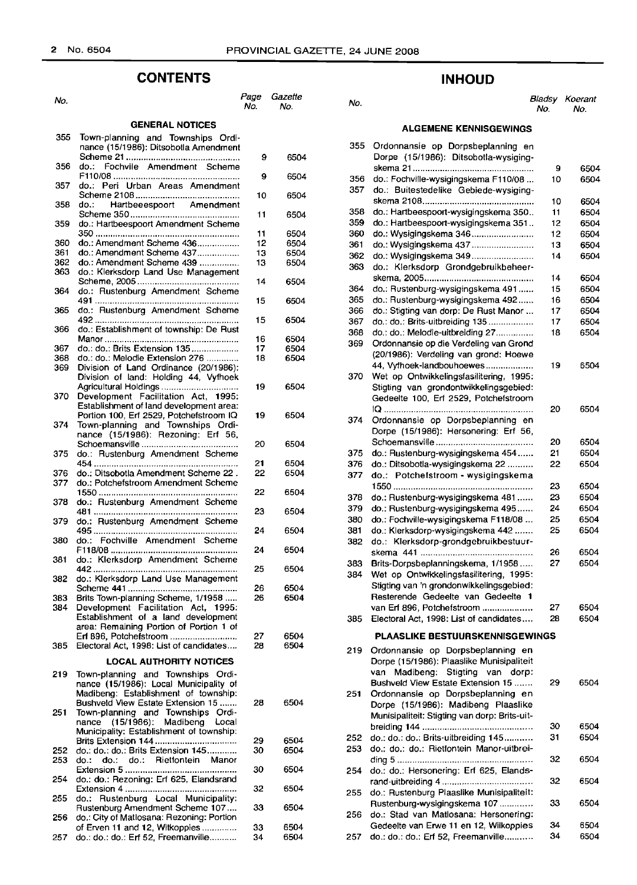# CONTENTS

| No. | | Page No. | Gazette No. |
|---|---|---|---|
| | **GENERAL NOTICES** | | |
| 355 | Town-planning and Townships Ordinance (15/1986): Ditsobotla Amendment Scheme 21 | 9 | 6504 |
| 356 | do.: Fochvile Amendment Scheme F110/08 | 9 | 6504 |
| 357 | do.: Peri Urban Areas Amendment Scheme 2108 | 10 | 6504 |
| 358 | do.: Hartbeeespoort Amendment Scheme 350 | 11 | 6504 |
| 359 | do.: Hartbeespoort Amendment Scheme 350 | 11 | 6504 |
| 360 | do.: Amendment Scheme 436 | 12 | 6504 |
| 361 | do.: Amendment Scheme 437 | 13 | 6504 |
| 362 | do.: Amendment Scheme 439 | 13 | 6504 |
| 363 | do.: Klerksdorp Land Use Management Scheme, 2005 | 14 | 6504 |
| 364 | do.: Rustenburg Amendment Scheme 491 | 15 | 6504 |
| 365 | do.: Rustenburg Amendment Scheme 492 | 15 | 6504 |
| 366 | do.: Establishment of township: De Rust Manor | 16 | 6504 |
| 367 | do.: do.: Brits Extension 135 | 17 | 6504 |
| 368 | do.: do.: Melodie Extension 276 | 18 | 6504 |
| 369 | Division of Land Ordinance (20/1986): Division of land: Holding 44, Vyfhoek Agricultural Holdings | 19 | 6504 |
| 370 | Development Facilitation Act, 1995: Establishment of land development area: Portion 100, Erf 2529, Potchefstroom IQ | 19 | 6504 |
| 374 | Town-planning and Townships Ordinance (15/1986): Rezoning: Erf 56, Schoemansville | 20 | 6504 |
| 375 | do.: Rustenburg Amendment Scheme 454 | 21 | 6504 |
| 376 | do.: Ditsobotla Amendment Scheme 22 | 22 | 6504 |
| 377 | do.: Potchefstroom Amendment Scheme 1550 | 22 | 6504 |
| 378 | do.: Rustenburg Amendment Scheme 481 | 23 | 6504 |
| 379 | do.: Rustenburg Amendment Scheme 495 | 24 | 6504 |
| 380 | do.: Fochville Amendment Scheme F118/08 | 24 | 6504 |
| 381 | do.: Klerksdorp Amendment Scheme 442 | 25 | 6504 |
| 382 | do.: Klerksdorp Land Use Management Scheme 441 | 26 | 6504 |
| 383 | Brits Town-planning Scheme, 1/1958 | 26 | 6504 |
| 384 | Development Facilitation Act, 1995: Establishment of a land development area: Remaining Portion of Portion 1 of Erf 896, Potchefstroom | 27 | 6504 |
| 385 | Electoral Act, 1998: List of candidates | 28 | 6504 |
| | **LOCAL AUTHORITY NOTICES** | | |
| 219 | Town-planning and Townships Ordinance (15/1986): Local Municipality of Madibeng: Establishment of township: Bushveld View Estate Extension 15 | 28 | 6504 |
| 251 | Town-planning and Townships Ordinance (15/1986): Madibeng Local Municipality: Establishment of township: Brits Extension 144 | 29 | 6504 |
| 252 | do.: do.: do.: Brits Extension 145 | 30 | 6504 |
| 253 | do.: do.: do.: Rietfontein Manor Extension 5 | 30 | 6504 |
| 254 | do.: do.: Rezoning: Erf 625, Elandsrand Extension 4 | 32 | 6504 |
| 255 | do.: Rustenburg Local Municipality: Rustenburg Amendment Scheme 107 | 33 | 6504 |
| 256 | do.: City of Matlosana: Rezoning: Portion of Erven 11 and 12, Witkoppies | 33 | 6504 |
| 257 | do.: do.: do.: Erf 52, Freemanville | 34 | 6504 |

# INHOUD

| No. | | Bladsy No. | Koerant No. |
|---|---|---|---|
| | **ALGEMENE KENNISGEWINGS** | | |
| 355 | Ordonnansie op Dorpsbeplanning en Dorpe (15/1986): Ditsobotla-wysigingskema 21 | 9 | 6504 |
| 356 | do.: Fochville-wysigingskema F110/08 | 10 | 6504 |
| 357 | do.: Buitestedelike Gebiede-wysigingskema 2108 | 10 | 6504 |
| 358 | do.: Hartbeespoort-wysigingskema 350 | 11 | 6504 |
| 359 | do.: Hartbeespoort-wysigingskema 351 | 12 | 6504 |
| 360 | do.: Wysigingskema 346 | 12 | 6504 |
| 361 | do.: Wysigingskema 437 | 13 | 6504 |
| 362 | do.: Wysigingskema 349 | 14 | 6504 |
| 363 | do.: Klerksdorp Grondgebruikbeheerskema, 2005 | 14 | 6504 |
| 364 | do.: Rustenburg-wysigingskema 491 | 15 | 6504 |
| 365 | do.: Rustenburg-wysigingskema 492 | 16 | 6504 |
| 366 | do.: Stigting van dorp: De Rust Manor | 17 | 6504 |
| 367 | do.: do.: Brits-uitbreiding 135 | 17 | 6504 |
| 368 | do.: do.: Melodie-uitbreiding 27 | 18 | 6504 |
| 369 | Ordonnansie op die Verdeling van Grond (20/1986): Verdeling van grond: Hoewe 44, Vyfhoek-landbouhoewes | 19 | 6504 |
| 370 | Wet op Ontwikkelingsfasilitering, 1995: Stigting van grondontwikkelingsgebied: Gedeelte 100, Erf 2529, Potchefstroom IQ | 20 | 6504 |
| 374 | Ordonnansie op Dorpsbeplanning en Dorpe (15/1986): Hersonering: Erf 56, Schoemansville | 20 | 6504 |
| 375 | do.: Rustenburg-wysigingskema 454 | 21 | 6504 |
| 376 | do.: Ditsobotla-wysigingskema 22 | 22 | 6504 |
| 377 | do.: Potchefstroom - wysigingskema 1550 | 23 | 6504 |
| 378 | do.: Rustenburg-wysigingskema 481 | 23 | 6504 |
| 379 | do.: Rustenburg-wysigingskema 495 | 24 | 6504 |
| 380 | do.: Fochville-wysigingskema F118/08 | 25 | 6504 |
| 381 | do.: Klerksdorp-wysigingskema 442 | 25 | 6504 |
| 382 | do.: Klerksdorp-grondgebruikbestuurskema 441 | 26 | 6504 |
| 383 | Brits-Dorpsbeplanningskema, 1/1958 | 27 | 6504 |
| 384 | Wet op Ontwikkelingsfasilitering, 1995: Stigting van 'n grondonwikkelingsgebied: Resterende Gedeelte van Gedeelte 1 van Erf 896, Potchefstroom | 27 | 6504 |
| 385 | Electoral Act, 1998: List of candidates | 28 | 6504 |
| | **PLAASLIKE BESTUURSKENNISGEWINGS** | | |
| 219 | Ordonnansie op Dorpsbeplanning en Dorpe (15/1986): Plaaslike Munisipaliteit van Madibeng: Stigting van dorp: Bushveld View Estate Extension 15 | 29 | 6504 |
| 251 | Ordonnansie op Dorpsbeplanning en Dorpe (15/1986): Madibeng Plaaslike Munisipaliteit: Stigting van dorp: Brits-uitbreiding 144 | 30 | 6504 |
| 252 | do.: do.: Brits-uitbreiding 145 | 31 | 6504 |
| 253 | do.: do.: do.: Rietfontein Manor-uitbreiding 5 | 32 | 6504 |
| 254 | do.: do.: Hersonering: Erf 625, Elandsrand-uitbreiding 4 | 32 | 6504 |
| 255 | do.: Rustenburg Plaaslike Munisipaliteit: Rustenburg-wysigingskema 107 | 33 | 6504 |
| 256 | do.: Stad van Matlosana: Hersonering: Gedeelte van Erwe 11 en 12, Wilkoppies | 34 | 6504 |
| 257 | do.: do.: do.: Erf 52, Freemanville | 34 | 6504 |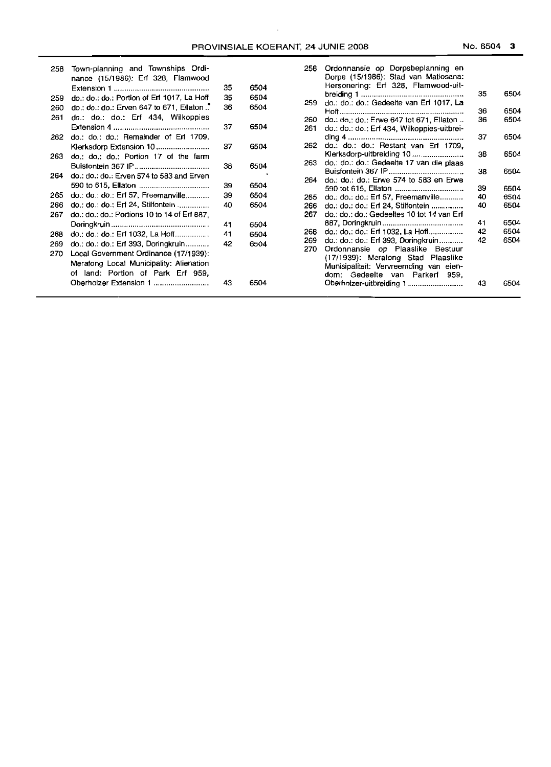| | | | |
|---|---|---|---|
| 258 | Town-planning and Townships Ordinance (15/1986): Erf 328, Flamwood Extension 1 | 35 | 6504 |
| 259 | do.: do.: do.: Portion of Erf 1017, La Hoff | 35 | 6504 |
| 260 | do.: do.: do.: Erven 647 to 671, Ellaton | 36 | 6504 |
| 261 | do.: do.: do.: Erf 434, Wilkoppies Extension 4 | 37 | 6504 |
| 262 | do.: do.: do.: Remainder of Erf 1709, Klerksdorp Extension 10 | 37 | 6504 |
| 263 | do.: do.: do.: Portion 17 of the farm Buisfontein 367 IP | 38 | 6504 |
| 264 | do.: do.: do.: Erven 574 to 583 and Erven 590 to 615, Ellaton | 39 | 6504 |
| 265 | do.: do.: do.: Erf 57, Freemanville | 39 | 6504 |
| 266 | do.: do.: do.: Erf 24, Stilfontein | 40 | 6504 |
| 267 | do.: do.: do.: Portions 10 to 14 of Erf 887, Doringkruin | 41 | 6504 |
| 268 | do.: do.: do.: Erf 1032, La Hoff | 41 | 6504 |
| 269 | do.: do.: do.: Erf 393, Doringkruin | 42 | 6504 |
| 270 | Local Government Ordinance (17/1939): Merafong Local Municipality: Alienation of land: Portion of Park Erf 959, Oberholzer Extension 1 | 43 | 6504 |

| | | | |
|---|---|---|---|
| 258 | Ordonnansie op Dorpsbeplanning en Dorpe (15/1986): Stad van Matlosana: Hersonering: Erf 328, Flamwood-uitbreiding 1 | 35 | 6504 |
| 259 | do.: do.: do.: Gedeelte van Erf 1017, La Hoff | 36 | 6504 |
| 260 | do.: do.: do.: Erwe 647 tot 671, Ellaton | 36 | 6504 |
| 261 | do.: do.: do.: Erf 434, Wilkoppies-uitbreiding 4 | 37 | 6504 |
| 262 | do.: do.: do.: Restant van Erf 1709, Klerksdorp-uitbreiding 10 | 38 | 6504 |
| 263 | do.: do.: do.: Gedeelte 17 van die plaas Buisfontein 367 IP | 38 | 6504 |
| 264 | do.: do.: do.: Erwe 574 tot 583 en Erwe 590 tot 615, Ellaton | 39 | 6504 |
| 265 | do.: do.: do.: Erf 57, Freemanville | 40 | 6504 |
| 266 | do.: do.: do.: Erf 24, Stilfontein | 40 | 6504 |
| 267 | do.: do.: do.: Gedeeltes 10 tot 14 van Erf 887, Doringkruin | 41 | 6504 |
| 268 | do.: do.: do.: Erf 1032, La Hoff | 42 | 6504 |
| 269 | do.: do.: do.: Erf 393, Doringkruin | 42 | 6504 |
| 270 | Ordonnansie op Plaaslike Bestuur (17/1939): Merafong Stad Plaaslike Munisipaliteit: Vervreemding van eiendom: Gedeelte van Parkerf 959, Oberholzer-uitbreiding 1 | 43 | 6504 |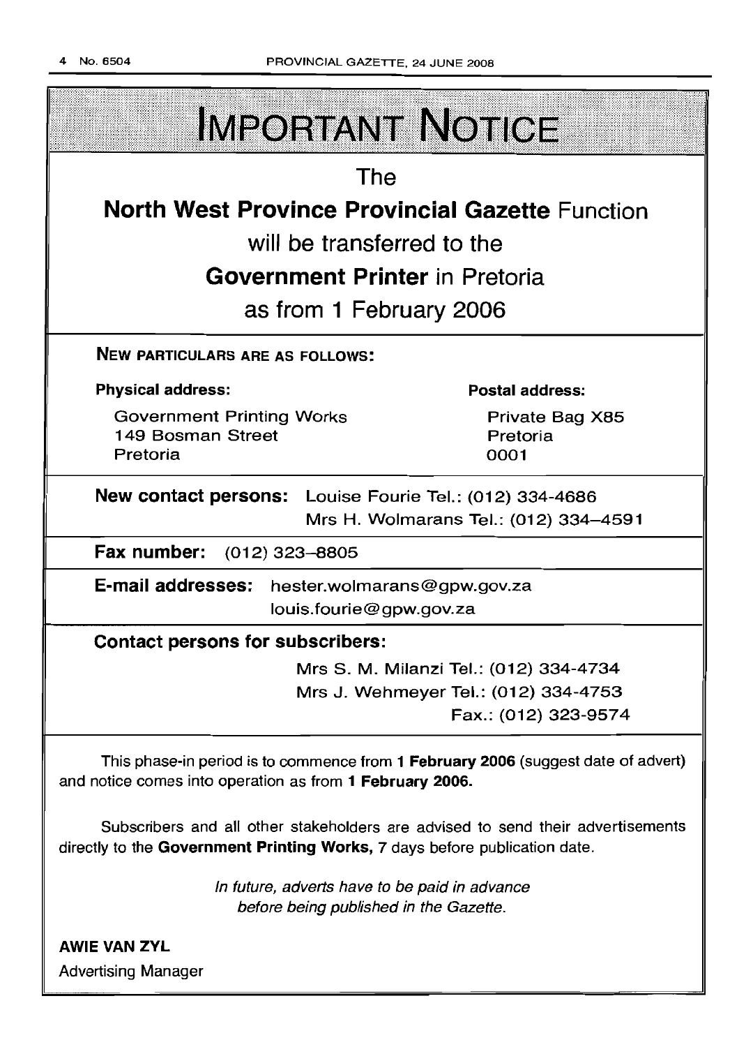# IMPORTANT NOTICE

The

**North West Province Provincial Gazette** Function

will be transferred to the

**Government Printer** in Pretoria

as from 1 February 2006

**NEW PARTICULARS ARE AS FOLLOWS:**

**Physical address:**

Government Printing Works
149 Bosman Street
Pretoria

**Postal address:**

Private Bag X85
Pretoria
0001

**New contact persons:** Louise Fourie Tel.: (012) 334-4686
Mrs H. Wolmarans Tel.: (012) 334–4591

**Fax number:** (012) 323–8805

**E-mail addresses:** hester.wolmarans@gpw.gov.za
louis.fourie@gpw.gov.za

**Contact persons for subscribers:**

Mrs S. M. Milanzi Tel.: (012) 334-4734
Mrs J. Wehmeyer Tel.: (012) 334-4753
Fax.: (012) 323-9574

This phase-in period is to commence from **1 February 2006** (suggest date of advert) and notice comes into operation as from **1 February 2006.**

Subscribers and all other stakeholders are advised to send their advertisements directly to the **Government Printing Works,** 7 days before publication date.

*In future, adverts have to be paid in advance before being published in the Gazette.*

**AWIE VAN ZYL**
Advertising Manager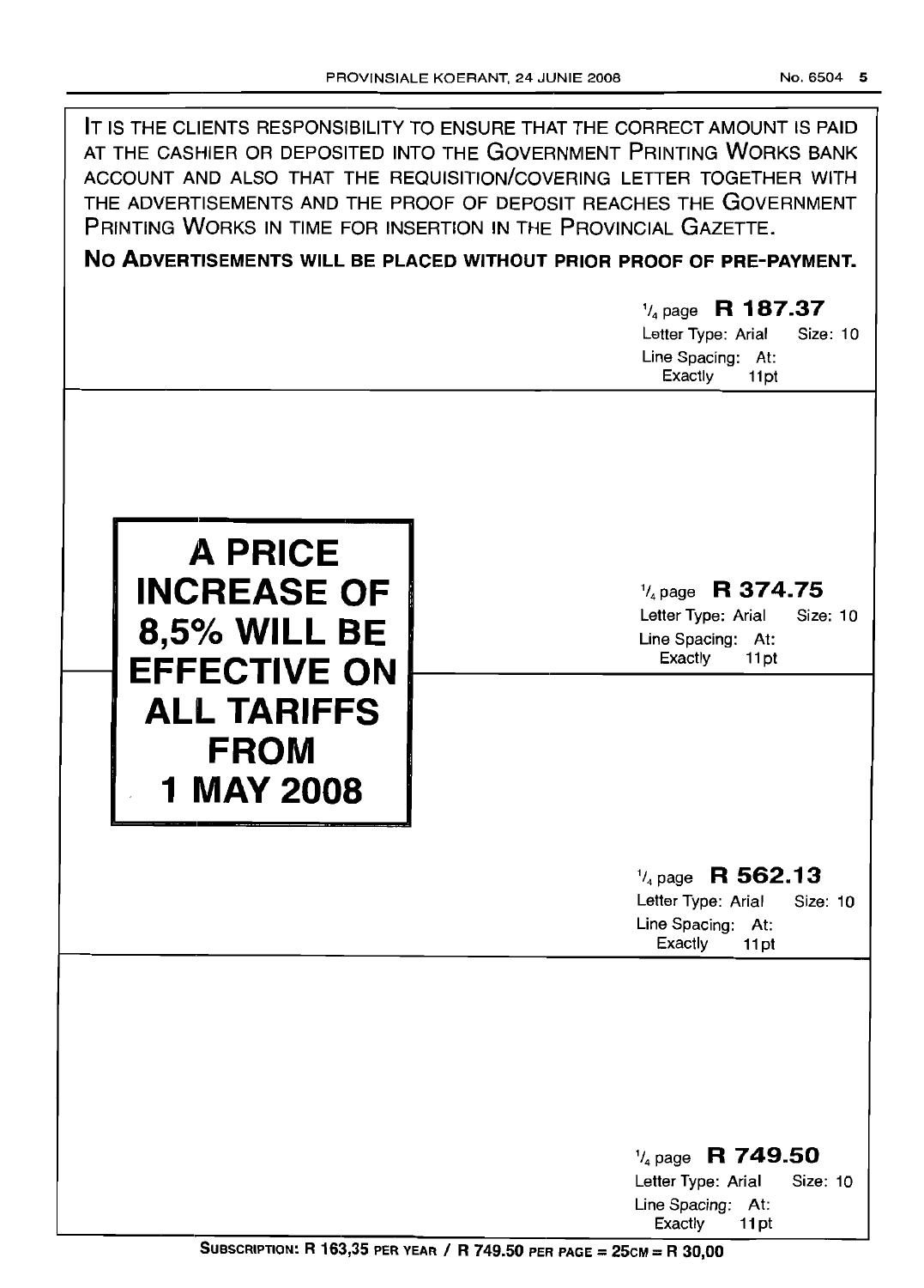IT IS THE CLIENTS RESPONSIBILITY TO ENSURE THAT THE CORRECT AMOUNT IS PAID AT THE CASHIER OR DEPOSITED INTO THE GOVERNMENT PRINTING WORKS BANK ACCOUNT AND ALSO THAT THE REQUISITION/COVERING LETTER TOGETHER WITH THE ADVERTISEMENTS AND THE PROOF OF DEPOSIT REACHES THE GOVERNMENT PRINTING WORKS IN TIME FOR INSERTION IN THE PROVINCIAL GAZETTE.

**NO ADVERTISEMENTS WILL BE PLACED WITHOUT PRIOR PROOF OF PRE-PAYMENT.**

¼ page **R 187.37**
Letter Type: Arial Size: 10
Line Spacing: At: Exactly 11pt

**A PRICE INCREASE OF 8,5% WILL BE EFFECTIVE ON ALL TARIFFS FROM 1 MAY 2008**

¼ page **R 374.75**
Letter Type: Arial Size: 10
Line Spacing: At: Exactly 11pt

¼ page **R 562.13**
Letter Type: Arial Size: 10
Line Spacing: At: Exactly 11pt

¼ page **R 749.50**
Letter Type: Arial Size: 10
Line Spacing: At: Exactly 11pt

**SUBSCRIPTION: R 163,35 PER YEAR / R 749.50 PER PAGE = 25CM = R 30,00**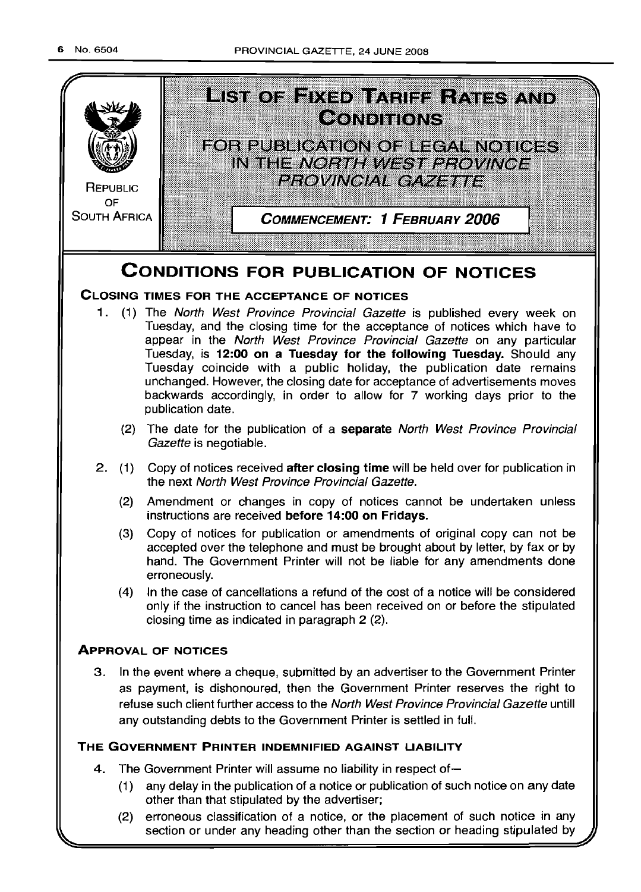REPUBLIC OF SOUTH AFRICA

# LIST OF FIXED TARIFF RATES AND CONDITIONS

## FOR PUBLICATION OF LEGAL NOTICES IN THE *NORTH WEST PROVINCE PROVINCIAL GAZETTE*

**COMMENCEMENT: 1 FEBRUARY 2006**

# CONDITIONS FOR PUBLICATION OF NOTICES

### CLOSING TIMES FOR THE ACCEPTANCE OF NOTICES

1. (1) The *North West Province Provincial Gazette* is published every week on Tuesday, and the closing time for the acceptance of notices which have to appear in the *North West Province Provincial Gazette* on any particular Tuesday, is **12:00 on a Tuesday for the following Tuesday.** Should any Tuesday coincide with a public holiday, the publication date remains unchanged. However, the closing date for acceptance of advertisements moves backwards accordingly, in order to allow for 7 working days prior to the publication date.

   (2) The date for the publication of a **separate** *North West Province Provincial Gazette* is negotiable.

2. (1) Copy of notices received **after closing time** will be held over for publication in the next *North West Province Provincial Gazette.*

   (2) Amendment or changes in copy of notices cannot be undertaken unless instructions are received **before 14:00 on Fridays.**

   (3) Copy of notices for publication or amendments of original copy can not be accepted over the telephone and must be brought about by letter, by fax or by hand. The Government Printer will not be liable for any amendments done erroneously.

   (4) In the case of cancellations a refund of the cost of a notice will be considered only if the instruction to cancel has been received on or before the stipulated closing time as indicated in paragraph 2 (2).

### APPROVAL OF NOTICES

3. In the event where a cheque, submitted by an advertiser to the Government Printer as payment, is dishonoured, then the Government Printer reserves the right to refuse such client further access to the *North West Province Provincial Gazette* untill any outstanding debts to the Government Printer is settled in full.

### THE GOVERNMENT PRINTER INDEMNIFIED AGAINST LIABILITY

4. The Government Printer will assume no liability in respect of—

   (1) any delay in the publication of a notice or publication of such notice on any date other than that stipulated by the advertiser;

   (2) erroneous classification of a notice, or the placement of such notice in any section or under any heading other than the section or heading stipulated by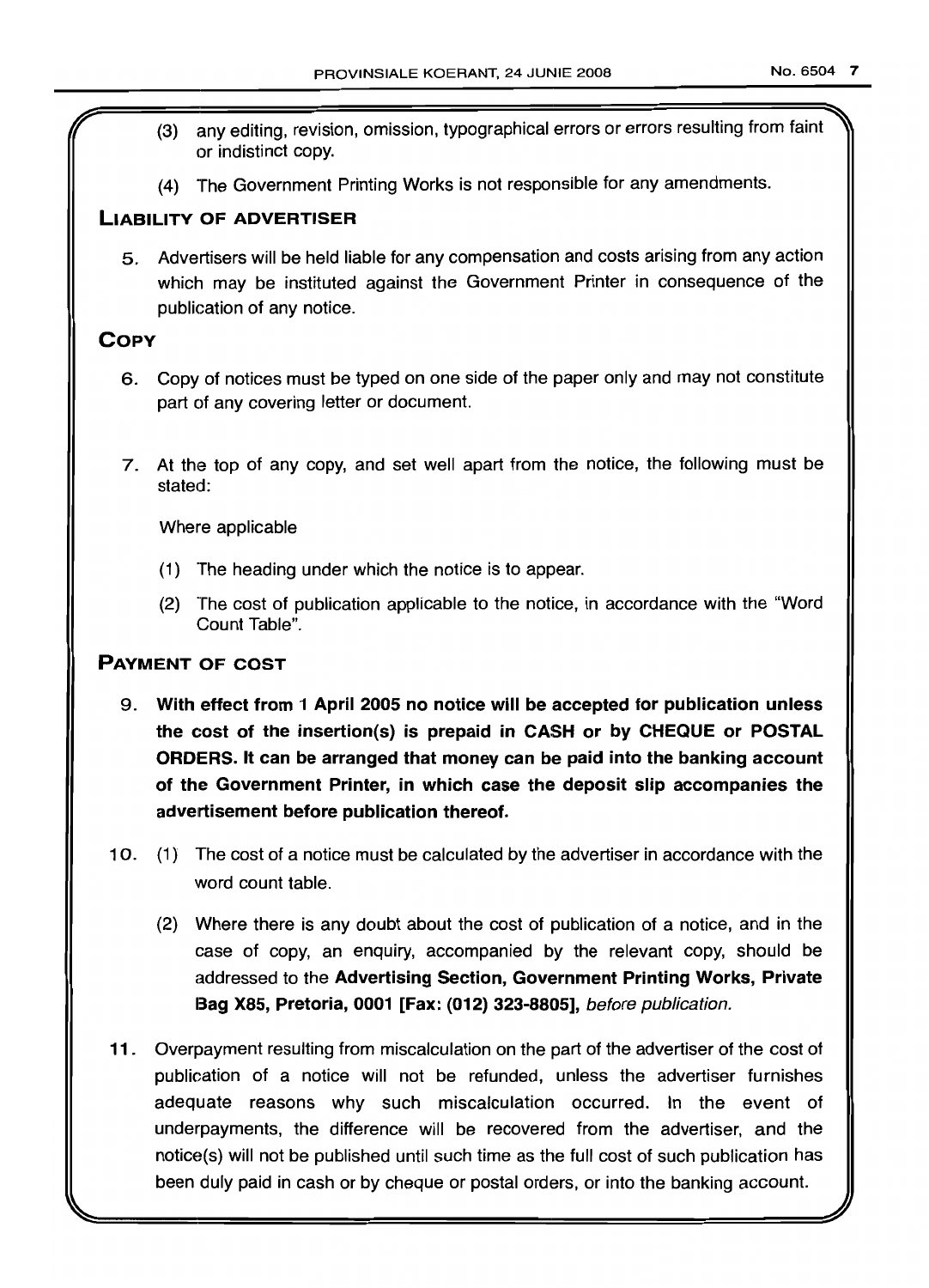(3) any editing, revision, omission, typographical errors or errors resulting from faint or indistinct copy.

(4) The Government Printing Works is not responsible for any amendments.

## LIABILITY OF ADVERTISER

5. Advertisers will be held liable for any compensation and costs arising from any action which may be instituted against the Government Printer in consequence of the publication of any notice.

## COPY

6. Copy of notices must be typed on one side of the paper only and may not constitute part of any covering letter or document.

7. At the top of any copy, and set well apart from the notice, the following must be stated:

   Where applicable

   (1) The heading under which the notice is to appear.

   (2) The cost of publication applicable to the notice, in accordance with the "Word Count Table".

## PAYMENT OF COST

9. **With effect from 1 April 2005 no notice will be accepted for publication unless the cost of the insertion(s) is prepaid in CASH or by CHEQUE or POSTAL ORDERS. It can be arranged that money can be paid into the banking account of the Government Printer, in which case the deposit slip accompanies the advertisement before publication thereof.**

10. (1) The cost of a notice must be calculated by the advertiser in accordance with the word count table.

    (2) Where there is any doubt about the cost of publication of a notice, and in the case of copy, an enquiry, accompanied by the relevant copy, should be addressed to the **Advertising Section, Government Printing Works, Private Bag X85, Pretoria, 0001 [Fax: (012) 323-8805],** *before publication.*

11. Overpayment resulting from miscalculation on the part of the advertiser of the cost of publication of a notice will not be refunded, unless the advertiser furnishes adequate reasons why such miscalculation occurred. In the event of underpayments, the difference will be recovered from the advertiser, and the notice(s) will not be published until such time as the full cost of such publication has been duly paid in cash or by cheque or postal orders, or into the banking account.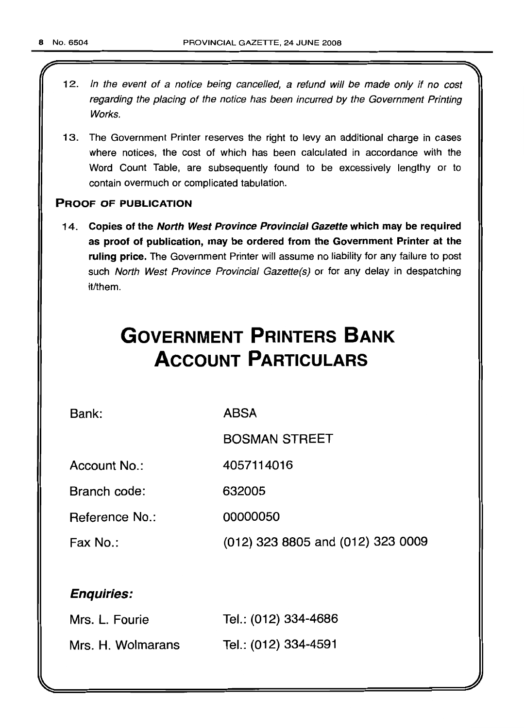12. *In the event of a notice being cancelled, a refund will be made only if no cost regarding the placing of the notice has been incurred by the Government Printing Works.*

13. The Government Printer reserves the right to levy an additional charge in cases where notices, the cost of which has been calculated in accordance with the Word Count Table, are subsequently found to be excessively lengthy or to contain overmuch or complicated tabulation.

## PROOF OF PUBLICATION

14. **Copies of the *North West Province Provincial Gazette* which may be required as proof of publication, may be ordered from the Government Printer at the ruling price.** The Government Printer will assume no liability for any failure to post such *North West Province Provincial Gazette(s)* or for any delay in despatching it/them.

# GOVERNMENT PRINTERS BANK ACCOUNT PARTICULARS

| | |
|---|---|
| Bank: | ABSA |
| | BOSMAN STREET |
| Account No.: | 4057114016 |
| Branch code: | 632005 |
| Reference No.: | 00000050 |
| Fax No.: | (012) 323 8805 and (012) 323 0009 |

### *Enquiries:*

| | |
|---|---|
| Mrs. L. Fourie | Tel.: (012) 334-4686 |
| Mrs. H. Wolmarans | Tel.: (012) 334-4591 |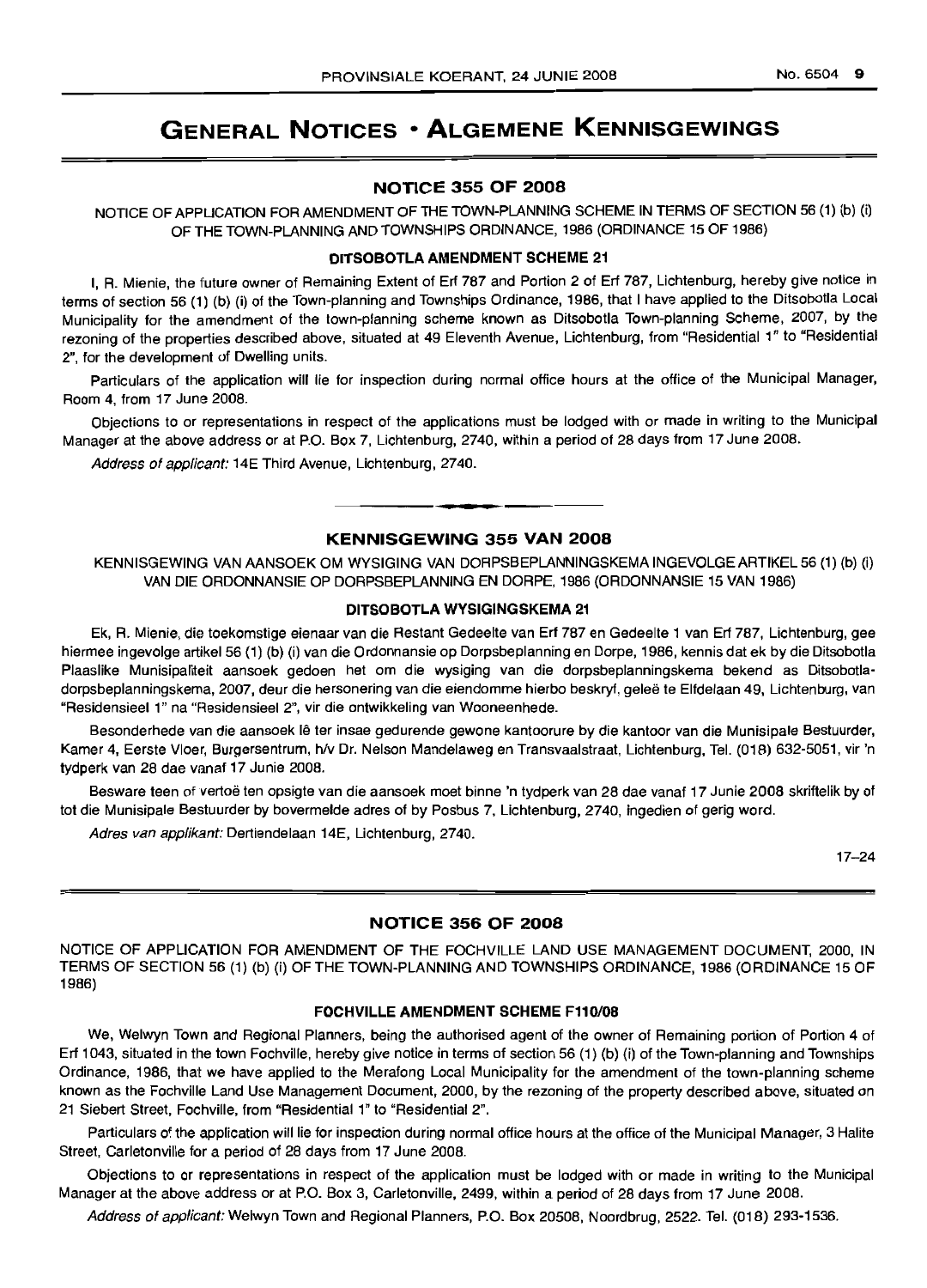# GENERAL NOTICES • ALGEMENE KENNISGEWINGS

## NOTICE 355 OF 2008

NOTICE OF APPLICATION FOR AMENDMENT OF THE TOWN-PLANNING SCHEME IN TERMS OF SECTION 56 (1) (b) (i) OF THE TOWN-PLANNING AND TOWNSHIPS ORDINANCE, 1986 (ORDINANCE 15 OF 1986)

### DITSOBOTLA AMENDMENT SCHEME 21

I, R. Mienie, the future owner of Remaining Extent of Erf 787 and Portion 2 of Erf 787, Lichtenburg, hereby give notice in terms of section 56 (1) (b) (i) of the Town-planning and Townships Ordinance, 1986, that I have applied to the Ditsobotla Local Municipality for the amendment of the town-planning scheme known as Ditsobotla Town-planning Scheme, 2007, by the rezoning of the properties described above, situated at 49 Eleventh Avenue, Lichtenburg, from "Residential 1" to "Residential 2", for the development of Dwelling units.

Particulars of the application will lie for inspection during normal office hours at the office of the Municipal Manager, Room 4, from 17 June 2008.

Objections to or representations in respect of the applications must be lodged with or made in writing to the Municipal Manager at the above address or at P.O. Box 7, Lichtenburg, 2740, within a period of 28 days from 17 June 2008.

*Address of applicant:* 14E Third Avenue, Lichtenburg, 2740.

---

## KENNISGEWING 355 VAN 2008

KENNISGEWING VAN AANSOEK OM WYSIGING VAN DORPSBEPLANNINGSKEMA INGEVOLGE ARTIKEL 56 (1) (b) (i) VAN DIE ORDONNANSIE OP DORPSBEPLANNING EN DORPE, 1986 (ORDONNANSIE 15 VAN 1986)

### DITSOBOTLA WYSIGINGSKEMA 21

Ek, R. Mienie, die toekomstige eienaar van die Restant Gedeelte van Erf 787 en Gedeelte 1 van Erf 787, Lichtenburg, gee hiermee ingevolge artikel 56 (1) (b) (i) van die Ordonnansie op Dorpsbeplanning en Dorpe, 1986, kennis dat ek by die Ditsobotla Plaaslike Munisipaliteit aansoek gedoen het om die wysiging van die dorpsbeplanningskema bekend as Ditsobotla-dorpsbeplanningskema, 2007, deur die hersonering van die eiendomme hierbo beskryf, geleë te Elfdelaan 49, Lichtenburg, van "Residensieel 1" na "Residensieel 2", vir die ontwikkeling van Wooneenhede.

Besonderhede van die aansoek lê ter insae gedurende gewone kantoorure by die kantoor van die Munisipale Bestuurder, Kamer 4, Eerste Vloer, Burgersentrum, h/v Dr. Nelson Mandelaweg en Transvaalstraat, Lichtenburg, Tel. (018) 632-5051, vir 'n tydperk van 28 dae vanaf 17 Junie 2008.

Besware teen of vertoë ten opsigte van die aansoek moet binne 'n tydperk van 28 dae vanaf 17 Junie 2008 skriftelik by of tot die Munisipale Bestuurder by bovermelde adres of by Posbus 7, Lichtenburg, 2740, ingedien of gerig word.

*Adres van applikant:* Dertiendelaan 14E, Lichtenburg, 2740.

17–24

---

## NOTICE 356 OF 2008

NOTICE OF APPLICATION FOR AMENDMENT OF THE FOCHVILLE LAND USE MANAGEMENT DOCUMENT, 2000, IN TERMS OF SECTION 56 (1) (b) (i) OF THE TOWN-PLANNING AND TOWNSHIPS ORDINANCE, 1986 (ORDINANCE 15 OF 1986)

### FOCHVILLE AMENDMENT SCHEME F110/08

We, Welwyn Town and Regional Planners, being the authorised agent of the owner of Remaining portion of Portion 4 of Erf 1043, situated in the town Fochville, hereby give notice in terms of section 56 (1) (b) (i) of the Town-planning and Townships Ordinance, 1986, that we have applied to the Merafong Local Municipality for the amendment of the town-planning scheme known as the Fochville Land Use Management Document, 2000, by the rezoning of the property described above, situated on 21 Siebert Street, Fochville, from "Residential 1" to "Residential 2".

Particulars of the application will lie for inspection during normal office hours at the office of the Municipal Manager, 3 Halite Street, Carletonville for a period of 28 days from 17 June 2008.

Objections to or representations in respect of the application must be lodged with or made in writing to the Municipal Manager at the above address or at P.O. Box 3, Carletonville, 2499, within a period of 28 days from 17 June 2008.

*Address of applicant:* Welwyn Town and Regional Planners, P.O. Box 20508, Noordbrug, 2522. Tel. (018) 293-1536.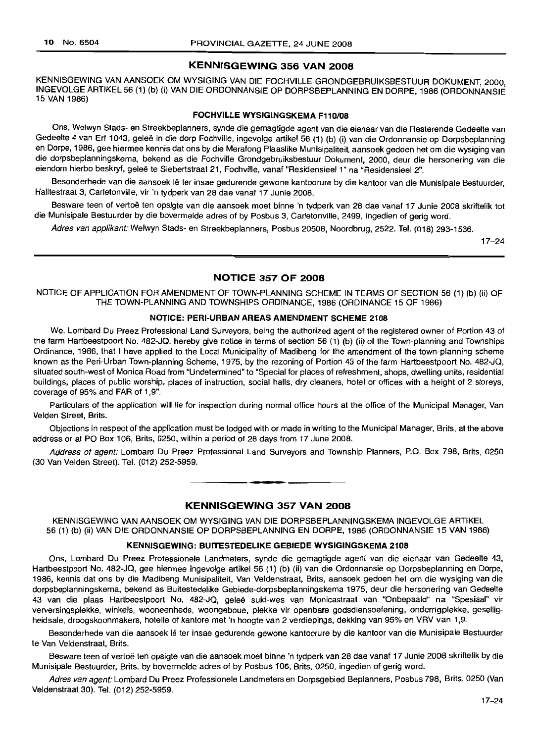## KENNISGEWING 356 VAN 2008

KENNISGEWING VAN AANSOEK OM WYSIGING VAN DIE FOCHVILLE GRONDGEBRUIKSBESTUUR DOKUMENT, 2000, INGEVOLGE ARTIKEL 56 (1) (b) (i) VAN DIE ORDONNANSIE OP DORPSBEPLANNING EN DORPE, 1986 (ORDONNANSIE 15 VAN 1986)

### FOCHVILLE WYSIGINGSKEMA F110/08

Ons, Welwyn Stads- en Streekbeplanners, synde die gemagtigde agent van die eienaar van die Resterende Gedeelte van Gedeelte 4 van Erf 1043, geleë in die dorp Fochville, ingevolge artikel 56 (1) (b) (i) van die Ordonnansie op Dorpsbeplanning en Dorpe, 1986, gee hiermee kennis dat ons by die Merafong Plaaslike Munisipaliteit, aansoek gedoen het om die wysiging van die dorpsbeplanningskema, bekend as die Fochville Grondgebruiksbestuur Dokument, 2000, deur die hersonering van die eiendom hierbo beskryf, geleë te Siebertstraat 21, Fochville, vanaf "Residensieel 1" na "Residensieel 2".

Besonderhede van die aansoek lê ter insae gedurende gewone kantoorure by die kantoor van die Munisipale Bestuurder, Halitestraat 3, Carletonville, vir 'n tydperk van 28 dae vanaf 17 Junie 2008.

Besware teen of vertoë ten opsigte van die aansoek moet binne 'n tydperk van 28 dae vanaf 17 Junie 2008 skriftelik tot die Munisipale Bestuurder by die bovermelde adres of by Posbus 3, Carletonville, 2499, ingedien of gerig word.

*Adres van applikant:* Welwyn Stads- en Streekbeplanners, Posbus 20508, Noordbrug, 2522. Tel. (018) 293-1536.

17–24

## NOTICE 357 OF 2008

NOTICE OF APPLICATION FOR AMENDMENT OF TOWN-PLANNING SCHEME IN TERMS OF SECTION 56 (1) (b) (ii) OF THE TOWN-PLANNING AND TOWNSHIPS ORDINANCE, 1986 (ORDINANCE 15 OF 1986)

### NOTICE: PERI-URBAN AREAS AMENDMENT SCHEME 2108

We, Lombard Du Preez Professional Land Surveyors, being the authorized agent of the registered owner of Portion 43 of the farm Hartbeestpoort No. 482-JQ, hereby give notice in terms of section 56 (1) (b) (ii) of the Town-planning and Townships Ordinance, 1986, that I have applied to the Local Municipality of Madibeng for the amendment of the town-planning scheme known as the Peri-Urban Town-planning Scheme, 1975, by the rezoning of Portion 43 of the farm Hartbeestpoort No. 482-JQ, situated south-west of Monica Road from "Undetermined" to "Special for places of refreshment, shops, dwelling units, residential buildings, places of public worship, places of instruction, social halls, dry cleaners, hotel or offices with a height of 2 storeys, coverage of 95% and FAR of 1,9".

Particulars of the application will lie for inspection during normal office hours at the office of the Municipal Manager, Van Velden Street, Brits.

Objections in respect of the application must be lodged with or made in writing to the Municipal Manager, Brits, at the above address or at PO Box 106, Brits, 0250, within a period of 28 days from 17 June 2008.

*Address of agent:* Lombard Du Preez Professional Land Surveyors and Township Planners, P.O. Box 798, Brits, 0250 (30 Van Velden Street). Tel. (012) 252-5959.

## KENNISGEWING 357 VAN 2008

KENNISGEWING VAN AANSOEK OM WYSIGING VAN DIE DORPSBEPLANNINGSKEMA INGEVOLGE ARTIKEL 56 (1) (b) (ii) VAN DIE ORDONNANSIE OP DORPSBEPLANNING EN DORPE, 1986 (ORDONNANSIE 15 VAN 1986)

### KENNISGEWING: BUITESTEDELIKE GEBIEDE WYSIGINGSKEMA 2108

Ons, Lombard Du Preez Professionele Landmeters, synde die gemagtigde agent van die eienaar van Gedeelte 43, Hartbeestpoort No. 482-JQ, gee hiermee ingevolge artikel 56 (1) (b) (ii) van die Ordonnansie op Dorpsbeplanning en Dorpe, 1986, kennis dat ons by die Madibeng Munisipaliteit, Van Veldenstraat, Brits, aansoek gedoen het om die wysiging van die dorpsbeplanningskema, bekend as Buitestedelike Gebiede-dorpsbeplanningskema 1975, deur die hersonering van Gedeelte 43 van die plaas Hartbeestpoort No. 482-JQ, geleë suid-wes van Monicastraat van "Onbepaald" na "Spesiaal" vir verversingsplekke, winkels, wooneenhede, woongeboue, plekke vir openbare godsdiensoefening, onderrigplekke, geselligheidsale, droogskoonmakers, hotelle of kantore met 'n hoogte van 2 verdiepings, dekking van 95% en VRV van 1,9.

Besonderhede van die aansoek lê ter insae gedurende gewone kantoorure by die kantoor van die Munisipale Bestuurder te Van Veldenstraat, Brits.

Besware teen of vertoë ten opsigte van die aansoek moet binne 'n tydperk van 28 dae vanaf 17 Junie 2008 skriftelik by die Munisipale Bestuurder, Brits, by bovermelde adres of by Posbus 106, Brits, 0250, ingedien of gerig word.

*Adres van agent:* Lombard Du Preez Professionele Landmeters en Dorpsgebied Beplanners, Posbus 798, Brits, 0250 (Van Veldenstraat 30). Tel. (012) 252-5959.

17–24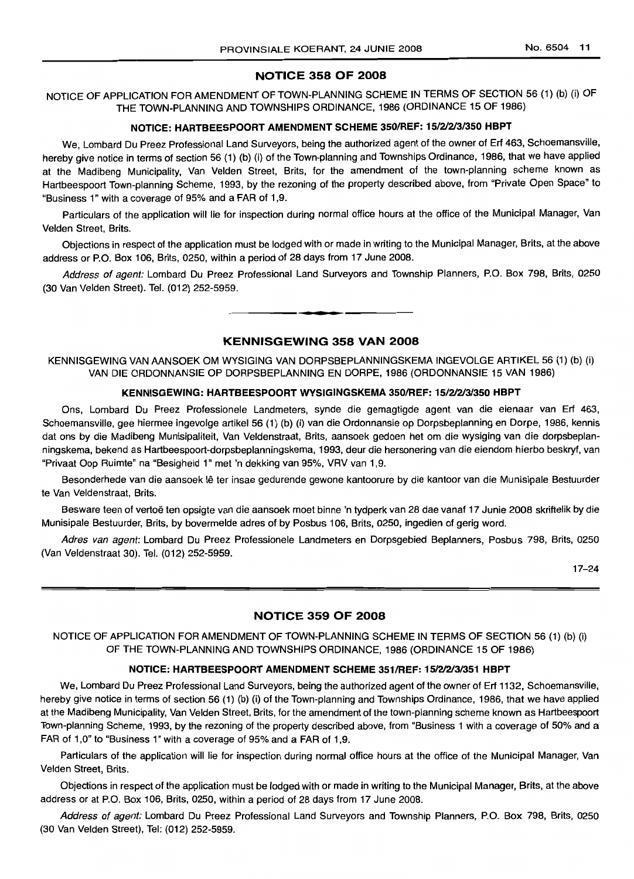## NOTICE 358 OF 2008

NOTICE OF APPLICATION FOR AMENDMENT OF TOWN-PLANNING SCHEME IN TERMS OF SECTION 56 (1) (b) (i) OF THE TOWN-PLANNING AND TOWNSHIPS ORDINANCE, 1986 (ORDINANCE 15 OF 1986)

**NOTICE: HARTBEESPOORT AMENDMENT SCHEME 350/REF: 15/2/2/3/350 HBPT**

We, Lombard Du Preez Professional Land Surveyors, being the authorized agent of the owner of Erf 463, Schoemansville, hereby give notice in terms of section 56 (1) (b) (i) of the Town-planning and Townships Ordinance, 1986, that we have applied at the Madibeng Municipality, Van Velden Street, Brits, for the amendment of the town-planning scheme known as Hartbeespoort Town-planning Scheme, 1993, by the rezoning of the property described above, from "Private Open Space" to "Business 1" with a coverage of 95% and a FAR of 1,9.

Particulars of the application will lie for inspection during normal office hours at the office of the Municipal Manager, Van Velden Street, Brits.

Objections in respect of the application must be lodged with or made in writing to the Municipal Manager, Brits, at the above address or P.O. Box 106, Brits, 0250, within a period of 28 days from 17 June 2008.

*Address of agent:* Lombard Du Preez Professional Land Surveyors and Township Planners, P.O. Box 798, Brits, 0250 (30 Van Velden Street). Tel. (012) 252-5959.

---

## KENNISGEWING 358 VAN 2008

KENNISGEWING VAN AANSOEK OM WYSIGING VAN DORPSBEPLANNINGSKEMA INGEVOLGE ARTIKEL 56 (1) (b) (i) VAN DIE ORDONNANSIE OP DORPSBEPLANNING EN DORPE, 1986 (ORDONNANSIE 15 VAN 1986)

**KENNISGEWING: HARTBEESPOORT WYSIGINGSKEMA 350/REF: 15/2/2/3/350 HBPT**

Ons, Lombard Du Preez Professionele Landmeters, synde die gemagtigde agent van die eienaar van Erf 463, Schoemansville, gee hiermee ingevolge artikel 56 (1) (b) (i) van die Ordonnansie op Dorpsbeplanning en Dorpe, 1986, kennis dat ons by die Madibeng Munisipaliteit, Van Veldenstraat, Brits, aansoek gedoen het om die wysiging van die dorpsbeplanningskema, bekend as Hartbeespoort-dorpsbeplanningskema, 1993, deur die hersonering van die eiendom hierbo beskryf, van "Privaat Oop Ruimte" na "Besigheid 1" met 'n dekking van 95%, VRV van 1,9.

Besonderhede van die aansoek lê ter insae gedurende gewone kantoorure by die kantoor van die Munisipale Bestuurder te Van Veldenstraat, Brits.

Besware teen of vertoë ten opsigte van die aansoek moet binne 'n tydperk van 28 dae vanaf 17 Junie 2008 skriftelik by die Munisipale Bestuurder, Brits, by bovermelde adres of by Posbus 106, Brits, 0250, ingedien of gerig word.

*Adres van agent:* Lombard Du Preez Professionele Landmeters en Dorpsgebied Beplanners, Posbus 798, Brits, 0250 (Van Veldenstraat 30). Tel. (012) 252-5959.

17–24

---

## NOTICE 359 OF 2008

NOTICE OF APPLICATION FOR AMENDMENT OF TOWN-PLANNING SCHEME IN TERMS OF SECTION 56 (1) (b) (i) OF THE TOWN-PLANNING AND TOWNSHIPS ORDINANCE, 1986 (ORDINANCE 15 OF 1986)

**NOTICE: HARTBEESPOORT AMENDMENT SCHEME 351/REF: 15/2/2/3/351 HBPT**

We, Lombard Du Preez Professional Land Surveyors, being the authorized agent of the owner of Erf 1132, Schoemansville, hereby give notice in terms of section 56 (1) (b) (i) of the Town-planning and Townships Ordinance, 1986, that we have applied at the Madibeng Municipality, Van Velden Street, Brits, for the amendment of the town-planning scheme known as Hartbeespoort Town-planning Scheme, 1993, by the rezoning of the property described above, from "Business 1 with a coverage of 50% and a FAR of 1,0" to "Business 1" with a coverage of 95% and a FAR of 1,9.

Particulars of the application will lie for inspection during normal office hours at the office of the Municipal Manager, Van Velden Street, Brits.

Objections in respect of the application must be lodged with or made in writing to the Municipal Manager, Brits, at the above address or at P.O. Box 106, Brits, 0250, within a period of 28 days from 17 June 2008.

*Address of agent:* Lombard Du Preez Professional Land Surveyors and Township Planners, P.O. Box 798, Brits, 0250 (30 Van Velden Street), Tel: (012) 252-5959.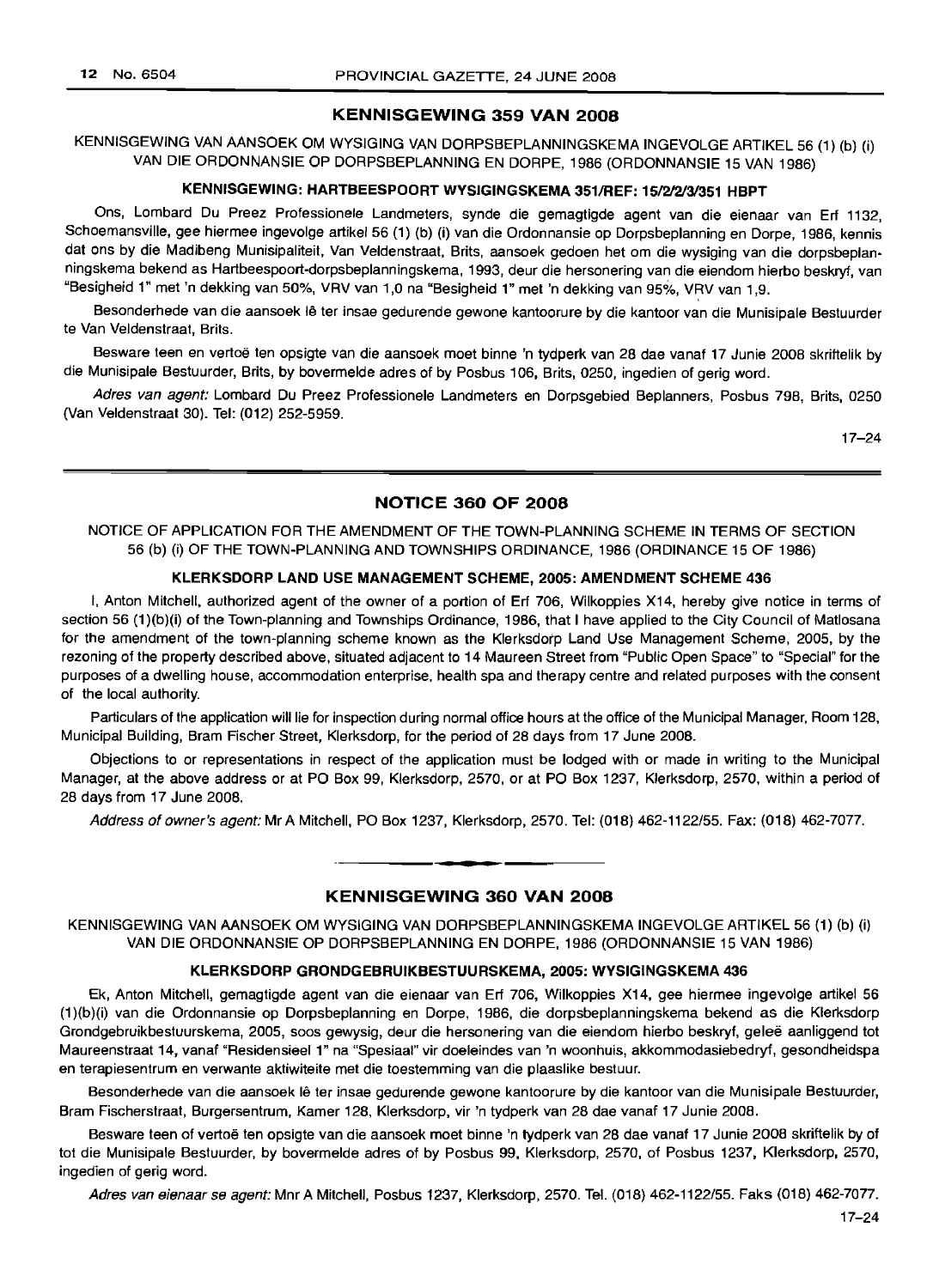## KENNISGEWING 359 VAN 2008

KENNISGEWING VAN AANSOEK OM WYSIGING VAN DORPSBEPLANNINGSKEMA INGEVOLGE ARTIKEL 56 (1) (b) (i) VAN DIE ORDONNANSIE OP DORPSBEPLANNING EN DORPE, 1986 (ORDONNANSIE 15 VAN 1986)

### KENNISGEWING: HARTBEESPOORT WYSIGINGSKEMA 351/REF: 15/2/2/3/351 HBPT

Ons, Lombard Du Preez Professionele Landmeters, synde die gemagtigde agent van die eienaar van Erf 1132, Schoemansville, gee hiermee ingevolge artikel 56 (1) (b) (i) van die Ordonnansie op Dorpsbeplanning en Dorpe, 1986, kennis dat ons by die Madibeng Munisipaliteit, Van Veldenstraat, Brits, aansoek gedoen het om die wysiging van die dorpsbeplanningskema bekend as Hartbeespoort-dorpsbeplanningskema, 1993, deur die hersonering van die eiendom hierbo beskryf, van "Besigheid 1" met 'n dekking van 50%, VRV van 1,0 na "Besigheid 1" met 'n dekking van 95%, VRV van 1,9.

Besonderhede van die aansoek lê ter insae gedurende gewone kantoorure by die kantoor van die Munisipale Bestuurder te Van Veldenstraat, Brits.

Besware teen en vertoë ten opsigte van die aansoek moet binne 'n tydperk van 28 dae vanaf 17 Junie 2008 skriftelik by die Munisipale Bestuurder, Brits, by bovermelde adres of by Posbus 106, Brits, 0250, ingedien of gerig word.

*Adres van agent:* Lombard Du Preez Professionele Landmeters en Dorpsgebied Beplanners, Posbus 798, Brits, 0250 (Van Veldenstraat 30). Tel: (012) 252-5959.

17–24

---

## NOTICE 360 OF 2008

NOTICE OF APPLICATION FOR THE AMENDMENT OF THE TOWN-PLANNING SCHEME IN TERMS OF SECTION 56 (b) (i) OF THE TOWN-PLANNING AND TOWNSHIPS ORDINANCE, 1986 (ORDINANCE 15 OF 1986)

### KLERKSDORP LAND USE MANAGEMENT SCHEME, 2005: AMENDMENT SCHEME 436

I, Anton Mitchell, authorized agent of the owner of a portion of Erf 706, Wilkoppies X14, hereby give notice in terms of section 56 (1)(b)(i) of the Town-planning and Townships Ordinance, 1986, that I have applied to the City Council of Matlosana for the amendment of the town-planning scheme known as the Klerksdorp Land Use Management Scheme, 2005, by the rezoning of the property described above, situated adjacent to 14 Maureen Street from "Public Open Space" to "Special" for the purposes of a dwelling house, accommodation enterprise, health spa and therapy centre and related purposes with the consent of the local authority.

Particulars of the application will lie for inspection during normal office hours at the office of the Municipal Manager, Room 128, Municipal Building, Bram Fischer Street, Klerksdorp, for the period of 28 days from 17 June 2008.

Objections to or representations in respect of the application must be lodged with or made in writing to the Municipal Manager, at the above address or at PO Box 99, Klerksdorp, 2570, or at PO Box 1237, Klerksdorp, 2570, within a period of 28 days from 17 June 2008.

*Address of owner's agent:* Mr A Mitchell, PO Box 1237, Klerksdorp, 2570. Tel: (018) 462-1122/55. Fax: (018) 462-7077.

---

## KENNISGEWING 360 VAN 2008

KENNISGEWING VAN AANSOEK OM WYSIGING VAN DORPSBEPLANNINGSKEMA INGEVOLGE ARTIKEL 56 (1) (b) (i) VAN DIE ORDONNANSIE OP DORPSBEPLANNING EN DORPE, 1986 (ORDONNANSIE 15 VAN 1986)

### KLERKSDORP GRONDGEBRUIKBESTUURSKEMA, 2005: WYSIGINGSKEMA 436

Ek, Anton Mitchell, gemagtigde agent van die eienaar van Erf 706, Wilkoppies X14, gee hiermee ingevolge artikel 56 (1)(b)(i) van die Ordonnansie op Dorpsbeplanning en Dorpe, 1986, die dorpsbeplanningskema bekend as die Klerksdorp Grondgebruikbestuurskema, 2005, soos gewysig, deur die hersonering van die eiendom hierbo beskryf, geleë aanliggend tot Maureenstraat 14, vanaf "Residensieel 1" na "Spesiaal" vir doeleindes van 'n woonhuis, akkommodasiebedryf, gesondheidspa en terapiesentrum en verwante aktiwiteite met die toestemming van die plaaslike bestuur.

Besonderhede van die aansoek lê ter insae gedurende gewone kantoorure by die kantoor van die Munisipale Bestuurder, Bram Fischerstraat, Burgersentrum, Kamer 128, Klerksdorp, vir 'n tydperk van 28 dae vanaf 17 Junie 2008.

Besware teen of vertoë ten opsigte van die aansoek moet binne 'n tydperk van 28 dae vanaf 17 Junie 2008 skriftelik by of tot die Munisipale Bestuurder, by bovermelde adres of by Posbus 99, Klerksdorp, 2570, of Posbus 1237, Klerksdorp, 2570, ingedien of gerig word.

*Adres van eienaar se agent:* Mnr A Mitchell, Posbus 1237, Klerksdorp, 2570. Tel. (018) 462-1122/55. Faks (018) 462-7077.

17–24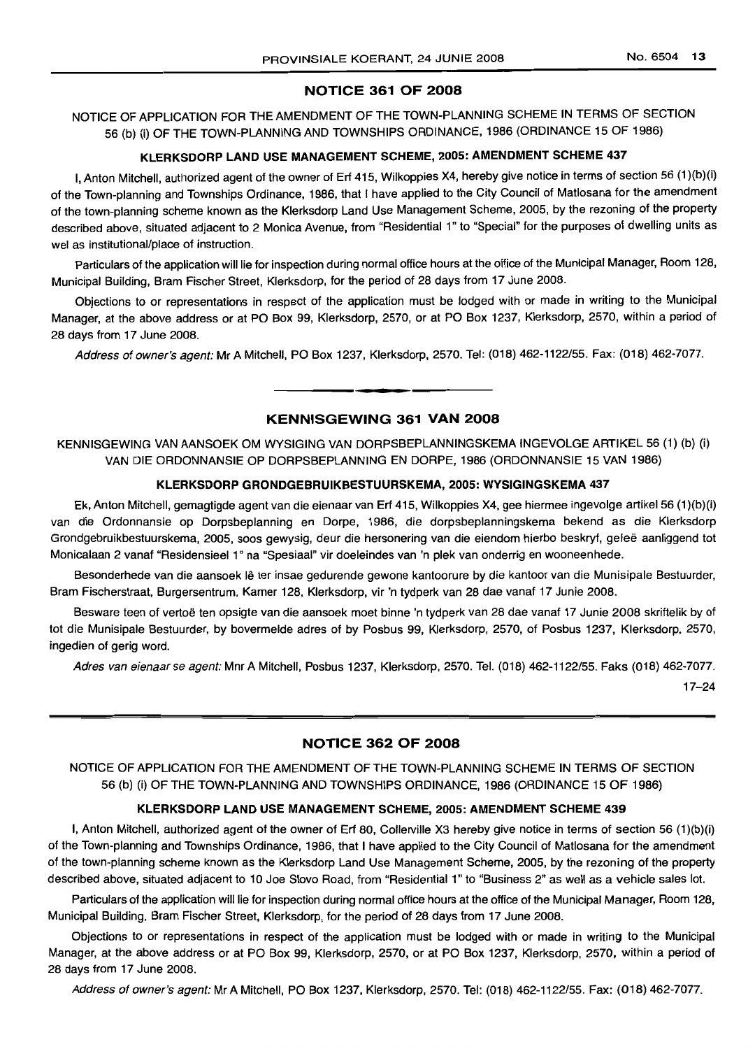## NOTICE 361 OF 2008

NOTICE OF APPLICATION FOR THE AMENDMENT OF THE TOWN-PLANNING SCHEME IN TERMS OF SECTION 56 (b) (i) OF THE TOWN-PLANNING AND TOWNSHIPS ORDINANCE, 1986 (ORDINANCE 15 OF 1986)

### KLERKSDORP LAND USE MANAGEMENT SCHEME, 2005: AMENDMENT SCHEME 437

I, Anton Mitchell, authorized agent of the owner of Erf 415, Wilkoppies X4, hereby give notice in terms of section 56 (1)(b)(i) of the Town-planning and Townships Ordinance, 1986, that I have applied to the City Council of Matlosana for the amendment of the town-planning scheme known as the Klerksdorp Land Use Management Scheme, 2005, by the rezoning of the property described above, situated adjacent to 2 Monica Avenue, from "Residential 1" to "Special" for the purposes of dwelling units as wel as institutional/place of instruction.

Particulars of the application will lie for inspection during normal office hours at the office of the Municipal Manager, Room 128, Municipal Building, Bram Fischer Street, Klerksdorp, for the period of 28 days from 17 June 2008.

Objections to or representations in respect of the application must be lodged with or made in writing to the Municipal Manager, at the above address or at PO Box 99, Klerksdorp, 2570, or at PO Box 1237, Klerksdorp, 2570, within a period of 28 days from 17 June 2008.

*Address of owner's agent:* Mr A Mitchell, PO Box 1237, Klerksdorp, 2570. Tel: (018) 462-1122/55. Fax: (018) 462-7077.

---

## KENNISGEWING 361 VAN 2008

KENNISGEWING VAN AANSOEK OM WYSIGING VAN DORPSBEPLANNINGSKEMA INGEVOLGE ARTIKEL 56 (1) (b) (i) VAN DIE ORDONNANSIE OP DORPSBEPLANNING EN DORPE, 1986 (ORDONNANSIE 15 VAN 1986)

### KLERKSDORP GRONDGEBRUIKBESTUURSKEMA, 2005: WYSIGINGSKEMA 437

Ek, Anton Mitchell, gemagtigde agent van die eienaar van Erf 415, Wilkoppies X4, gee hiermee ingevolge artikel 56 (1)(b)(i) van die Ordonnansie op Dorpsbeplanning en Dorpe, 1986, die dorpsbeplanningskema bekend as die Klerksdorp Grondgebruikbestuurskema, 2005, soos gewysig, deur die hersonering van die eiendom hierbo beskryf, geleë aanliggend tot Monicalaan 2 vanaf "Residensieel 1" na "Spesiaal" vir doeleindes van 'n plek van onderrig en wooneenhede.

Besonderhede van die aansoek lê ter insae gedurende gewone kantoorure by die kantoor van die Munisipale Bestuurder, Bram Fischerstraat, Burgersentrum, Kamer 128, Klerksdorp, vir 'n tydperk van 28 dae vanaf 17 Junie 2008.

Besware teen of vertoë ten opsigte van die aansoek moet binne 'n tydperk van 28 dae vanaf 17 Junie 2008 skriftelik by of tot die Munisipale Bestuurder, by bovermelde adres of by Posbus 99, Klerksdorp, 2570, of Posbus 1237, Klerksdorp, 2570, ingedien of gerig word.

*Adres van eienaar se agent:* Mnr A Mitchell, Posbus 1237, Klerksdorp, 2570. Tel. (018) 462-1122/55. Faks (018) 462-7077.

17–24

---

## NOTICE 362 OF 2008

NOTICE OF APPLICATION FOR THE AMENDMENT OF THE TOWN-PLANNING SCHEME IN TERMS OF SECTION 56 (b) (i) OF THE TOWN-PLANNING AND TOWNSHIPS ORDINANCE, 1986 (ORDINANCE 15 OF 1986)

### KLERKSDORP LAND USE MANAGEMENT SCHEME, 2005: AMENDMENT SCHEME 439

I, Anton Mitchell, authorized agent of the owner of Erf 80, Collerville X3 hereby give notice in terms of section 56 (1)(b)(i) of the Town-planning and Townships Ordinance, 1986, that I have applied to the City Council of Matlosana for the amendment of the town-planning scheme known as the Klerksdorp Land Use Management Scheme, 2005, by the rezoning of the property described above, situated adjacent to 10 Joe Slovo Road, from "Residential 1" to "Business 2" as well as a vehicle sales lot.

Particulars of the application will lie for inspection during normal office hours at the office of the Municipal Manager, Room 128, Municipal Building, Bram Fischer Street, Klerksdorp, for the period of 28 days from 17 June 2008.

Objections to or representations in respect of the application must be lodged with or made in writing to the Municipal Manager, at the above address or at PO Box 99, Klerksdorp, 2570, or at PO Box 1237, Klerksdorp, 2570, within a period of 28 days from 17 June 2008.

*Address of owner's agent:* Mr A Mitchell, PO Box 1237, Klerksdorp, 2570. Tel: (018) 462-1122/55. Fax: (018) 462-7077.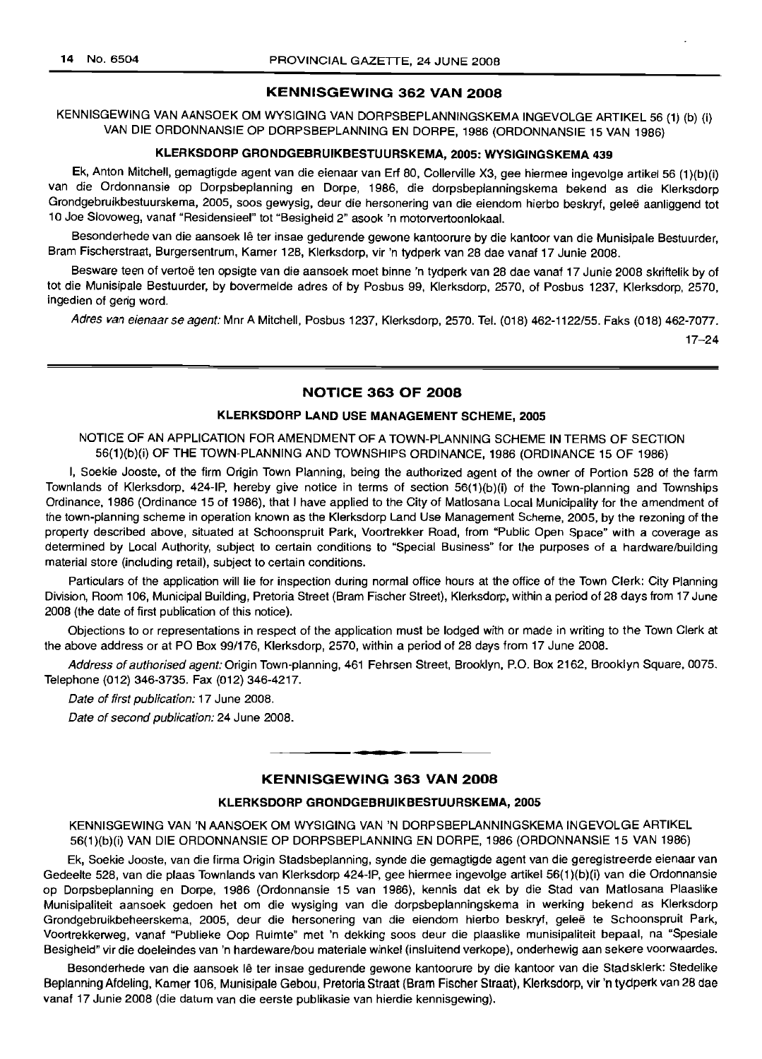## KENNISGEWING 362 VAN 2008

KENNISGEWING VAN AANSOEK OM WYSIGING VAN DORPSBEPLANNINGSKEMA INGEVOLGE ARTIKEL 56 (1) (b) (i) VAN DIE ORDONNANSIE OP DORPSBEPLANNING EN DORPE, 1986 (ORDONNANSIE 15 VAN 1986)

### KLERKSDORP GRONDGEBRUIKBESTUURSKEMA, 2005: WYSIGINGSKEMA 439

Ek, Anton Mitchell, gemagtigde agent van die eienaar van Erf 80, Collerville X3, gee hiermee ingevolge artikel 56 (1)(b)(i) van die Ordonnansie op Dorpsbeplanning en Dorpe, 1986, die dorpsbeplanningskema bekend as die Klerksdorp Grondgebruikbestuurskema, 2005, soos gewysig, deur die hersonering van die eiendom hierbo beskryf, geleë aanliggend tot 10 Joe Slovoweg, vanaf "Residensieel" tot "Besigheid 2" asook 'n motorvertoonlokaal.

Besonderhede van die aansoek lê ter insae gedurende gewone kantoorure by die kantoor van die Munisipale Bestuurder, Bram Fischerstraat, Burgersentrum, Kamer 128, Klerksdorp, vir 'n tydperk van 28 dae vanaf 17 Junie 2008.

Besware teen of vertoë ten opsigte van die aansoek moet binne 'n tydperk van 28 dae vanaf 17 Junie 2008 skriftelik by of tot die Munisipale Bestuurder, by bovermelde adres of by Posbus 99, Klerksdorp, 2570, of Posbus 1237, Klerksdorp, 2570, ingedien of gerig word.

*Adres van eienaar se agent:* Mnr A Mitchell, Posbus 1237, Klerksdorp, 2570. Tel. (018) 462-1122/55. Faks (018) 462-7077.

17–24

## NOTICE 363 OF 2008

### KLERKSDORP LAND USE MANAGEMENT SCHEME, 2005

NOTICE OF AN APPLICATION FOR AMENDMENT OF A TOWN-PLANNING SCHEME IN TERMS OF SECTION 56(1)(b)(i) OF THE TOWN-PLANNING AND TOWNSHIPS ORDINANCE, 1986 (ORDINANCE 15 OF 1986)

I, Soekie Jooste, of the firm Origin Town Planning, being the authorized agent of the owner of Portion 528 of the farm Townlands of Klerksdorp, 424-IP, hereby give notice in terms of section 56(1)(b)(i) of the Town-planning and Townships Ordinance, 1986 (Ordinance 15 of 1986), that I have applied to the City of Matlosana Local Municipality for the amendment of the town-planning scheme in operation known as the Klerksdorp Land Use Management Scheme, 2005, by the rezoning of the property described above, situated at Schoonspruit Park, Voortrekker Road, from "Public Open Space" with a coverage as determined by Local Authority, subject to certain conditions to "Special Business" for the purposes of a hardware/building material store (including retail), subject to certain conditions.

Particulars of the application will lie for inspection during normal office hours at the office of the Town Clerk: City Planning Division, Room 106, Municipal Building, Pretoria Street (Bram Fischer Street), Klerksdorp, within a period of 28 days from 17 June 2008 (the date of first publication of this notice).

Objections to or representations in respect of the application must be lodged with or made in writing to the Town Clerk at the above address or at PO Box 99/176, Klerksdorp, 2570, within a period of 28 days from 17 June 2008.

*Address of authorised agent:* Origin Town-planning, 461 Fehrsen Street, Brooklyn, P.O. Box 2162, Brooklyn Square, 0075. Telephone (012) 346-3735. Fax (012) 346-4217.

*Date of first publication:* 17 June 2008.

*Date of second publication:* 24 June 2008.

## KENNISGEWING 363 VAN 2008

### KLERKSDORP GRONDGEBRUIKBESTUURSKEMA, 2005

KENNISGEWING VAN 'N AANSOEK OM WYSIGING VAN 'N DORPSBEPLANNINGSKEMA INGEVOLGE ARTIKEL 56(1)(b)(i) VAN DIE ORDONNANSIE OP DORPSBEPLANNING EN DORPE, 1986 (ORDONNANSIE 15 VAN 1986)

Ek, Soekie Jooste, van die firma Origin Stadsbeplanning, synde die gemagtigde agent van die geregistreerde eienaar van Gedeelte 528, van die plaas Townlands van Klerksdorp 424-IP, gee hiermee ingevolge artikel 56(1)(b)(i) van die Ordonnansie op Dorpsbeplanning en Dorpe, 1986 (Ordonnansie 15 van 1986), kennis dat ek by die Stad van Matlosana Plaaslike Munisipaliteit aansoek gedoen het om die wysiging van die dorpsbeplanningskema in werking bekend as Klerksdorp Grondgebruikbeheerskema, 2005, deur die hersonering van die eiendom hierbo beskryf, geleë te Schoonspruit Park, Voortrekkerweg, vanaf "Publieke Oop Ruimte" met 'n dekking soos deur die plaaslike munisipaliteit bepaal, na "Spesiale Besigheid" vir die doeleindes van 'n hardeware/bou materiale winkel (insluitend verkope), onderhewig aan sekere voorwaardes.

Besonderhede van die aansoek lê ter insae gedurende gewone kantoorure by die kantoor van die Stadsklerk: Stedelike Beplanning Afdeling, Kamer 106, Munisipale Gebou, Pretoria Straat (Bram Fischer Straat), Klerksdorp, vir 'n tydperk van 28 dae vanaf 17 Junie 2008 (die datum van die eerste publikasie van hierdie kennisgewing).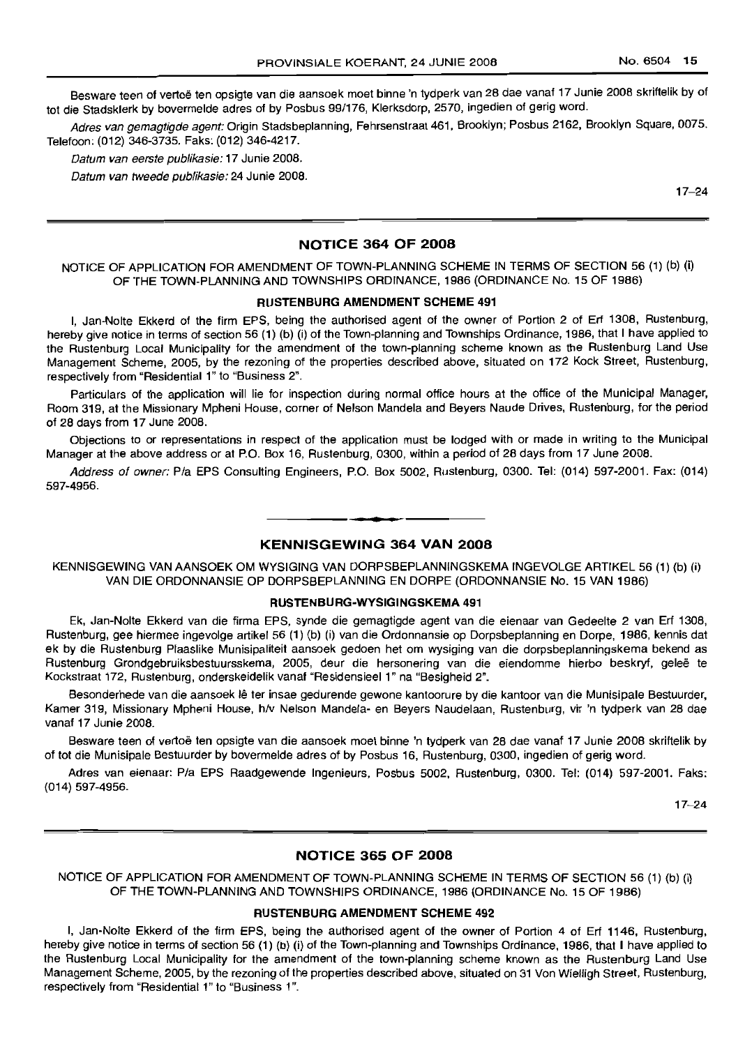Besware teen of vertoë ten opsigte van die aansoek moet binne 'n tydperk van 28 dae vanaf 17 Junie 2008 skriftelik by of tot die Stadsklerk by bovermelde adres of by Posbus 99/176, Klerksdorp, 2570, ingedien of gerig word.

*Adres van gemagtigde agent:* Origin Stadsbeplanning, Fehrsenstraat 461, Brooklyn; Posbus 2162, Brooklyn Square, 0075. Telefoon: (012) 346-3735. Faks: (012) 346-4217.

*Datum van eerste publikasie:* 17 Junie 2008.

*Datum van tweede publikasie:* 24 Junie 2008.

17–24

## NOTICE 364 OF 2008

NOTICE OF APPLICATION FOR AMENDMENT OF TOWN-PLANNING SCHEME IN TERMS OF SECTION 56 (1) (b) (i) OF THE TOWN-PLANNING AND TOWNSHIPS ORDINANCE, 1986 (ORDINANCE No. 15 OF 1986)

### RUSTENBURG AMENDMENT SCHEME 491

I, Jan-Nolte Ekkerd of the firm EPS, being the authorised agent of the owner of Portion 2 of Erf 1308, Rustenburg, hereby give notice in terms of section 56 (1) (b) (i) of the Town-planning and Townships Ordinance, 1986, that I have applied to the Rustenburg Local Municipality for the amendment of the town-planning scheme known as the Rustenburg Land Use Management Scheme, 2005, by the rezoning of the properties described above, situated on 172 Kock Street, Rustenburg, respectively from "Residential 1" to "Business 2".

Particulars of the application will lie for inspection during normal office hours at the office of the Municipal Manager, Room 319, at the Missionary Mpheni House, corner of Nelson Mandela and Beyers Naude Drives, Rustenburg, for the period of 28 days from 17 June 2008.

Objections to or representations in respect of the application must be lodged with or made in writing to the Municipal Manager at the above address or at P.O. Box 16, Rustenburg, 0300, within a period of 28 days from 17 June 2008.

*Address of owner:* P/a EPS Consulting Engineers, P.O. Box 5002, Rustenburg, 0300. Tel: (014) 597-2001. Fax: (014) 597-4956.

## KENNISGEWING 364 VAN 2008

KENNISGEWING VAN AANSOEK OM WYSIGING VAN DORPSBEPLANNINGSKEMA INGEVOLGE ARTIKEL 56 (1) (b) (i) VAN DIE ORDONNANSIE OP DORPSBEPLANNING EN DORPE (ORDONNANSIE No. 15 VAN 1986)

### RUSTENBURG-WYSIGINGSKEMA 491

Ek, Jan-Nolte Ekkerd van die firma EPS, synde die gemagtigde agent van die eienaar van Gedeelte 2 van Erf 1308, Rustenburg, gee hiermee ingevolge artikel 56 (1) (b) (i) van die Ordonnansie op Dorpsbeplanning en Dorpe, 1986, kennis dat ek by die Rustenburg Plaaslike Munisipaliteit aansoek gedoen het om wysiging van die dorpsbeplanningskema bekend as Rustenburg Grondgebruiksbestuursskema, 2005, deur die hersonering van die eiendomme hierbo beskryf, geleë te Kockstraat 172, Rustenburg, onderskeidelik vanaf "Residensieel 1" na "Besigheid 2".

Besonderhede van die aansoek lê ter insae gedurende gewone kantoorure by die kantoor van die Munisipale Bestuurder, Kamer 319, Missionary Mpheni House, h/v Nelson Mandela- en Beyers Naudelaan, Rustenburg, vir 'n tydperk van 28 dae vanaf 17 Junie 2008.

Besware teen of vertoë ten opsigte van die aansoek moet binne 'n tydperk van 28 dae vanaf 17 Junie 2008 skriftelik by of tot die Munisipale Bestuurder by bovermelde adres of by Posbus 16, Rustenburg, 0300, ingedien of gerig word.

Adres van eienaar: P/a EPS Raadgewende Ingenieurs, Posbus 5002, Rustenburg, 0300. Tel: (014) 597-2001. Faks: (014) 597-4956.

17–24

## NOTICE 365 OF 2008

NOTICE OF APPLICATION FOR AMENDMENT OF TOWN-PLANNING SCHEME IN TERMS OF SECTION 56 (1) (b) (i) OF THE TOWN-PLANNING AND TOWNSHIPS ORDINANCE, 1986 (ORDINANCE No. 15 OF 1986)

### RUSTENBURG AMENDMENT SCHEME 492

I, Jan-Nolte Ekkerd of the firm EPS, being the authorised agent of the owner of Portion 4 of Erf 1146, Rustenburg, hereby give notice in terms of section 56 (1) (b) (i) of the Town-planning and Townships Ordinance, 1986, that I have applied to the Rustenburg Local Municipality for the amendment of the town-planning scheme known as the Rustenburg Land Use Management Scheme, 2005, by the rezoning of the properties described above, situated on 31 Von Wielligh Street, Rustenburg, respectively from "Residential 1" to "Business 1".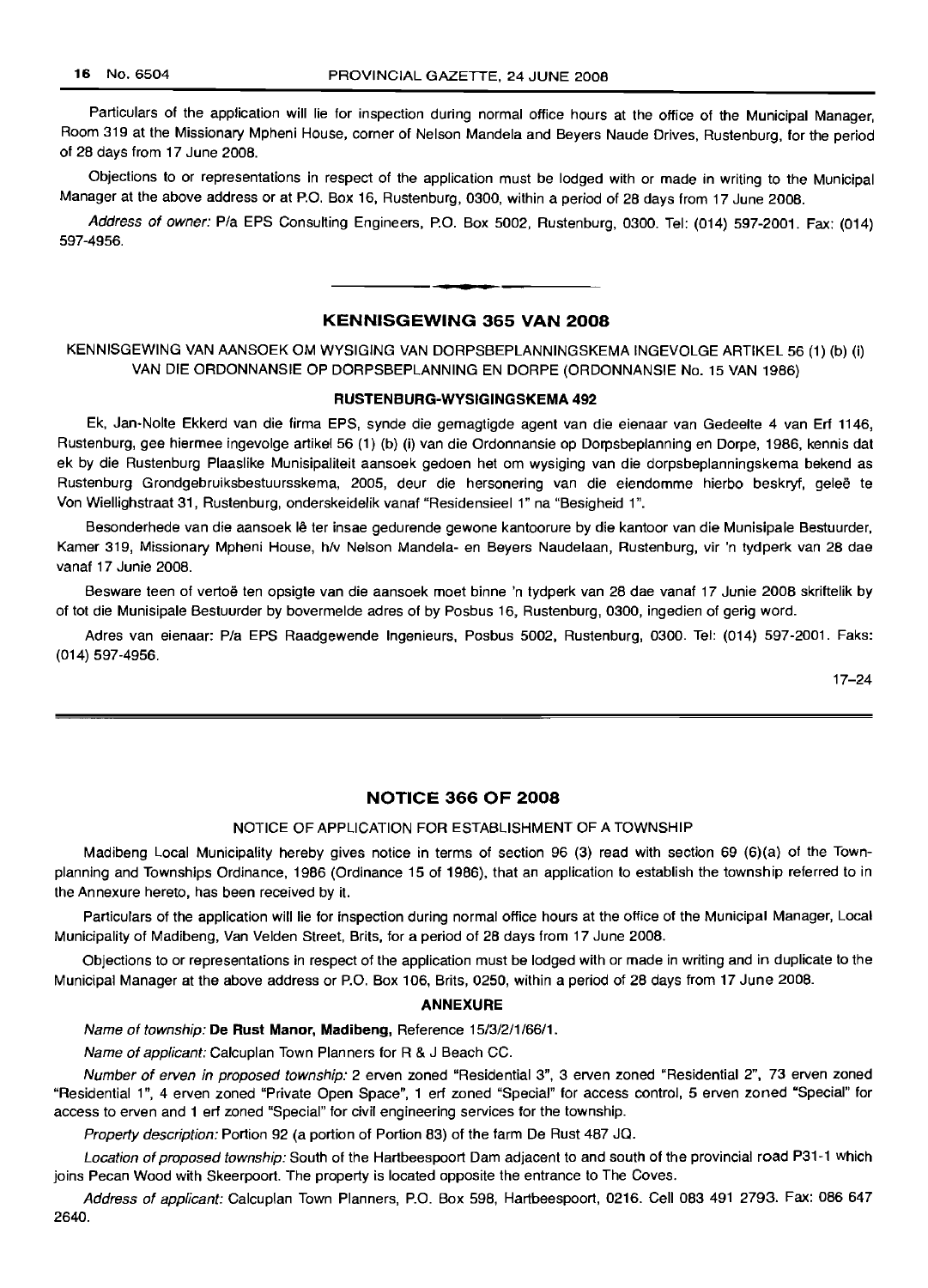Particulars of the application will lie for inspection during normal office hours at the office of the Municipal Manager, Room 319 at the Missionary Mpheni House, corner of Nelson Mandela and Beyers Naude Drives, Rustenburg, for the period of 28 days from 17 June 2008.

Objections to or representations in respect of the application must be lodged with or made in writing to the Municipal Manager at the above address or at P.O. Box 16, Rustenburg, 0300, within a period of 28 days from 17 June 2008.

*Address of owner:* P/a EPS Consulting Engineers, P.O. Box 5002, Rustenburg, 0300. Tel: (014) 597-2001. Fax: (014) 597-4956.

---

## KENNISGEWING 365 VAN 2008

KENNISGEWING VAN AANSOEK OM WYSIGING VAN DORPSBEPLANNINGSKEMA INGEVOLGE ARTIKEL 56 (1) (b) (i) VAN DIE ORDONNANSIE OP DORPSBEPLANNING EN DORPE (ORDONNANSIE No. 15 VAN 1986)

### RUSTENBURG-WYSIGINGSKEMA 492

Ek, Jan-Nolte Ekkerd van die firma EPS, synde die gemagtigde agent van die eienaar van Gedeelte 4 van Erf 1146, Rustenburg, gee hiermee ingevolge artikel 56 (1) (b) (i) van die Ordonnansie op Dorpsbeplanning en Dorpe, 1986, kennis dat ek by die Rustenburg Plaaslike Munisipaliteit aansoek gedoen het om wysiging van die dorpsbeplanningskema bekend as Rustenburg Grondgebruiksbestuursskema, 2005, deur die hersonering van die eiendomme hierbo beskryf, geleë te Von Wiellighstraat 31, Rustenburg, onderskeidelik vanaf "Residensieel 1" na "Besigheid 1".

Besonderhede van die aansoek lê ter insae gedurende gewone kantoorure by die kantoor van die Munisipale Bestuurder, Kamer 319, Missionary Mpheni House, h/v Nelson Mandela- en Beyers Naudelaan, Rustenburg, vir 'n tydperk van 28 dae vanaf 17 Junie 2008.

Besware teen of vertoë ten opsigte van die aansoek moet binne 'n tydperk van 28 dae vanaf 17 Junie 2008 skriftelik by of tot die Munisipale Bestuurder by bovermelde adres of by Posbus 16, Rustenburg, 0300, ingedien of gerig word.

Adres van eienaar: P/a EPS Raadgewende Ingenieurs, Posbus 5002, Rustenburg, 0300. Tel: (014) 597-2001. Faks: (014) 597-4956.

17–24

---

## NOTICE 366 OF 2008

NOTICE OF APPLICATION FOR ESTABLISHMENT OF A TOWNSHIP

Madibeng Local Municipality hereby gives notice in terms of section 96 (3) read with section 69 (6)(a) of the Town-planning and Townships Ordinance, 1986 (Ordinance 15 of 1986), that an application to establish the township referred to in the Annexure hereto, has been received by it.

Particulars of the application will lie for inspection during normal office hours at the office of the Municipal Manager, Local Municipality of Madibeng, Van Velden Street, Brits, for a period of 28 days from 17 June 2008.

Objections to or representations in respect of the application must be lodged with or made in writing and in duplicate to the Municipal Manager at the above address or P.O. Box 106, Brits, 0250, within a period of 28 days from 17 June 2008.

### ANNEXURE

*Name of township:* **De Rust Manor, Madibeng**, Reference 15/3/2/1/66/1.

*Name of applicant:* Calcuplan Town Planners for R & J Beach CC.

*Number of erven in proposed township:* 2 erven zoned "Residential 3", 3 erven zoned "Residential 2", 73 erven zoned "Residential 1", 4 erven zoned "Private Open Space", 1 erf zoned "Special" for access control, 5 erven zoned "Special" for access to erven and 1 erf zoned "Special" for civil engineering services for the township.

*Property description:* Portion 92 (a portion of Portion 83) of the farm De Rust 487 JQ.

*Location of proposed township:* South of the Hartbeespoort Dam adjacent to and south of the provincial road P31-1 which joins Pecan Wood with Skeerpoort. The property is located opposite the entrance to The Coves.

*Address of applicant:* Calcuplan Town Planners, P.O. Box 598, Hartbeespoort, 0216. Cell 083 491 2793. Fax: 086 647 2640.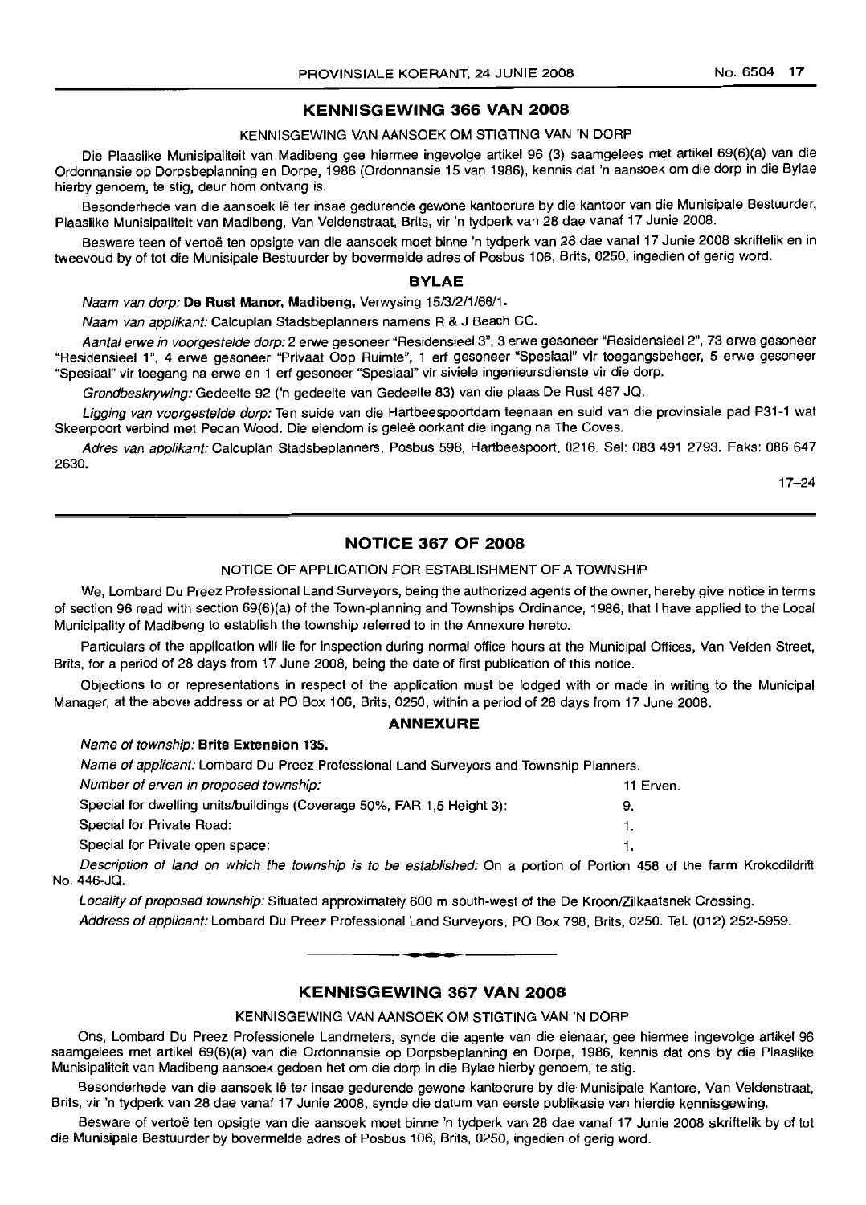## KENNISGEWING 366 VAN 2008

KENNISGEWING VAN AANSOEK OM STIGTING VAN 'N DORP

Die Plaaslike Munisipaliteit van Madibeng gee hiermee ingevolge artikel 96 (3) saamgelees met artikel 69(6)(a) van die Ordonnansie op Dorpsbeplanning en Dorpe, 1986 (Ordonnansie 15 van 1986), kennis dat 'n aansoek om die dorp in die Bylae hierby genoem, te stig, deur hom ontvang is.

Besonderhede van die aansoek lê ter insae gedurende gewone kantoorure by die kantoor van die Munisipale Bestuurder, Plaaslike Munisipaliteit van Madibeng, Van Veldenstraat, Brits, vir 'n tydperk van 28 dae vanaf 17 Junie 2008.

Besware teen of vertoë ten opsigte van die aansoek moet binne 'n tydperk van 28 dae vanaf 17 Junie 2008 skriftelik en in tweevoud by of tot die Munisipale Bestuurder by bovermelde adres of Posbus 106, Brits, 0250, ingedien of gerig word.

### BYLAE

*Naam van dorp:* **De Rust Manor, Madibeng,** Verwysing 15/3/2/1/66/1.

*Naam van applikant:* Calcuplan Stadsbeplanners namens R & J Beach CC.

*Aantal erwe in voorgestelde dorp:* 2 erwe gesoneer "Residensieel 3", 3 erwe gesoneer "Residensieel 2", 73 erwe gesoneer "Residensieel 1", 4 erwe gesoneer "Privaat Oop Ruimte", 1 erf gesoneer "Spesiaal" vir toegangsbeheer, 5 erwe gesoneer "Spesiaal" vir toegang na erwe en 1 erf gesoneer "Spesiaal" vir siviele ingenieursdienste vir die dorp.

*Grondbeskrywing:* Gedeelte 92 ('n gedeelte van Gedeelte 83) van die plaas De Rust 487 JQ.

*Ligging van voorgestelde dorp:* Ten suide van die Hartbeespoortdam teenaan en suid van die provinsiale pad P31-1 wat Skeerpoort verbind met Pecan Wood. Die eiendom is geleë oorkant die ingang na The Coves.

*Adres van applikant:* Calcuplan Stadsbeplanners, Posbus 598, Hartbeespoort, 0216. Sel: 083 491 2793. Faks: 086 647 2630.

17–24

---

## NOTICE 367 OF 2008

NOTICE OF APPLICATION FOR ESTABLISHMENT OF A TOWNSHIP

We, Lombard Du Preez Professional Land Surveyors, being the authorized agents of the owner, hereby give notice in terms of section 96 read with section 69(6)(a) of the Town-planning and Townships Ordinance, 1986, that I have applied to the Local Municipality of Madibeng to establish the township referred to in the Annexure hereto.

Particulars of the application will lie for inspection during normal office hours at the Municipal Offices, Van Velden Street, Brits, for a period of 28 days from 17 June 2008, being the date of first publication of this notice.

Objections to or representations in respect of the application must be lodged with or made in writing to the Municipal Manager, at the above address or at PO Box 106, Brits, 0250, within a period of 28 days from 17 June 2008.

### ANNEXURE

*Name of township:* **Brits Extension 135.**

*Name of applicant:* Lombard Du Preez Professional Land Surveyors and Township Planners.

| | |
|---|---|
| *Number of erven in proposed township:* | 11 Erven. |
| Special for dwelling units/buildings (Coverage 50%, FAR 1,5 Height 3): | 9. |
| Special for Private Road: | 1. |
| Special for Private open space: | 1. |

*Description of land on which the township is to be established:* On a portion of Portion 458 of the farm Krokodildrift No. 446-JQ.

*Locality of proposed township:* Situated approximately 600 m south-west of the De Kroon/Zilkaatsnek Crossing.

*Address of applicant:* Lombard Du Preez Professional Land Surveyors, PO Box 798, Brits, 0250. Tel. (012) 252-5959.

---

## KENNISGEWING 367 VAN 2008

KENNISGEWING VAN AANSOEK OM STIGTING VAN 'N DORP

Ons, Lombard Du Preez Professionele Landmeters, synde die agente van die eienaar, gee hiermee ingevolge artikel 96 saamgelees met artikel 69(6)(a) van die Ordonnansie op Dorpsbeplanning en Dorpe, 1986, kennis dat ons by die Plaaslike Munisipaliteit van Madibeng aansoek gedoen het om die dorp in die Bylae hierby genoem, te stig.

Besonderhede van die aansoek lê ter insae gedurende gewone kantoorure by die Munisipale Kantore, Van Veldenstraat, Brits, vir 'n tydperk van 28 dae vanaf 17 Junie 2008, synde die datum van eerste publikasie van hierdie kennisgewing.

Besware of vertoë ten opsigte van die aansoek moet binne 'n tydperk van 28 dae vanaf 17 Junie 2008 skriftelik by of tot die Munisipale Bestuurder by bovermelde adres of Posbus 106, Brits, 0250, ingedien of gerig word.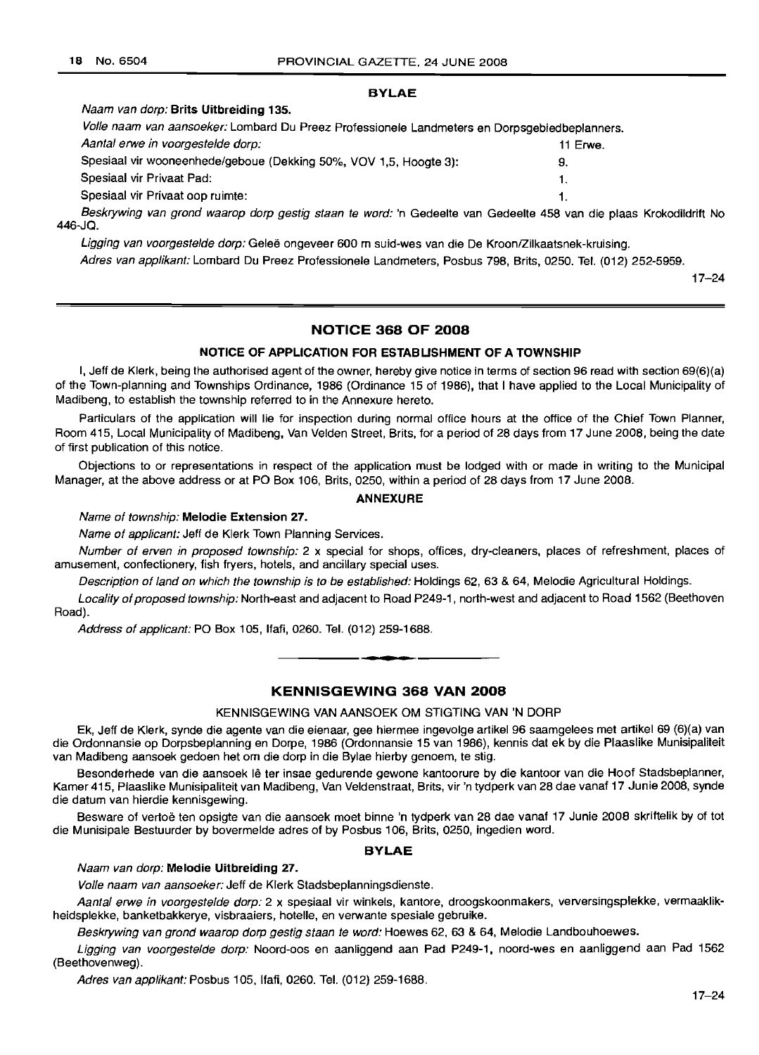### BYLAE

*Naam van dorp:* **Brits Uitbreiding 135.**

*Volle naam van aansoeker:* Lombard Du Preez Professionele Landmeters en Dorpsgebiedbeplanners.

| | |
|---|---|
| *Aantal erwe in voorgestelde dorp:* | 11 Erwe. |
| Spesiaal vir wooneenhede/geboue (Dekking 50%, VOV 1,5, Hoogte 3): | 9. |
| Spesiaal vir Privaat Pad: | 1. |
| Spesiaal vir Privaat oop ruimte: | 1. |

*Beskrywing van grond waarop dorp gestig staan te word:* 'n Gedeelte van Gedeelte 458 van die plaas Krokodildrift No 446-JQ.

*Ligging van voorgestelde dorp:* Geleë ongeveer 600 m suid-wes van die De Kroon/Zilkaatsnek-kruising.

*Adres van applikant:* Lombard Du Preez Professionele Landmeters, Posbus 798, Brits, 0250. Tel. (012) 252-5959.

17–24

---

## NOTICE 368 OF 2008

### NOTICE OF APPLICATION FOR ESTABLISHMENT OF A TOWNSHIP

I, Jeff de Klerk, being the authorised agent of the owner, hereby give notice in terms of section 96 read with section 69(6)(a) of the Town-planning and Townships Ordinance, 1986 (Ordinance 15 of 1986), that I have applied to the Local Municipality of Madibeng, to establish the township referred to in the Annexure hereto.

Particulars of the application will lie for inspection during normal office hours at the office of the Chief Town Planner, Room 415, Local Municipality of Madibeng, Van Velden Street, Brits, for a period of 28 days from 17 June 2008, being the date of first publication of this notice.

Objections to or representations in respect of the application must be lodged with or made in writing to the Municipal Manager, at the above address or at PO Box 106, Brits, 0250, within a period of 28 days from 17 June 2008.

### ANNEXURE

*Name of township:* **Melodie Extension 27.**

*Name of applicant:* Jeff de Klerk Town Planning Services.

*Number of erven in proposed township:* 2 x special for shops, offices, dry-cleaners, places of refreshment, places of amusement, confectionery, fish fryers, hotels, and ancillary special uses.

*Description of land on which the township is to be established:* Holdings 62, 63 & 64, Melodie Agricultural Holdings.

*Locality of proposed township:* North-east and adjacent to Road P249-1, north-west and adjacent to Road 1562 (Beethoven Road).

*Address of applicant:* PO Box 105, Ifafi, 0260. Tel. (012) 259-1688.

---

## KENNISGEWING 368 VAN 2008

### KENNISGEWING VAN AANSOEK OM STIGTING VAN 'N DORP

Ek, Jeff de Klerk, synde die agente van die eienaar, gee hiermee ingevolge artikel 96 saamgelees met artikel 69 (6)(a) van die Ordonnansie op Dorpsbeplanning en Dorpe, 1986 (Ordonnansie 15 van 1986), kennis dat ek by die Plaaslike Munisipaliteit van Madibeng aansoek gedoen het om die dorp in die Bylae hierby genoem, te stig.

Besonderhede van die aansoek lê ter insae gedurende gewone kantoorure by die kantoor van die Hoof Stadsbeplanner, Kamer 415, Plaaslike Munisipaliteit van Madibeng, Van Veldenstraat, Brits, vir 'n tydperk van 28 dae vanaf 17 Junie 2008, synde die datum van hierdie kennisgewing.

Besware of vertoë ten opsigte van die aansoek moet binne 'n tydperk van 28 dae vanaf 17 Junie 2008 skriftelik by of tot die Munisipale Bestuurder by bovermelde adres of by Posbus 106, Brits, 0250, ingedien word.

### BYLAE

*Naam van dorp:* **Melodie Uitbreiding 27.**

*Volle naam van aansoeker:* Jeff de Klerk Stadsbeplanningsdienste.

*Aantal erwe in voorgestelde dorp:* 2 x spesiaal vir winkels, kantore, droogskoonmakers, verversingsplekke, vermaaklikheidsplekke, banketbakkerye, visbraaiers, hotelle, en verwante spesiale gebruike.

*Beskrywing van grond waarop dorp gestig staan te word:* Hoewes 62, 63 & 64, Melodie Landbouhoewes.

*Ligging van voorgestelde dorp:* Noord-oos en aanliggend aan Pad P249-1, noord-wes en aanliggend aan Pad 1562 (Beethovenweg).

*Adres van applikant:* Posbus 105, Ifafi, 0260. Tel. (012) 259-1688.

17–24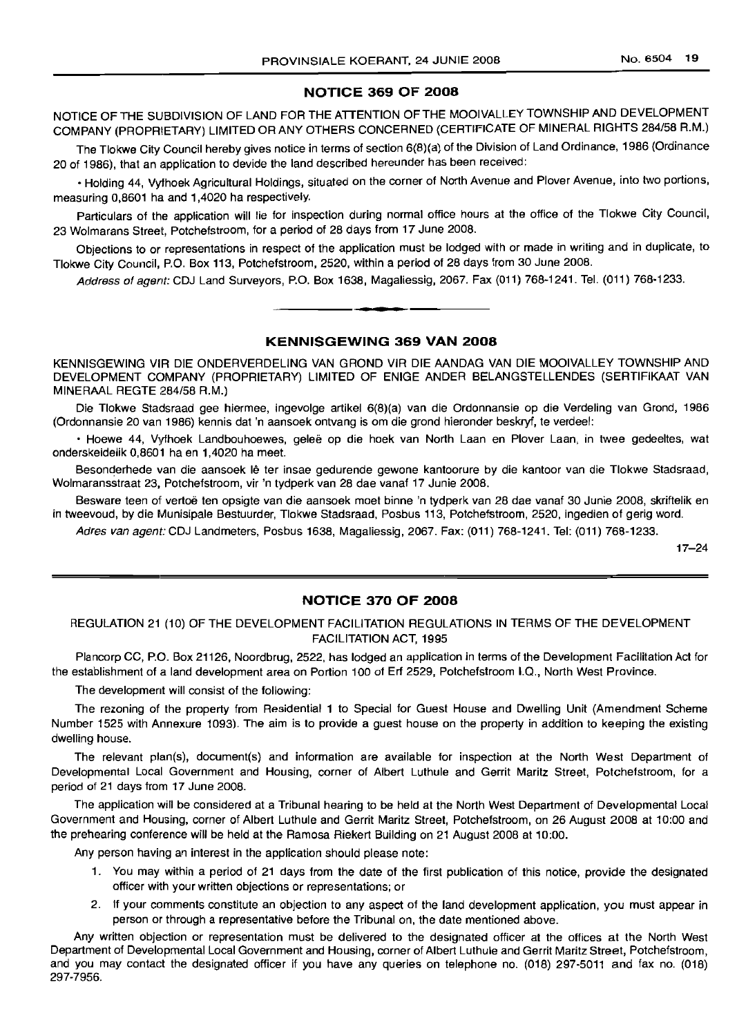## NOTICE 369 OF 2008

NOTICE OF THE SUBDIVISION OF LAND FOR THE ATTENTION OF THE MOOIVALLEY TOWNSHIP AND DEVELOPMENT COMPANY (PROPRIETARY) LIMITED OR ANY OTHERS CONCERNED (CERTIFICATE OF MINERAL RIGHTS 284/58 R.M.)

The Tlokwe City Council hereby gives notice in terms of section 6(8)(a) of the Division of Land Ordinance, 1986 (Ordinance 20 of 1986), that an application to devide the land described hereunder has been received:

• Holding 44, Vyfhoek Agricultural Holdings, situated on the corner of North Avenue and Plover Avenue, into two portions, measuring 0,8601 ha and 1,4020 ha respectively.

Particulars of the application will lie for inspection during normal office hours at the office of the Tlokwe City Council, 23 Wolmarans Street, Potchefstroom, for a period of 28 days from 17 June 2008.

Objections to or representations in respect of the application must be lodged with or made in writing and in duplicate, to Tlokwe City Council, P.O. Box 113, Potchefstroom, 2520, within a period of 28 days from 30 June 2008.

*Address of agent:* CDJ Land Surveyors, P.O. Box 1638, Magaliessig, 2067. Fax (011) 768-1241. Tel. (011) 768-1233.

## KENNISGEWING 369 VAN 2008

KENNISGEWING VIR DIE ONDERVERDELING VAN GROND VIR DIE AANDAG VAN DIE MOOIVALLEY TOWNSHIP AND DEVELOPMENT COMPANY (PROPRIETARY) LIMITED OF ENIGE ANDER BELANGSTELLENDES (SERTIFIKAAT VAN MINERAAL REGTE 284/58 R.M.)

Die Tlokwe Stadsraad gee hiermee, ingevolge artikel 6(8)(a) van die Ordonnansie op die Verdeling van Grond, 1986 (Ordonnansie 20 van 1986) kennis dat 'n aansoek ontvang is om die grond hieronder beskryf, te verdeel:

• Hoewe 44, Vyfhoek Landbouhoewes, geleë op die hoek van North Laan en Plover Laan, in twee gedeeltes, wat onderskeidelik 0,8601 ha en 1,4020 ha meet.

Besonderhede van die aansoek lê ter insae gedurende gewone kantoorure by die kantoor van die Tlokwe Stadsraad, Wolmaransstraat 23, Potchefstroom, vir 'n tydperk van 28 dae vanaf 17 Junie 2008.

Besware teen of vertoë ten opsigte van die aansoek moet binne 'n tydperk van 28 dae vanaf 30 Junie 2008, skriftelik en in tweevoud, by die Munisipale Bestuurder, Tlokwe Stadsraad, Posbus 113, Potchefstroom, 2520, ingedien of gerig word.

*Adres van agent:* CDJ Landmeters, Posbus 1638, Magaliessig, 2067. Fax: (011) 768-1241. Tel: (011) 768-1233.

17–24

## NOTICE 370 OF 2008

REGULATION 21 (10) OF THE DEVELOPMENT FACILITATION REGULATIONS IN TERMS OF THE DEVELOPMENT FACILITATION ACT, 1995

Plancorp CC, P.O. Box 21126, Noordbrug, 2522, has lodged an application in terms of the Development Facilitation Act for the establishment of a land development area on Portion 100 of Erf 2529, Potchefstroom I.Q., North West Province.

The development will consist of the following:

The rezoning of the property from Residential 1 to Special for Guest House and Dwelling Unit (Amendment Scheme Number 1525 with Annexure 1093). The aim is to provide a guest house on the property in addition to keeping the existing dwelling house.

The relevant plan(s), document(s) and information are available for inspection at the North West Department of Developmental Local Government and Housing, corner of Albert Luthule and Gerrit Maritz Street, Potchefstroom, for a period of 21 days from 17 June 2008.

The application will be considered at a Tribunal hearing to be held at the North West Department of Developmental Local Government and Housing, corner of Albert Luthule and Gerrit Maritz Street, Potchefstroom, on 26 August 2008 at 10:00 and the prehearing conference will be held at the Ramosa Riekert Building on 21 August 2008 at 10:00.

Any person having an interest in the application should please note:

1. You may within a period of 21 days from the date of the first publication of this notice, provide the designated officer with your written objections or representations; or
2. If your comments constitute an objection to any aspect of the land development application, you must appear in person or through a representative before the Tribunal on, the date mentioned above.

Any written objection or representation must be delivered to the designated officer at the offices at the North West Department of Developmental Local Government and Housing, corner of Albert Luthule and Gerrit Maritz Street, Potchefstroom, and you may contact the designated officer if you have any queries on telephone no. (018) 297-5011 and fax no. (018) 297-7956.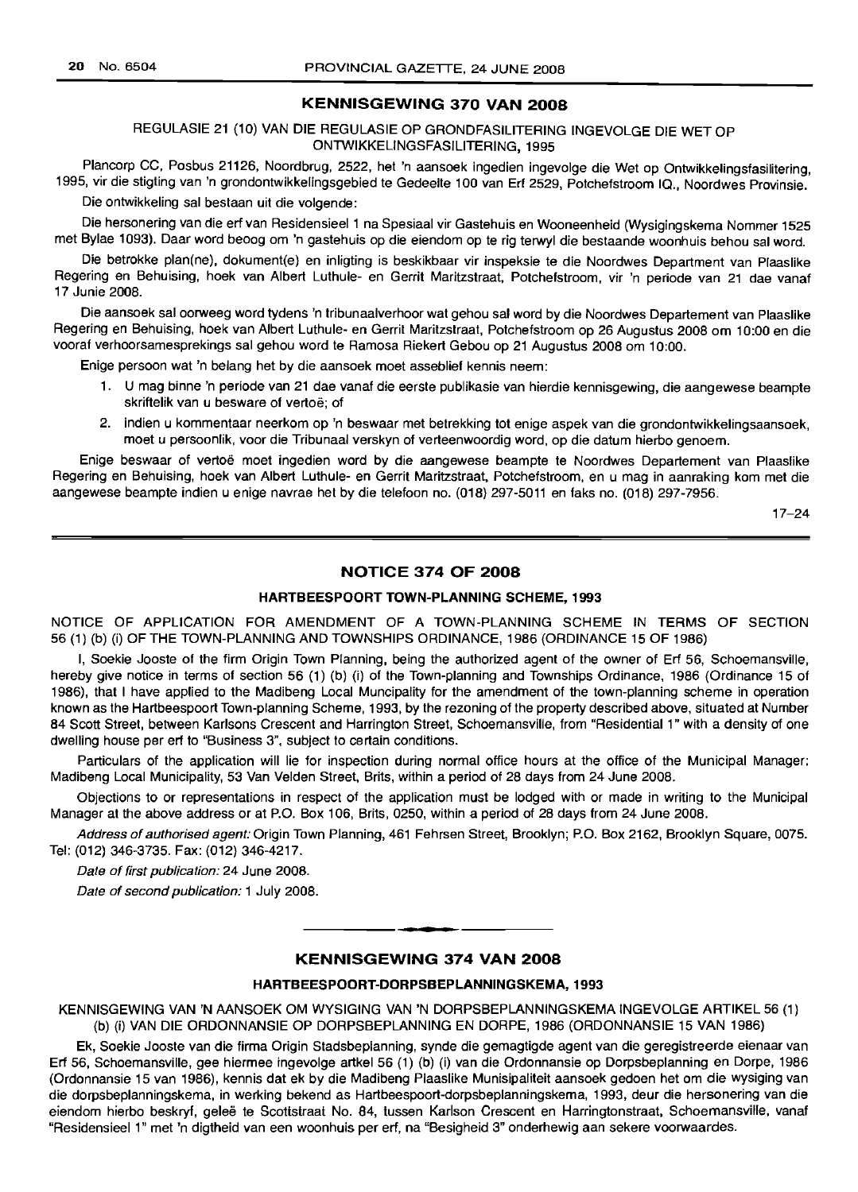## KENNISGEWING 370 VAN 2008

REGULASIE 21 (10) VAN DIE REGULASIE OP GRONDFASILITERING INGEVOLGE DIE WET OP ONTWIKKELINGSFASILITERING, 1995

Plancorp CC, Posbus 21126, Noordbrug, 2522, het 'n aansoek ingedien ingevolge die Wet op Ontwikkelingsfasilitering, 1995, vir die stigting van 'n grondontwikkelingsgebied te Gedeelte 100 van Erf 2529, Potchefstroom IQ., Noordwes Provinsie.

Die ontwikkeling sal bestaan uit die volgende:

Die hersonering van die erf van Residensieel 1 na Spesiaal vir Gastehuis en Wooneenheid (Wysigingskema Nommer 1525 met Bylae 1093). Daar word beoog om 'n gastehuis op die eiendom op te rig terwyl die bestaande woonhuis behou sal word.

Die betrokke plan(ne), dokument(e) en inligting is beskikbaar vir inspeksie te die Noordwes Department van Plaaslike Regering en Behuising, hoek van Albert Luthule- en Gerrit Maritzstraat, Potchefstroom, vir 'n periode van 21 dae vanaf 17 Junie 2008.

Die aansoek sal oorweeg word tydens 'n tribunaalverhoor wat gehou sal word by die Noordwes Departement van Plaaslike Regering en Behuising, hoek van Albert Luthule- en Gerrit Maritzstraat, Potchefstroom op 26 Augustus 2008 om 10:00 en die vooraf verhoorsamesprekings sal gehou word te Ramosa Riekert Gebou op 21 Augustus 2008 om 10:00.

Enige persoon wat 'n belang het by die aansoek moet asseblief kennis neem:

1. U mag binne 'n periode van 21 dae vanaf die eerste publikasie van hierdie kennisgewing, die aangewese beampte skriftelik van u besware of vertoë; of
2. Indien u kommentaar neerkom op 'n beswaar met betrekking tot enige aspek van die grondontwikkelingsaansoek, moet u persoonlik, voor die Tribunaal verskyn of verteenwoordig word, op die datum hierbo genoem.

Enige beswaar of vertoë moet ingedien word by die aangewese beampte te Noordwes Departement van Plaaslike Regering en Behuising, hoek van Albert Luthule- en Gerrit Maritzstraat, Potchefstroom, en u mag in aanraking kom met die aangewese beampte indien u enige navrae het by die telefoon no. (018) 297-5011 en faks no. (018) 297-7956.

17–24

---

## NOTICE 374 OF 2008

### HARTBEESPOORT TOWN-PLANNING SCHEME, 1993

NOTICE OF APPLICATION FOR AMENDMENT OF A TOWN-PLANNING SCHEME IN TERMS OF SECTION 56 (1) (b) (i) OF THE TOWN-PLANNING AND TOWNSHIPS ORDINANCE, 1986 (ORDINANCE 15 OF 1986)

I, Soekie Jooste of the firm Origin Town Planning, being the authorized agent of the owner of Erf 56, Schoemansville, hereby give notice in terms of section 56 (1) (b) (i) of the Town-planning and Townships Ordinance, 1986 (Ordinance 15 of 1986), that I have applied to the Madibeng Local Muncipality for the amendment of the town-planning scheme in operation known as the Hartbeespoort Town-planning Scheme, 1993, by the rezoning of the property described above, situated at Number 84 Scott Street, between Karlsons Crescent and Harrington Street, Schoemansville, from "Residential 1" with a density of one dwelling house per erf to "Business 3", subject to certain conditions.

Particulars of the application will lie for inspection during normal office hours at the office of the Municipal Manager: Madibeng Local Municipality, 53 Van Velden Street, Brits, within a period of 28 days from 24 June 2008.

Objections to or representations in respect of the application must be lodged with or made in writing to the Municipal Manager at the above address or at P.O. Box 106, Brits, 0250, within a period of 28 days from 24 June 2008.

*Address of authorised agent:* Origin Town Planning, 461 Fehrsen Street, Brooklyn; P.O. Box 2162, Brooklyn Square, 0075. Tel: (012) 346-3735. Fax: (012) 346-4217.

*Date of first publication:* 24 June 2008.

*Date of second publication:* 1 July 2008.

---

## KENNISGEWING 374 VAN 2008

### HARTBEESPOORT-DORPSBEPLANNINGSKEMA, 1993

KENNISGEWING VAN 'N AANSOEK OM WYSIGING VAN 'N DORPSBEPLANNINGSKEMA INGEVOLGE ARTIKEL 56 (1) (b) (i) VAN DIE ORDONNANSIE OP DORPSBEPLANNING EN DORPE, 1986 (ORDONNANSIE 15 VAN 1986)

Ek, Soekie Jooste van die firma Origin Stadsbeplanning, synde die gemagtigde agent van die geregistreerde eienaar van Erf 56, Schoemansville, gee hiermee ingevolge artkel 56 (1) (b) (i) van die Ordonnansie op Dorpsbeplanning en Dorpe, 1986 (Ordonnansie 15 van 1986), kennis dat ek by die Madibeng Plaaslike Munisipaliteit aansoek gedoen het om die wysiging van die dorpsbeplanningskema, in werking bekend as Hartbeespoort-dorpsbeplanningskema, 1993, deur die hersonering van die eiendom hierbo beskryf, geleë te Scottstraat No. 84, tussen Karlson Crescent en Harringtonstraat, Schoemansville, vanaf "Residensieel 1" met 'n digtheid van een woonhuis per erf, na "Besigheid 3" onderhewig aan sekere voorwaardes.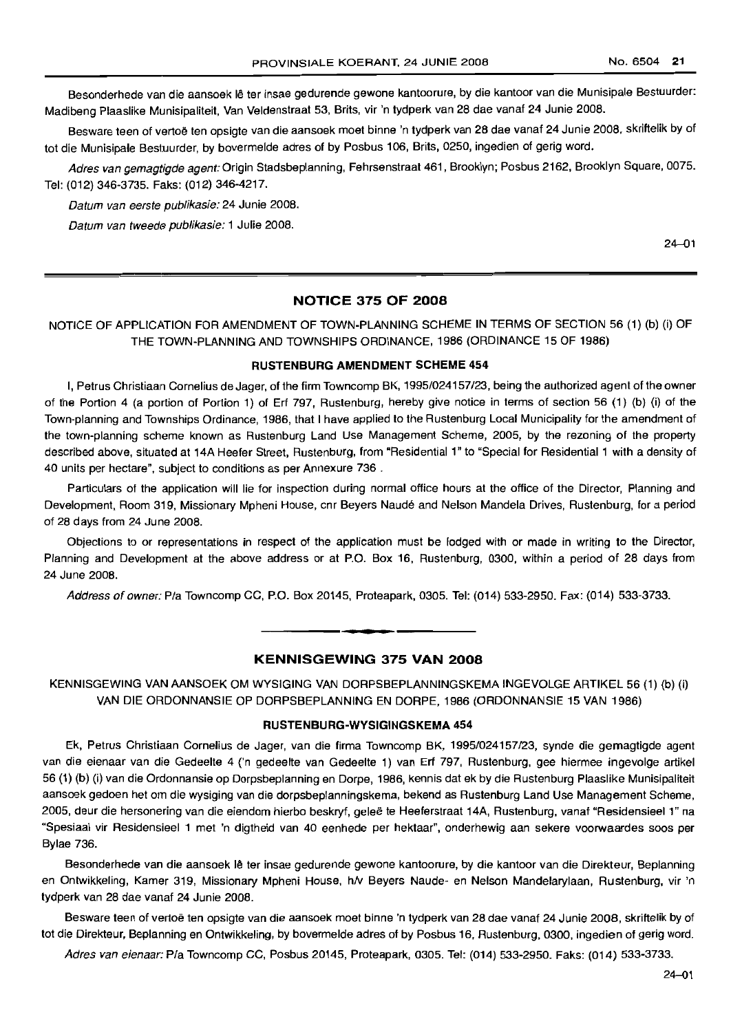Besonderhede van die aansoek lê ter insae gedurende gewone kantoorure, by die kantoor van die Munisipale Bestuurder: Madibeng Plaaslike Munisipaliteit, Van Veldenstraat 53, Brits, vir 'n tydperk van 28 dae vanaf 24 Junie 2008.

Besware teen of vertoë ten opsigte van die aansoek moet binne 'n tydperk van 28 dae vanaf 24 Junie 2008, skriftelik by of tot die Munisipale Bestuurder, by bovermelde adres of by Posbus 106, Brits, 0250, ingedien of gerig word.

*Adres van gemagtigde agent:* Origin Stadsbeplanning, Fehrsenstraat 461, Brooklyn; Posbus 2162, Brooklyn Square, 0075. Tel: (012) 346-3735. Faks: (012) 346-4217.

*Datum van eerste publikasie:* 24 Junie 2008.

*Datum van tweede publikasie:* 1 Julie 2008.

24–01

## NOTICE 375 OF 2008

NOTICE OF APPLICATION FOR AMENDMENT OF TOWN-PLANNING SCHEME IN TERMS OF SECTION 56 (1) (b) (i) OF THE TOWN-PLANNING AND TOWNSHIPS ORDINANCE, 1986 (ORDINANCE 15 OF 1986)

### RUSTENBURG AMENDMENT SCHEME 454

I, Petrus Christiaan Cornelius de Jager, of the firm Towncomp BK, 1995/024157/23, being the authorized agent of the owner of the Portion 4 (a portion of Portion 1) of Erf 797, Rustenburg, hereby give notice in terms of section 56 (1) (b) (i) of the Town-planning and Townships Ordinance, 1986, that I have applied to the Rustenburg Local Municipality for the amendment of the town-planning scheme known as Rustenburg Land Use Management Scheme, 2005, by the rezoning of the property described above, situated at 14A Heefer Street, Rustenburg, from "Residential 1" to "Special for Residential 1 with a density of 40 units per hectare", subject to conditions as per Annexure 736 .

Particulars of the application will lie for inspection during normal office hours at the office of the Director, Planning and Development, Room 319, Missionary Mpheni House, cnr Beyers Naudé and Nelson Mandela Drives, Rustenburg, for a period of 28 days from 24 June 2008.

Objections to or representations in respect of the application must be lodged with or made in writing to the Director, Planning and Development at the above address or at P.O. Box 16, Rustenburg, 0300, within a period of 28 days from 24 June 2008.

*Address of owner:* P/a Towncomp CC, P.O. Box 20145, Proteapark, 0305. Tel: (014) 533-2950. Fax: (014) 533-3733.

## KENNISGEWING 375 VAN 2008

KENNISGEWING VAN AANSOEK OM WYSIGING VAN DORPSBEPLANNINGSKEMA INGEVOLGE ARTIKEL 56 (1) (b) (i) VAN DIE ORDONNANSIE OP DORPSBEPLANNING EN DORPE, 1986 (ORDONNANSIE 15 VAN 1986)

### RUSTENBURG-WYSIGINGSKEMA 454

Ek, Petrus Christiaan Cornelius de Jager, van die firma Towncomp BK, 1995/024157/23, synde die gemagtigde agent van die eienaar van die Gedeelte 4 ('n gedeelte van Gedeelte 1) van Erf 797, Rustenburg, gee hiermee ingevolge artikel 56 (1) (b) (i) van die Ordonnansie op Dorpsbeplanning en Dorpe, 1986, kennis dat ek by die Rustenburg Plaaslike Munisipaliteit aansoek gedoen het om die wysiging van die dorpsbeplanningskema, bekend as Rustenburg Land Use Management Scheme, 2005, deur die hersonering van die eiendom hierbo beskryf, geleë te Heeferstraat 14A, Rustenburg, vanaf "Residensieel 1" na "Spesiaal vir Residensieel 1 met 'n digtheid van 40 eenhede per hektaar", onderhewig aan sekere voorwaardes soos per Bylae 736.

Besonderhede van die aansoek lê ter insae gedurende gewone kantoorure, by die kantoor van die Direkteur, Beplanning en Ontwikkeling, Kamer 319, Missionary Mpheni House, h/v Beyers Naude- en Nelson Mandelarylaan, Rustenburg, vir 'n tydperk van 28 dae vanaf 24 Junie 2008.

Besware teen of vertoë ten opsigte van die aansoek moet binne 'n tydperk van 28 dae vanaf 24 Junie 2008, skriftelik by of tot die Direkteur, Beplanning en Ontwikkeling, by bovermelde adres of by Posbus 16, Rustenburg, 0300, ingedien of gerig word.

*Adres van eienaar:* P/a Towncomp CC, Posbus 20145, Proteapark, 0305. Tel: (014) 533-2950. Faks: (014) 533-3733.

24–01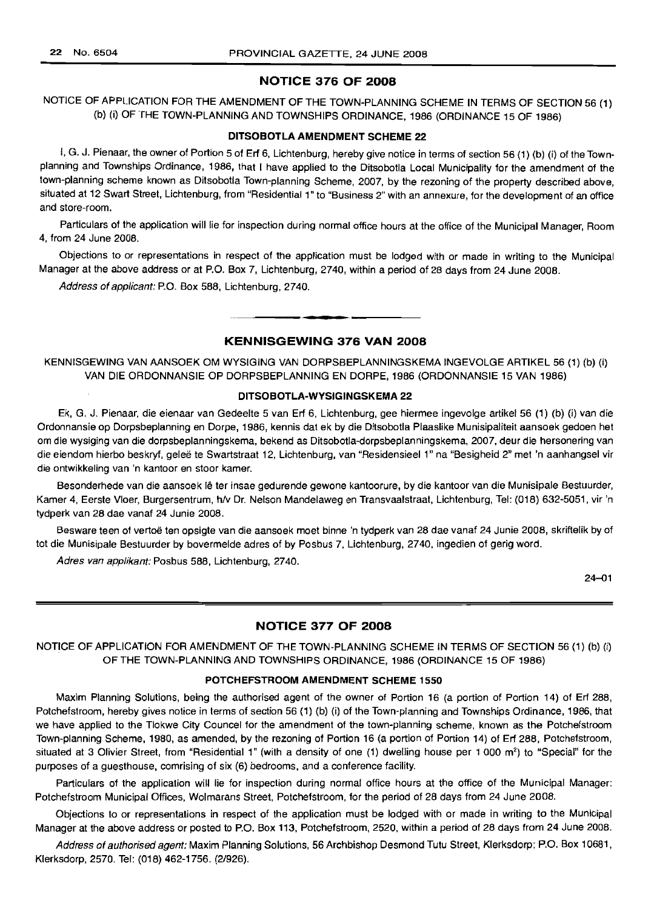## NOTICE 376 OF 2008

NOTICE OF APPLICATION FOR THE AMENDMENT OF THE TOWN-PLANNING SCHEME IN TERMS OF SECTION 56 (1) (b) (i) OF THE TOWN-PLANNING AND TOWNSHIPS ORDINANCE, 1986 (ORDINANCE 15 OF 1986)

### DITSOBOTLA AMENDMENT SCHEME 22

I, G. J. Pienaar, the owner of Portion 5 of Erf 6, Lichtenburg, hereby give notice in terms of section 56 (1) (b) (i) of the Town-planning and Townships Ordinance, 1986, that I have applied to the Ditsobotla Local Municipality for the amendment of the town-planning scheme known as Ditsobotla Town-planning Scheme, 2007, by the rezoning of the property described above, situated at 12 Swart Street, Lichtenburg, from "Residential 1" to "Business 2" with an annexure, for the development of an office and store-room.

Particulars of the application will lie for inspection during normal office hours at the office of the Municipal Manager, Room 4, from 24 June 2008.

Objections to or representations in respect of the application must be lodged with or made in writing to the Municipal Manager at the above address or at P.O. Box 7, Lichtenburg, 2740, within a period of 28 days from 24 June 2008.

*Address of applicant:* P.O. Box 588, Lichtenburg, 2740.

---

## KENNISGEWING 376 VAN 2008

KENNISGEWING VAN AANSOEK OM WYSIGING VAN DORPSBEPLANNINGSKEMA INGEVOLGE ARTIKEL 56 (1) (b) (i) VAN DIE ORDONNANSIE OP DORPSBEPLANNING EN DORPE, 1986 (ORDONNANSIE 15 VAN 1986)

### DITSOBOTLA-WYSIGINGSKEMA 22

Ek, G. J. Pienaar, die eienaar van Gedeelte 5 van Erf 6, Lichtenburg, gee hiermee ingevolge artikel 56 (1) (b) (i) van die Ordonnansie op Dorpsbeplanning en Dorpe, 1986, kennis dat ek by die Ditsobotla Plaaslike Munisipaliteit aansoek gedoen het om die wysiging van die dorpsbeplanningskema, bekend as Ditsobotla-dorpsbeplanningskema, 2007, deur die hersonering van die eiendom hierbo beskryf, geleë te Swartstraat 12, Lichtenburg, van "Residensieel 1" na "Besigheid 2" met 'n aanhangsel vir die ontwikkeling van 'n kantoor en stoor kamer.

Besonderhede van die aansoek lê ter insae gedurende gewone kantoorure, by die kantoor van die Munisipale Bestuurder, Kamer 4, Eerste Vloer, Burgersentrum, h/v Dr. Nelson Mandelaweg en Transvaalstraat, Lichtenburg, Tel: (018) 632-5051, vir 'n tydperk van 28 dae vanaf 24 Junie 2008.

Besware teen of vertoë ten opsigte van die aansoek moet binne 'n tydperk van 28 dae vanaf 24 Junie 2008, skriftelik by of tot die Munisipale Bestuurder by bovermelde adres of by Posbus 7, Lichtenburg, 2740, ingedien of gerig word.

*Adres van applikant:* Posbus 588, Lichtenburg, 2740.

24–01

---

## NOTICE 377 OF 2008

NOTICE OF APPLICATION FOR AMENDMENT OF THE TOWN-PLANNING SCHEME IN TERMS OF SECTION 56 (1) (b) (i) OF THE TOWN-PLANNING AND TOWNSHIPS ORDINANCE, 1986 (ORDINANCE 15 OF 1986)

### POTCHEFSTROOM AMENDMENT SCHEME 1550

Maxim Planning Solutions, being the authorised agent of the owner of Portion 16 (a portion of Portion 14) of Erf 288, Potchefstroom, hereby gives notice in terms of section 56 (1) (b) (i) of the Town-planning and Townships Ordinance, 1986, that we have applied to the Tlokwe City Council for the amendment of the town-planning scheme, known as the Potchefstroom Town-planning Scheme, 1980, as amended, by the rezoning of Portion 16 (a portion of Portion 14) of Erf 288, Potchefstroom, situated at 3 Olivier Street, from "Residential 1" (with a density of one (1) dwelling house per 1 000 m$^2$) to "Special" for the purposes of a guesthouse, comrising of six (6) bedrooms, and a conference facility.

Particulars of the application will lie for inspection during normal office hours at the office of the Municipal Manager: Potchefstroom Municipal Offices, Wolmarans Street, Potchefstroom, for the period of 28 days from 24 June 2008.

Objections to or representations in respect of the application must be lodged with or made in writing to the Municipal Manager at the above address or posted to P.O. Box 113, Potchefstroom, 2520, within a period of 28 days from 24 June 2008.

*Address of authorised agent:* Maxim Planning Solutions, 56 Archbishop Desmond Tutu Street, Klerksdorp; P.O. Box 10681, Klerksdorp, 2570. Tel: (018) 462-1756. (2/926).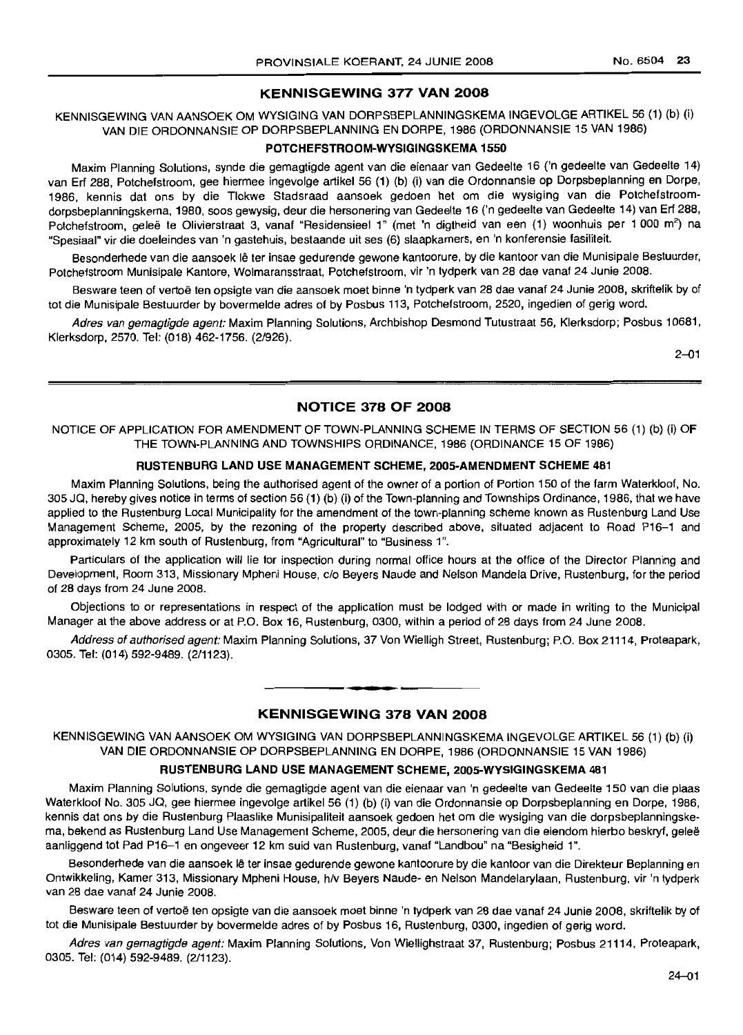## KENNISGEWING 377 VAN 2008

KENNISGEWING VAN AANSOEK OM WYSIGING VAN DORPSBEPLANNINGSKEMA INGEVOLGE ARTIKEL 56 (1) (b) (i) VAN DIE ORDONNANSIE OP DORPSBEPLANNING EN DORPE, 1986 (ORDONNANSIE 15 VAN 1986)

### POTCHEFSTROOM-WYSIGINGSKEMA 1550

Maxim Planning Solutions, synde die gemagtigde agent van die eienaar van Gedeelte 16 ('n gedeelte van Gedeelte 14) van Erf 288, Potchefstroom, gee hiermee ingevolge artikel 56 (1) (b) (i) van die Ordonnansie op Dorpsbeplanning en Dorpe, 1986, kennis dat ons by die Tlokwe Stadsraad aansoek gedoen het om die wysiging van die Potchefstroom-dorpsbeplanningskema, 1980, soos gewysig, deur die hersonering van Gedeelte 16 ('n gedeelte van Gedeelte 14) van Erf 288, Potchefstroom, geleë te Olivierstraat 3, vanaf "Residensieel 1" (met 'n digtheid van een (1) woonhuis per 1 000 m$^2$) na "Spesiaal" vir die doeleindes van 'n gastehuis, bestaande uit ses (6) slaapkamers, en 'n konferensie fasiliteit.

Besonderhede van die aansoek lê ter insae gedurende gewone kantoorure, by die kantoor van die Munisipale Bestuurder, Potchefstroom Munisipale Kantore, Wolmaransstraat, Potchefstroom, vir 'n tydperk van 28 dae vanaf 24 Junie 2008.

Besware teen of vertoë ten opsigte van die aansoek moet binne 'n tydperk van 28 dae vanaf 24 Junie 2008, skriftelik by of tot die Munisipale Bestuurder by bovermelde adres of by Posbus 113, Potchefstroom, 2520, ingedien of gerig word.

*Adres van gemagtigde agent:* Maxim Planning Solutions, Archbishop Desmond Tutustraat 56, Klerksdorp; Posbus 10681, Klerksdorp, 2570. Tel: (018) 462-1756. (2/926).

2–01

## NOTICE 378 OF 2008

NOTICE OF APPLICATION FOR AMENDMENT OF TOWN-PLANNING SCHEME IN TERMS OF SECTION 56 (1) (b) (i) OF THE TOWN-PLANNING AND TOWNSHIPS ORDINANCE, 1986 (ORDINANCE 15 OF 1986)

### RUSTENBURG LAND USE MANAGEMENT SCHEME, 2005-AMENDMENT SCHEME 481

Maxim Planning Solutions, being the authorised agent of the owner of a portion of Portion 150 of the farm Waterkloof, No. 305 JQ, hereby gives notice in terms of section 56 (1) (b) (i) of the Town-planning and Townships Ordinance, 1986, that we have applied to the Rustenburg Local Municipality for the amendment of the town-planning scheme known as Rustenburg Land Use Management Scheme, 2005, by the rezoning of the property described above, situated adjacent to Road P16–1 and approximately 12 km south of Rustenburg, from "Agricultural" to "Business 1".

Particulars of the application will lie for inspection during normal office hours at the office of the Director Planning and Development, Room 313, Missionary Mpheni House, c/o Beyers Naude and Nelson Mandela Drive, Rustenburg, for the period of 28 days from 24 June 2008.

Objections to or representations in respect of the application must be lodged with or made in writing to the Municipal Manager at the above address or at P.O. Box 16, Rustenburg, 0300, within a period of 28 days from 24 June 2008.

*Address of authorised agent:* Maxim Planning Solutions, 37 Von Wielligh Street, Rustenburg; P.O. Box 21114, Proteapark, 0305. Tel: (014) 592-9489. (2/1123).

## KENNISGEWING 378 VAN 2008

KENNISGEWING VAN AANSOEK OM WYSIGING VAN DORPSBEPLANNINGSKEMA INGEVOLGE ARTIKEL 56 (1) (b) (i) VAN DIE ORDONNANSIE OP DORPSBEPLANNING EN DORPE, 1986 (ORDONNANSIE 15 VAN 1986)

### RUSTENBURG LAND USE MANAGEMENT SCHEME, 2005-WYSIGINGSKEMA 481

Maxim Planning Solutions, synde die gemagtigde agent van die eienaar van 'n gedeelte van Gedeelte 150 van die plaas Waterkloof No. 305 JQ, gee hiermee ingevolge artikel 56 (1) (b) (i) van die Ordonnansie op Dorpsbeplanning en Dorpe, 1986, kennis dat ons by die Rustenburg Plaaslike Munisipaliteit aansoek gedoen het om die wysiging van die dorpsbeplanningskema, bekend as Rustenburg Land Use Management Scheme, 2005, deur die hersonering van die eiendom hierbo beskryf, geleë aanliggend tot Pad P16–1 en ongeveer 12 km suid van Rustenburg, vanaf "Landbou" na "Besigheid 1".

Besonderhede van die aansoek lê ter insae gedurende gewone kantoorure by die kantoor van die Direkteur Beplanning en Ontwikkeling, Kamer 313, Missionary Mpheni House, h/v Beyers Naude- en Nelson Mandelarylaan, Rustenburg, vir 'n tydperk van 28 dae vanaf 24 Junie 2008.

Besware teen of vertoë ten opsigte van die aansoek moet binne 'n tydperk van 28 dae vanaf 24 Junie 2008, skriftelik by of tot die Munisipale Bestuurder by bovermelde adres of by Posbus 16, Rustenburg, 0300, ingedien of gerig word.

*Adres van gemagtigde agent:* Maxim Planning Solutions, Von Wiellighstraat 37, Rustenburg; Posbus 21114, Proteapark, 0305. Tel: (014) 592-9489. (2/1123).

24–01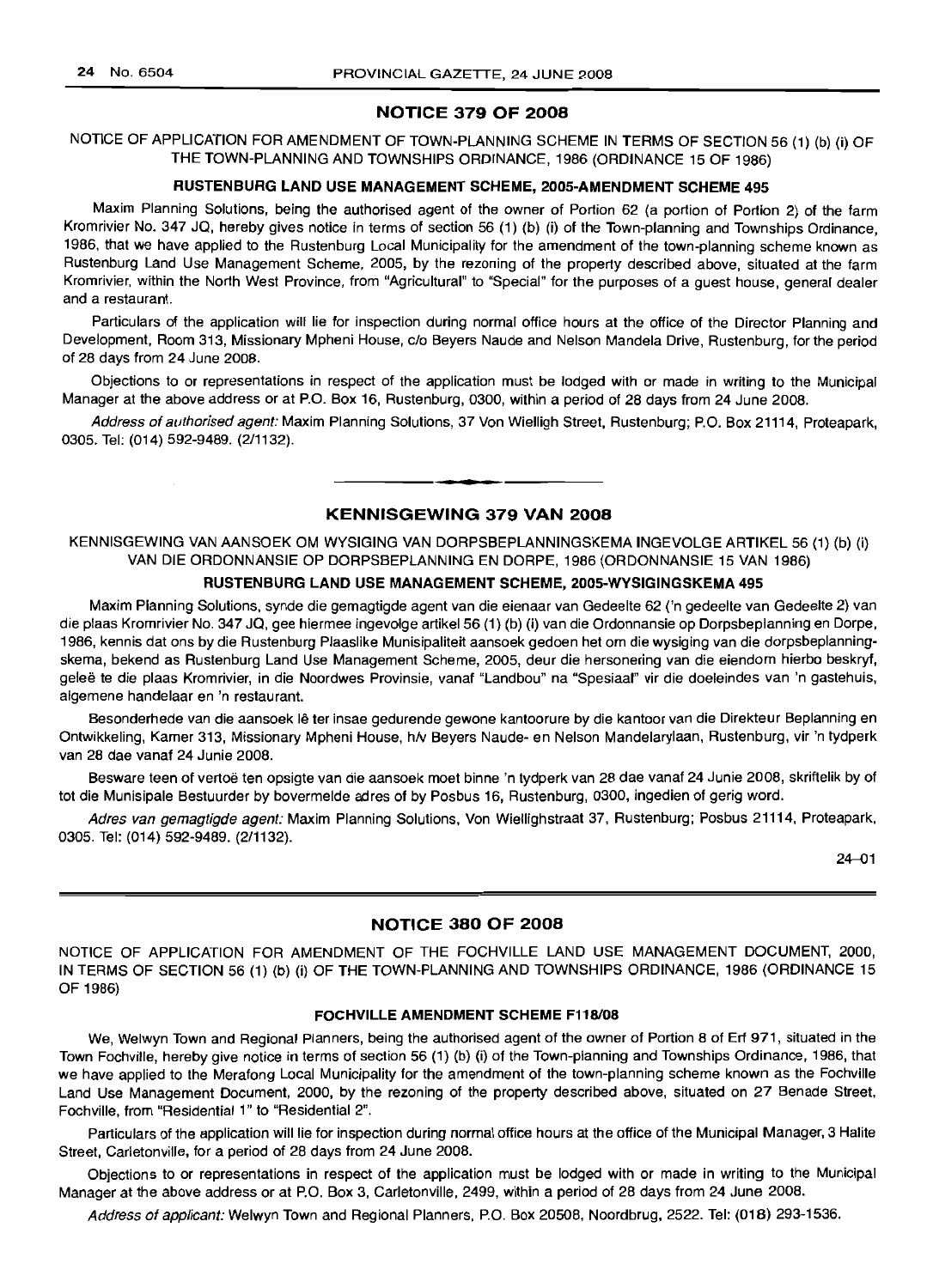## NOTICE 379 OF 2008

NOTICE OF APPLICATION FOR AMENDMENT OF TOWN-PLANNING SCHEME IN TERMS OF SECTION 56 (1) (b) (i) OF THE TOWN-PLANNING AND TOWNSHIPS ORDINANCE, 1986 (ORDINANCE 15 OF 1986)

### RUSTENBURG LAND USE MANAGEMENT SCHEME, 2005-AMENDMENT SCHEME 495

Maxim Planning Solutions, being the authorised agent of the owner of Portion 62 (a portion of Portion 2) of the farm Kromrivier No. 347 JQ, hereby gives notice in terms of section 56 (1) (b) (i) of the Town-planning and Townships Ordinance, 1986, that we have applied to the Rustenburg Local Municipality for the amendment of the town-planning scheme known as Rustenburg Land Use Management Scheme, 2005, by the rezoning of the property described above, situated at the farm Kromrivier, within the North West Province, from "Agricultural" to "Special" for the purposes of a guest house, general dealer and a restaurant.

Particulars of the application will lie for inspection during normal office hours at the office of the Director Planning and Development, Room 313, Missionary Mpheni House, c/o Beyers Naude and Nelson Mandela Drive, Rustenburg, for the period of 28 days from 24 June 2008.

Objections to or representations in respect of the application must be lodged with or made in writing to the Municipal Manager at the above address or at P.O. Box 16, Rustenburg, 0300, within a period of 28 days from 24 June 2008.

*Address of authorised agent:* Maxim Planning Solutions, 37 Von Wielligh Street, Rustenburg; P.O. Box 21114, Proteapark, 0305. Tel: (014) 592-9489. (2/1132).

---

## KENNISGEWING 379 VAN 2008

KENNISGEWING VAN AANSOEK OM WYSIGING VAN DORPSBEPLANNINGSKEMA INGEVOLGE ARTIKEL 56 (1) (b) (i) VAN DIE ORDONNANSIE OP DORPSBEPLANNING EN DORPE, 1986 (ORDONNANSIE 15 VAN 1986)

### RUSTENBURG LAND USE MANAGEMENT SCHEME, 2005-WYSIGINGSKEMA 495

Maxim Planning Solutions, synde die gemagtigde agent van die eienaar van Gedeelte 62 ('n gedeelte van Gedeelte 2) van die plaas Kromrivier No. 347 JQ, gee hiermee ingevolge artikel 56 (1) (b) (i) van die Ordonnansie op Dorpsbeplanning en Dorpe, 1986, kennis dat ons by die Rustenburg Plaaslike Munisipaliteit aansoek gedoen het om die wysiging van die dorpsbeplanningskema, bekend as Rustenburg Land Use Management Scheme, 2005, deur die hersonering van die eiendom hierbo beskryf, geleë te die plaas Kromrivier, in die Noordwes Provinsie, vanaf "Landbou" na "Spesiaal" vir die doeleindes van 'n gastehuis, algemene handelaar en 'n restaurant.

Besonderhede van die aansoek lê ter insae gedurende gewone kantoorure by die kantoor van die Direkteur Beplanning en Ontwikkeling, Kamer 313, Missionary Mpheni House, h/v Beyers Naude- en Nelson Mandelarylaan, Rustenburg, vir 'n tydperk van 28 dae vanaf 24 Junie 2008.

Besware teen of vertoë ten opsigte van die aansoek moet binne 'n tydperk van 28 dae vanaf 24 Junie 2008, skriftelik by of tot die Munisipale Bestuurder by bovermelde adres of by Posbus 16, Rustenburg, 0300, ingedien of gerig word.

*Adres van gemagtigde agent:* Maxim Planning Solutions, Von Wiellighstraat 37, Rustenburg; Posbus 21114, Proteapark, 0305. Tel: (014) 592-9489. (2/1132).

24–01

---

## NOTICE 380 OF 2008

NOTICE OF APPLICATION FOR AMENDMENT OF THE FOCHVILLE LAND USE MANAGEMENT DOCUMENT, 2000, IN TERMS OF SECTION 56 (1) (b) (i) OF THE TOWN-PLANNING AND TOWNSHIPS ORDINANCE, 1986 (ORDINANCE 15 OF 1986)

### FOCHVILLE AMENDMENT SCHEME F118/08

We, Welwyn Town and Regional Planners, being the authorised agent of the owner of Portion 8 of Erf 971, situated in the Town Fochville, hereby give notice in terms of section 56 (1) (b) (i) of the Town-planning and Townships Ordinance, 1986, that we have applied to the Merafong Local Municipality for the amendment of the town-planning scheme known as the Fochville Land Use Management Document, 2000, by the rezoning of the property described above, situated on 27 Benade Street, Fochville, from "Residential 1" to "Residential 2".

Particulars of the application will lie for inspection during normal office hours at the office of the Municipal Manager, 3 Halite Street, Carletonville, for a period of 28 days from 24 June 2008.

Objections to or representations in respect of the application must be lodged with or made in writing to the Municipal Manager at the above address or at P.O. Box 3, Carletonville, 2499, within a period of 28 days from 24 June 2008.

*Address of applicant:* Welwyn Town and Regional Planners, P.O. Box 20508, Noordbrug, 2522. Tel: (018) 293-1536.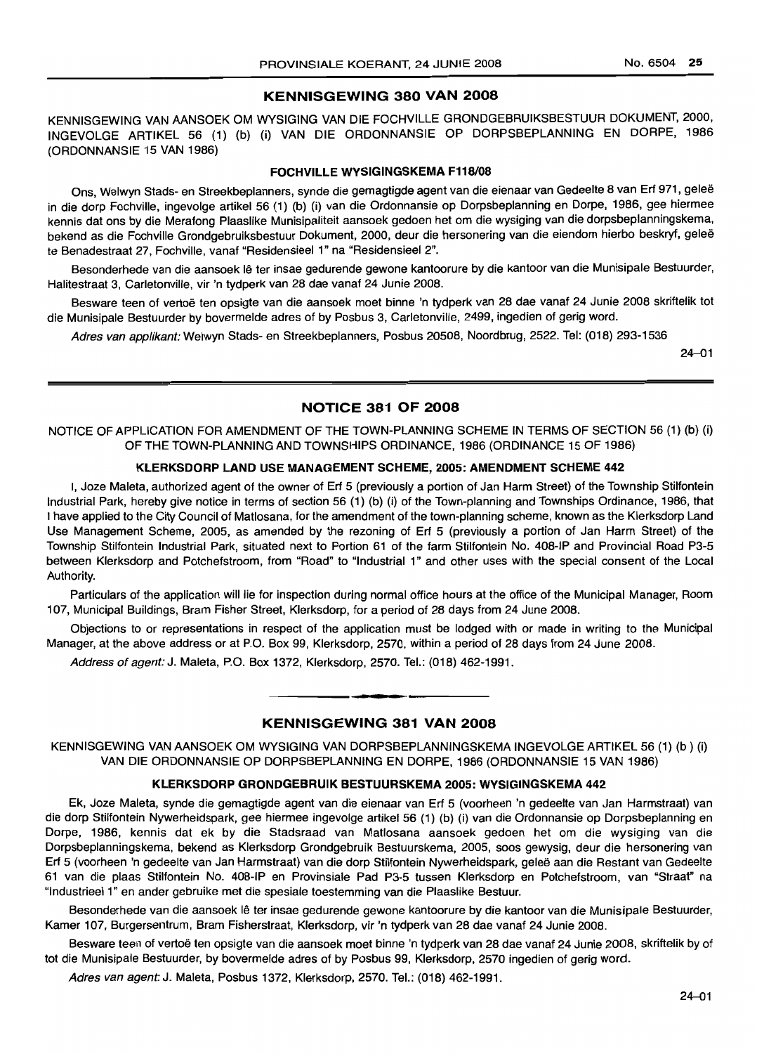## KENNISGEWING 380 VAN 2008

KENNISGEWING VAN AANSOEK OM WYSIGING VAN DIE FOCHVILLE GRONDGEBRUIKSBESTUUR DOKUMENT, 2000, INGEVOLGE ARTIKEL 56 (1) (b) (i) VAN DIE ORDONNANSIE OP DORPSBEPLANNING EN DORPE, 1986 (ORDONNANSIE 15 VAN 1986)

**FOCHVILLE WYSIGINGSKEMA F118/08**

Ons, Welwyn Stads- en Streekbeplanners, synde die gemagtigde agent van die eienaar van Gedeelte 8 van Erf 971, geleë in die dorp Fochville, ingevolge artikel 56 (1) (b) (i) van die Ordonnansie op Dorpsbeplanning en Dorpe, 1986, gee hiermee kennis dat ons by die Merafong Plaaslike Munisipaliteit aansoek gedoen het om die wysiging van die dorpsbeplanningskema, bekend as die Fochville Grondgebruiksbestuur Dokument, 2000, deur die hersonering van die eiendom hierbo beskryf, geleë te Benadestraat 27, Fochville, vanaf "Residensieel 1" na "Residensieel 2".

Besonderhede van die aansoek lê ter insae gedurende gewone kantoorure by die kantoor van die Munisipale Bestuurder, Halitestraat 3, Carletonville, vir 'n tydperk van 28 dae vanaf 24 Junie 2008.

Besware teen of vertoë ten opsigte van die aansoek moet binne 'n tydperk van 28 dae vanaf 24 Junie 2008 skriftelik tot die Munisipale Bestuurder by bovermelde adres of by Posbus 3, Carletonville, 2499, ingedien of gerig word.

*Adres van applikant:* Welwyn Stads- en Streekbeplanners, Posbus 20508, Noordbrug, 2522. Tel: (018) 293-1536

24–01

## NOTICE 381 OF 2008

NOTICE OF APPLICATION FOR AMENDMENT OF THE TOWN-PLANNING SCHEME IN TERMS OF SECTION 56 (1) (b) (i) OF THE TOWN-PLANNING AND TOWNSHIPS ORDINANCE, 1986 (ORDINANCE 15 OF 1986)

**KLERKSDORP LAND USE MANAGEMENT SCHEME, 2005: AMENDMENT SCHEME 442**

I, Joze Maleta, authorized agent of the owner of Erf 5 (previously a portion of Jan Harm Street) of the Township Stilfontein Industrial Park, hereby give notice in terms of section 56 (1) (b) (i) of the Town-planning and Townships Ordinance, 1986, that I have applied to the City Council of Matlosana, for the amendment of the town-planning scheme, known as the Klerksdorp Land Use Management Scheme, 2005, as amended by the rezoning of Erf 5 (previously a portion of Jan Harm Street) of the Township Stilfontein Industrial Park, situated next to Portion 61 of the farm Stilfontein No. 408-IP and Provincial Road P3-5 between Klerksdorp and Potchefstroom, from "Road" to "Industrial 1" and other uses with the special consent of the Local Authority.

Particulars of the application will lie for inspection during normal office hours at the office of the Municipal Manager, Room 107, Municipal Buildings, Bram Fisher Street, Klerksdorp, for a period of 28 days from 24 June 2008.

Objections to or representations in respect of the application must be lodged with or made in writing to the Municipal Manager, at the above address or at P.O. Box 99, Klerksdorp, 2570, within a period of 28 days from 24 June 2008.

*Address of agent:* J. Maleta, P.O. Box 1372, Klerksdorp, 2570. Tel.: (018) 462-1991.

## KENNISGEWING 381 VAN 2008

KENNISGEWING VAN AANSOEK OM WYSIGING VAN DORPSBEPLANNINGSKEMA INGEVOLGE ARTIKEL 56 (1) (b ) (i) VAN DIE ORDONNANSIE OP DORPSBEPLANNING EN DORPE, 1986 (ORDONNANSIE 15 VAN 1986)

**KLERKSDORP GRONDGEBRUIK BESTUURSKEMA 2005: WYSIGINGSKEMA 442**

Ek, Joze Maleta, synde die gemagtigde agent van die eienaar van Erf 5 (voorheen 'n gedeelte van Jan Harmstraat) van die dorp Stilfontein Nywerheidspark, gee hiermee ingevolge artikel 56 (1) (b) (i) van die Ordonnansie op Dorpsbeplanning en Dorpe, 1986, kennis dat ek by die Stadsraad van Matlosana aansoek gedoen het om die wysiging van die Dorpsbeplanningskema, bekend as Klerksdorp Grondgebruik Bestuurskema, 2005, soos gewysig, deur die hersonering van Erf 5 (voorheen 'n gedeelte van Jan Harmstraat) van die dorp Stilfontein Nywerheidspark, geleë aan die Restant van Gedeelte 61 van die plaas Stilfontein No. 408-IP en Provinsiale Pad P3-5 tussen Klerksdorp en Potchefstroom, van "Straat" na "Industrieel 1" en ander gebruike met die spesiale toestemming van die Plaaslike Bestuur.

Besonderhede van die aansoek lê ter insae gedurende gewone kantoorure by die kantoor van die Munisipale Bestuurder, Kamer 107, Burgersentrum, Bram Fisherstraat, Klerksdorp, vir 'n tydperk van 28 dae vanaf 24 Junie 2008.

Besware teen of vertoë ten opsigte van die aansoek moet binne 'n tydperk van 28 dae vanaf 24 Junie 2008, skriftelik by of tot die Munisipale Bestuurder, by bovermelde adres of by Posbus 99, Klerksdorp, 2570 ingedien of gerig word.

*Adres van agent:* J. Maleta, Posbus 1372, Klerksdorp, 2570. Tel.: (018) 462-1991.

24–01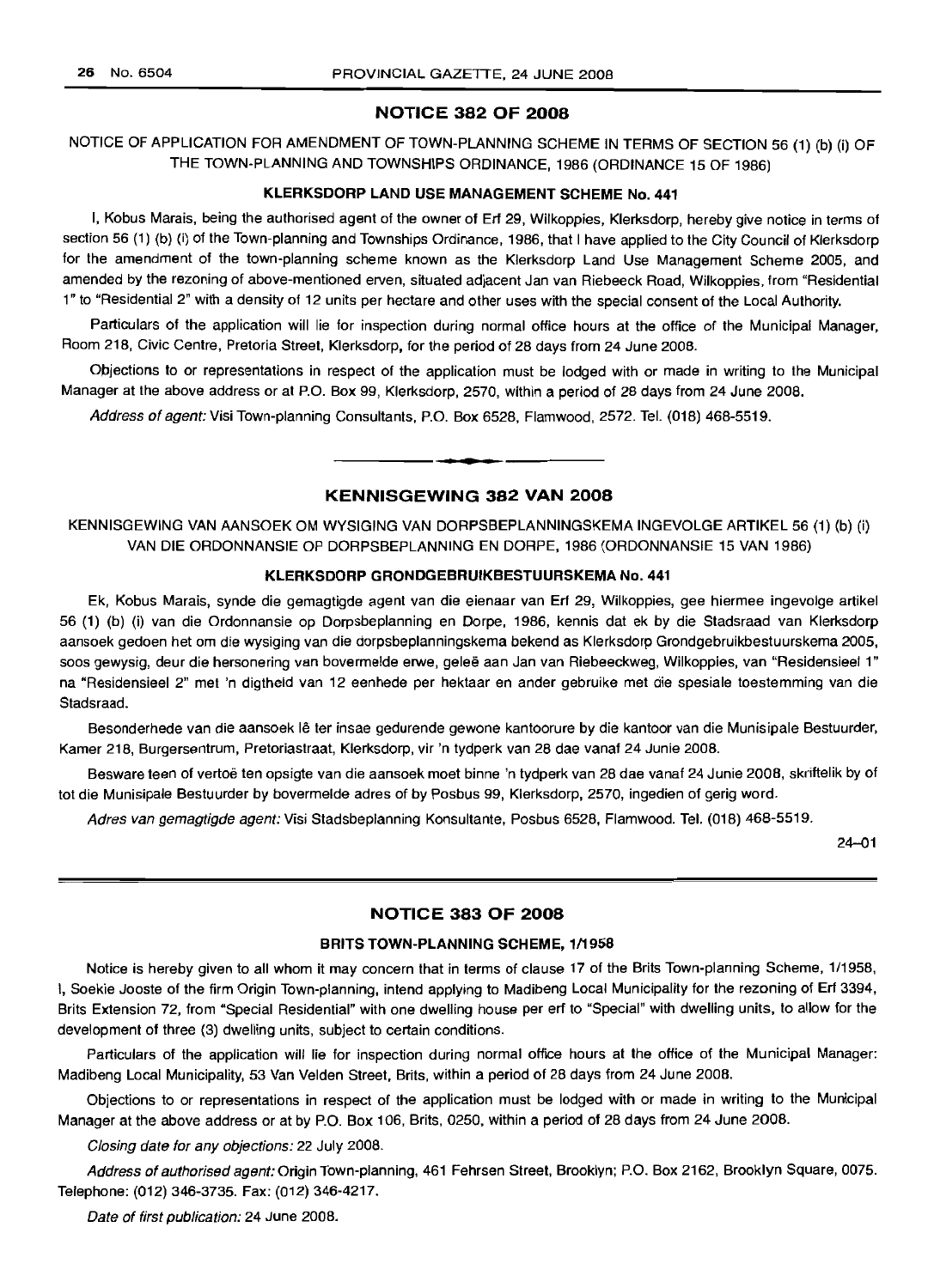## NOTICE 382 OF 2008

NOTICE OF APPLICATION FOR AMENDMENT OF TOWN-PLANNING SCHEME IN TERMS OF SECTION 56 (1) (b) (i) OF THE TOWN-PLANNING AND TOWNSHIPS ORDINANCE, 1986 (ORDINANCE 15 OF 1986)

### KLERKSDORP LAND USE MANAGEMENT SCHEME No. 441

I, Kobus Marais, being the authorised agent of the owner of Erf 29, Wilkoppies, Klerksdorp, hereby give notice in terms of section 56 (1) (b) (i) of the Town-planning and Townships Ordinance, 1986, that I have applied to the City Council of Klerksdorp for the amendment of the town-planning scheme known as the Klerksdorp Land Use Management Scheme 2005, and amended by the rezoning of above-mentioned erven, situated adjacent Jan van Riebeeck Road, Wilkoppies, from "Residential 1" to "Residential 2" with a density of 12 units per hectare and other uses with the special consent of the Local Authority.

Particulars of the application will lie for inspection during normal office hours at the office of the Municipal Manager, Room 218, Civic Centre, Pretoria Street, Klerksdorp, for the period of 28 days from 24 June 2008.

Objections to or representations in respect of the application must be lodged with or made in writing to the Municipal Manager at the above address or at P.O. Box 99, Klerksdorp, 2570, within a period of 28 days from 24 June 2008.

*Address of agent:* Visi Town-planning Consultants, P.O. Box 6528, Flamwood, 2572. Tel. (018) 468-5519.

---

## KENNISGEWING 382 VAN 2008

KENNISGEWING VAN AANSOEK OM WYSIGING VAN DORPSBEPLANNINGSKEMA INGEVOLGE ARTIKEL 56 (1) (b) (i) VAN DIE ORDONNANSIE OP DORPSBEPLANNING EN DORPE, 1986 (ORDONNANSIE 15 VAN 1986)

### KLERKSDORP GRONDGEBRUIKBESTUURSKEMA No. 441

Ek, Kobus Marais, synde die gemagtigde agent van die eienaar van Erf 29, Wilkoppies, gee hiermee ingevolge artikel 56 (1) (b) (i) van die Ordonnansie op Dorpsbeplanning en Dorpe, 1986, kennis dat ek by die Stadsraad van Klerksdorp aansoek gedoen het om die wysiging van die dorpsbeplanningskema bekend as Klerksdorp Grondgebruikbestuurskema 2005, soos gewysig, deur die hersonering van bovermelde erwe, geleë aan Jan van Riebeeckweg, Wilkoppies, van "Residensieel 1" na "Residensieel 2" met 'n digtheid van 12 eenhede per hektaar en ander gebruike met die spesiale toestemming van die Stadsraad.

Besonderhede van die aansoek lê ter insae gedurende gewone kantoorure by die kantoor van die Munisipale Bestuurder, Kamer 218, Burgersentrum, Pretoriastraat, Klerksdorp, vir 'n tydperk van 28 dae vanaf 24 Junie 2008.

Besware teen of vertoë ten opsigte van die aansoek moet binne 'n tydperk van 28 dae vanaf 24 Junie 2008, skriftelik by of tot die Munisipale Bestuurder by bovermelde adres of by Posbus 99, Klerksdorp, 2570, ingedien of gerig word.

*Adres van gemagtigde agent:* Visi Stadsbeplanning Konsultante, Posbus 6528, Flamwood. Tel. (018) 468-5519.

24–01

---

## NOTICE 383 OF 2008

### BRITS TOWN-PLANNING SCHEME, 1/1958

Notice is hereby given to all whom it may concern that in terms of clause 17 of the Brits Town-planning Scheme, 1/1958, I, Soekie Jooste of the firm Origin Town-planning, intend applying to Madibeng Local Municipality for the rezoning of Erf 3394, Brits Extension 72, from "Special Residential" with one dwelling house per erf to "Special" with dwelling units, to allow for the development of three (3) dwelling units, subject to certain conditions.

Particulars of the application will lie for inspection during normal office hours at the office of the Municipal Manager: Madibeng Local Municipality, 53 Van Velden Street, Brits, within a period of 28 days from 24 June 2008.

Objections to or representations in respect of the application must be lodged with or made in writing to the Municipal Manager at the above address or at by P.O. Box 106, Brits, 0250, within a period of 28 days from 24 June 2008.

*Closing date for any objections:* 22 July 2008.

*Address of authorised agent:* Origin Town-planning, 461 Fehrsen Street, Brooklyn; P.O. Box 2162, Brooklyn Square, 0075. Telephone: (012) 346-3735. Fax: (012) 346-4217.

*Date of first publication:* 24 June 2008.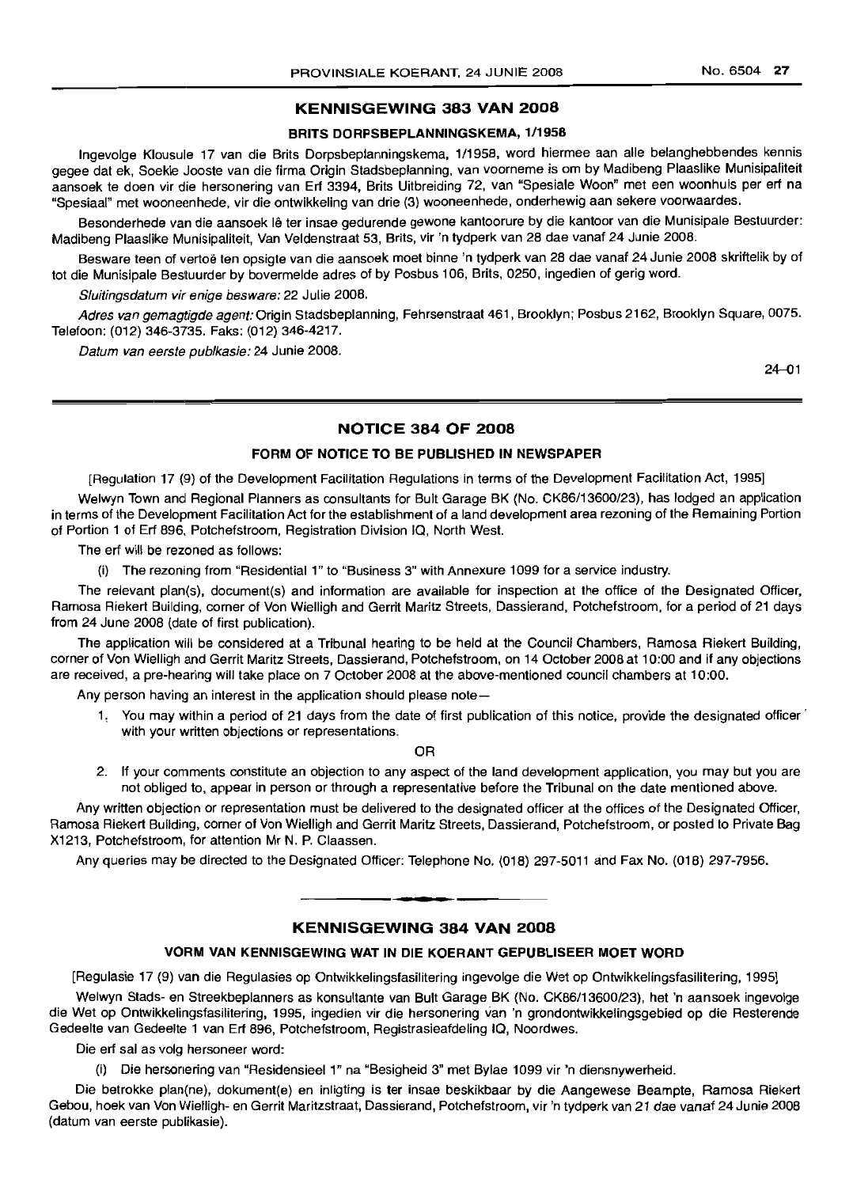## KENNISGEWING 383 VAN 2008

### BRITS DORPSBEPLANNINGSKEMA, 1/1958

Ingevolge Klousule 17 van die Brits Dorpsbeplanningskema, 1/1958, word hiermee aan alle belanghebbendes kennis gegee dat ek, Soekie Jooste van die firma Origin Stadsbeplanning, van voorneme is om by Madibeng Plaaslike Munisipaliteit aansoek te doen vir die hersonering van Erf 3394, Brits Uitbreiding 72, van "Spesiale Woon" met een woonhuis per erf na "Spesiaal" met wooneenhede, vir die ontwikkeling van drie (3) wooneenhede, onderhewig aan sekere voorwaardes.

Besonderhede van die aansoek lê ter insae gedurende gewone kantoorure by die kantoor van die Munisipale Bestuurder: Madibeng Plaaslike Munisipaliteit, Van Veldenstraat 53, Brits, vir 'n tydperk van 28 dae vanaf 24 Junie 2008.

Besware teen of vertoë ten opsigte van die aansoek moet binne 'n tydperk van 28 dae vanaf 24 Junie 2008 skriftelik by of tot die Munisipale Bestuurder by bovermelde adres of by Posbus 106, Brits, 0250, ingedien of gerig word.

*Sluitingsdatum vir enige besware:* 22 Julie 2008.

*Adres van gemagtigde agent:* Origin Stadsbeplanning, Fehrsenstraat 461, Brooklyn; Posbus 2162, Brooklyn Square, 0075. Telefoon: (012) 346-3735. Faks: (012) 346-4217.

*Datum van eerste publikasie:* 24 Junie 2008.

24–01

## NOTICE 384 OF 2008

### FORM OF NOTICE TO BE PUBLISHED IN NEWSPAPER

[Regulation 17 (9) of the Development Facilitation Regulations in terms of the Development Facilitation Act, 1995]

Welwyn Town and Regional Planners as consultants for Bult Garage BK (No. CK86/13600/23), has lodged an application in terms of the Development Facilitation Act for the establishment of a land development area rezoning of the Remaining Portion of Portion 1 of Erf 896, Potchefstroom, Registration Division IQ, North West.

The erf will be rezoned as follows:

(i) The rezoning from "Residential 1" to "Business 3" with Annexure 1099 for a service industry.

The relevant plan(s), document(s) and information are available for inspection at the office of the Designated Officer, Ramosa Riekert Building, corner of Von Wielligh and Gerrit Maritz Streets, Dassierand, Potchefstroom, for a period of 21 days from 24 June 2008 (date of first publication).

The application will be considered at a Tribunal hearing to be held at the Council Chambers, Ramosa Riekert Building, corner of Von Wielligh and Gerrit Maritz Streets, Dassierand, Potchefstroom, on 14 October 2008 at 10:00 and if any objections are received, a pre-hearing will take place on 7 October 2008 at the above-mentioned council chambers at 10:00.

Any person having an interest in the application should please note—

1. You may within a period of 21 days from the date of first publication of this notice, provide the designated officer with your written objections or representations.

OR

2. If your comments constitute an objection to any aspect of the land development application, you may but you are not obliged to, appear in person or through a representative before the Tribunal on the date mentioned above.

Any written objection or representation must be delivered to the designated officer at the offices of the Designated Officer, Ramosa Riekert Building, corner of Von Wielligh and Gerrit Maritz Streets, Dassierand, Potchefstroom, or posted to Private Bag X1213, Potchefstroom, for attention Mr N. P. Claassen.

Any queries may be directed to the Designated Officer: Telephone No. (018) 297-5011 and Fax No. (018) 297-7956.

## KENNISGEWING 384 VAN 2008

### VORM VAN KENNISGEWING WAT IN DIE KOERANT GEPUBLISEER MOET WORD

[Regulasie 17 (9) van die Regulasies op Ontwikkelingsfasilitering ingevolge die Wet op Ontwikkelingsfasilitering, 1995]

Welwyn Stads- en Streekbeplanners as konsultante van Bult Garage BK (No. CK86/13600/23), het 'n aansoek ingevolge die Wet op Ontwikkelingsfasilitering, 1995, ingedien vir die hersonering van 'n grondontwikkelingsgebied op die Resterende Gedeelte van Gedeelte 1 van Erf 896, Potchefstroom, Registrasieafdeling IQ, Noordwes.

Die erf sal as volg hersoneer word:

(i) Die hersonering van "Residensieel 1" na "Besigheid 3" met Bylae 1099 vir 'n diensnywerheid.

Die betrokke plan(ne), dokument(e) en inligting is ter insae beskikbaar by die Aangewese Beampte, Ramosa Riekert Gebou, hoek van Von Wielligh- en Gerrit Maritzstraat, Dassierand, Potchefstroom, vir 'n tydperk van 21 dae vanaf 24 Junie 2008 (datum van eerste publikasie).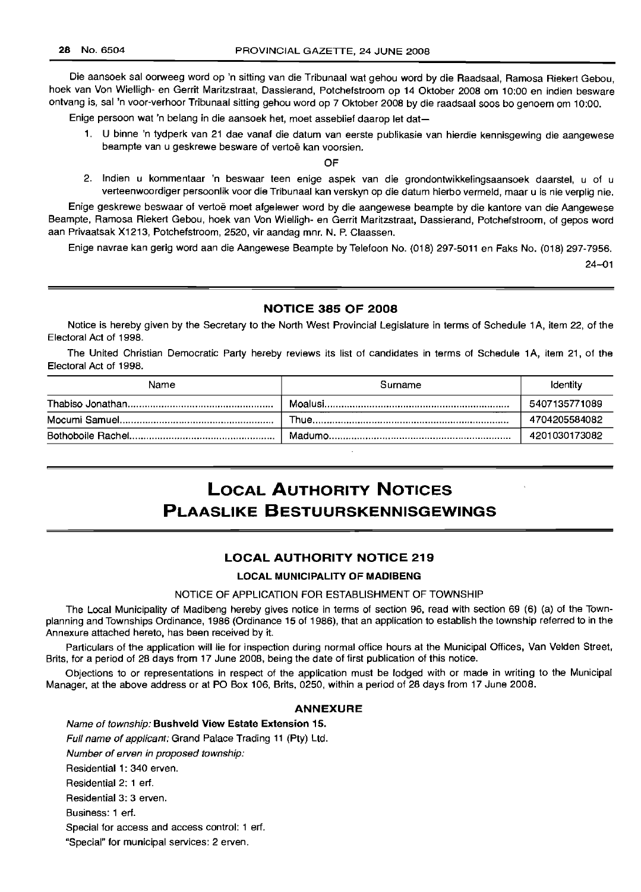Die aansoek sal oorweeg word op 'n sitting van die Tribunaal wat gehou word by die Raadsaal, Ramosa Riekert Gebou, hoek van Von Wielligh- en Gerrit Maritzstraat, Dassierand, Potchefstroom op 14 Oktober 2008 om 10:00 en indien besware ontvang is, sal 'n voor-verhoor Tribunaal sitting gehou word op 7 Oktober 2008 by die raadsaal soos bo genoem om 10:00.

Enige persoon wat 'n belang in die aansoek het, moet asseblief daarop let dat—

1. U binne 'n tydperk van 21 dae vanaf die datum van eerste publikasie van hierdie kennisgewing die aangewese beampte van u geskrewe besware of vertoë kan voorsien.

OF

2. Indien u kommentaar 'n beswaar teen enige aspek van die grondontwikkelingsaansoek daarstel, u of u verteenwoordiger persoonlik voor die Tribunaal kan verskyn op die datum hierbo vermeld, maar u is nie verplig nie.

Enige geskrewe beswaar of vertoë moet afgelewer word by die aangewese beampte by die kantore van die Aangewese Beampte, Ramosa Riekert Gebou, hoek van Von Wielligh- en Gerrit Maritzstraat, Dassierand, Potchefstroom, of gepos word aan Privaatsak X1213, Potchefstroom, 2520, vir aandag mnr. N. P. Claassen.

Enige navrae kan gerig word aan die Aangewese Beampte by Telefoon No. (018) 297-5011 en Faks No. (018) 297-7956.

24–01

## NOTICE 385 OF 2008

Notice is hereby given by the Secretary to the North West Provincial Legislature in terms of Schedule 1A, item 22, of the Electoral Act of 1998.

The United Christian Democratic Party hereby reviews its list of candidates in terms of Schedule 1A, item 21, of the Electoral Act of 1998.

| Name | Surname | Identity |
|---|---|---|
| Thabiso Jonathan | Moalusi | 5407135771089 |
| Mocumi Samuel | Thue | 4704205584082 |
| Bothoboile Rachel | Madumo | 4201030173082 |

# LOCAL AUTHORITY NOTICES
# PLAASLIKE BESTUURSKENNISGEWINGS

## LOCAL AUTHORITY NOTICE 219

### LOCAL MUNICIPALITY OF MADIBENG

NOTICE OF APPLICATION FOR ESTABLISHMENT OF TOWNSHIP

The Local Municipality of Madibeng hereby gives notice in terms of section 96, read with section 69 (6) (a) of the Town-planning and Townships Ordinance, 1986 (Ordinance 15 of 1986), that an application to establish the township referred to in the Annexure attached hereto, has been received by it.

Particulars of the application will lie for inspection during normal office hours at the Municipal Offices, Van Velden Street, Brits, for a period of 28 days from 17 June 2008, being the date of first publication of this notice.

Objections to or representations in respect of the application must be lodged with or made in writing to the Municipal Manager, at the above address or at PO Box 106, Brits, 0250, within a period of 28 days from 17 June 2008.

### ANNEXURE

*Name of township:* **Bushveld View Estate Extension 15.**

*Full name of applicant:* Grand Palace Trading 11 (Pty) Ltd.

*Number of erven in proposed township:*

Residential 1: 340 erven.

Residential 2: 1 erf.

Residential 3: 3 erven.

Business: 1 erf.

Special for access and access control: 1 erf.

"Special" for municipal services: 2 erven.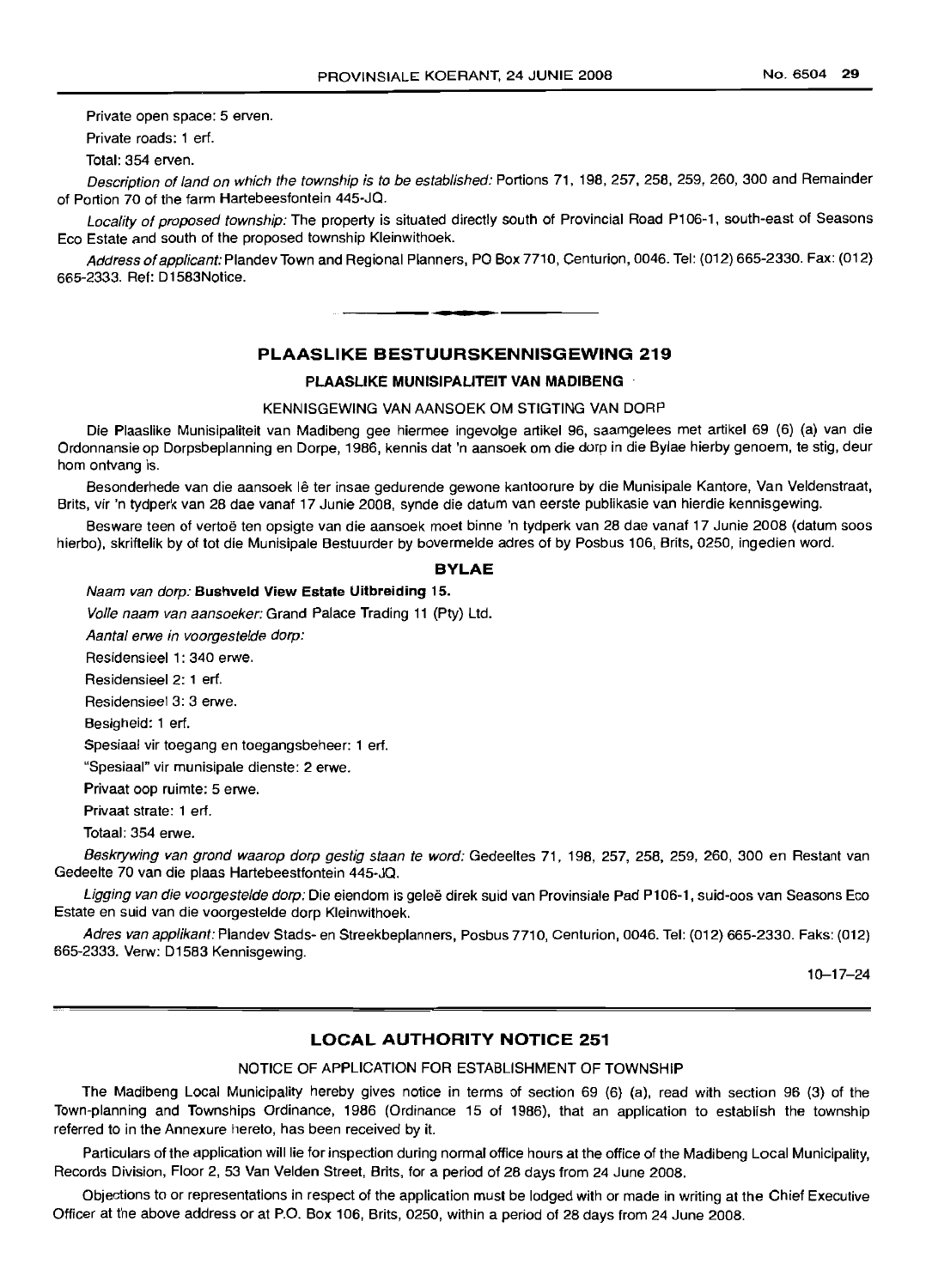Private open space: 5 erven.

Private roads: 1 erf.

Total: 354 erven.

*Description of land on which the township is to be established:* Portions 71, 198, 257, 258, 259, 260, 300 and Remainder of Portion 70 of the farm Hartebeesfontein 445-JQ.

*Locality of proposed township:* The property is situated directly south of Provincial Road P106-1, south-east of Seasons Eco Estate and south of the proposed township Kleinwithoek.

*Address of applicant:* Plandev Town and Regional Planners, PO Box 7710, Centurion, 0046. Tel: (012) 665-2330. Fax: (012) 665-2333. Ref: D1583Notice.

---

## PLAASLIKE BESTUURSKENNISGEWING 219

### PLAASLIKE MUNISIPALITEIT VAN MADIBENG

KENNISGEWING VAN AANSOEK OM STIGTING VAN DORP

Die Plaaslike Munisipaliteit van Madibeng gee hiermee ingevolge artikel 96, saamgelees met artikel 69 (6) (a) van die Ordonnansie op Dorpsbeplanning en Dorpe, 1986, kennis dat 'n aansoek om die dorp in die Bylae hierby genoem, te stig, deur hom ontvang is.

Besonderhede van die aansoek lê ter insae gedurende gewone kantoorure by die Munisipale Kantore, Van Veldenstraat, Brits, vir 'n tydperk van 28 dae vanaf 17 Junie 2008, synde die datum van eerste publikasie van hierdie kennisgewing.

Besware teen of vertoë ten opsigte van die aansoek moet binne 'n tydperk van 28 dae vanaf 17 Junie 2008 (datum soos hierbo), skriftelik by of tot die Munisipale Bestuurder by bovermelde adres of by Posbus 106, Brits, 0250, ingedien word.

### BYLAE

*Naam van dorp:* **Bushveld View Estate Uitbreiding 15.**

*Volle naam van aansoeker:* Grand Palace Trading 11 (Pty) Ltd.

*Aantal erwe in voorgestelde dorp:*

Residensieel 1: 340 erwe.

Residensieel 2: 1 erf.

Residensieel 3: 3 erwe.

Besigheid: 1 erf.

Spesiaal vir toegang en toegangsbeheer: 1 erf.

"Spesiaal" vir munisipale dienste: 2 erwe.

Privaat oop ruimte: 5 erwe.

Privaat strate: 1 erf.

Totaal: 354 erwe.

*Beskrywing van grond waarop dorp gestig staan te word:* Gedeeltes 71, 198, 257, 258, 259, 260, 300 en Restant van Gedeelte 70 van die plaas Hartebeestfontein 445-JQ.

*Ligging van die voorgestelde dorp:* Die eiendom is geleë direk suid van Provinsiale Pad P106-1, suid-oos van Seasons Eco Estate en suid van die voorgestelde dorp Kleinwithoek.

*Adres van applikant:* Plandev Stads- en Streekbeplanners, Posbus 7710, Centurion, 0046. Tel: (012) 665-2330. Faks: (012) 665-2333. Verw: D1583 Kennisgewing.

10–17–24

---

## LOCAL AUTHORITY NOTICE 251

NOTICE OF APPLICATION FOR ESTABLISHMENT OF TOWNSHIP

The Madibeng Local Municipality hereby gives notice in terms of section 69 (6) (a), read with section 96 (3) of the Town-planning and Townships Ordinance, 1986 (Ordinance 15 of 1986), that an application to establish the township referred to in the Annexure hereto, has been received by it.

Particulars of the application will lie for inspection during normal office hours at the office of the Madibeng Local Municipality, Records Division, Floor 2, 53 Van Velden Street, Brits, for a period of 28 days from 24 June 2008.

Objections to or representations in respect of the application must be lodged with or made in writing at the Chief Executive Officer at the above address or at P.O. Box 106, Brits, 0250, within a period of 28 days from 24 June 2008.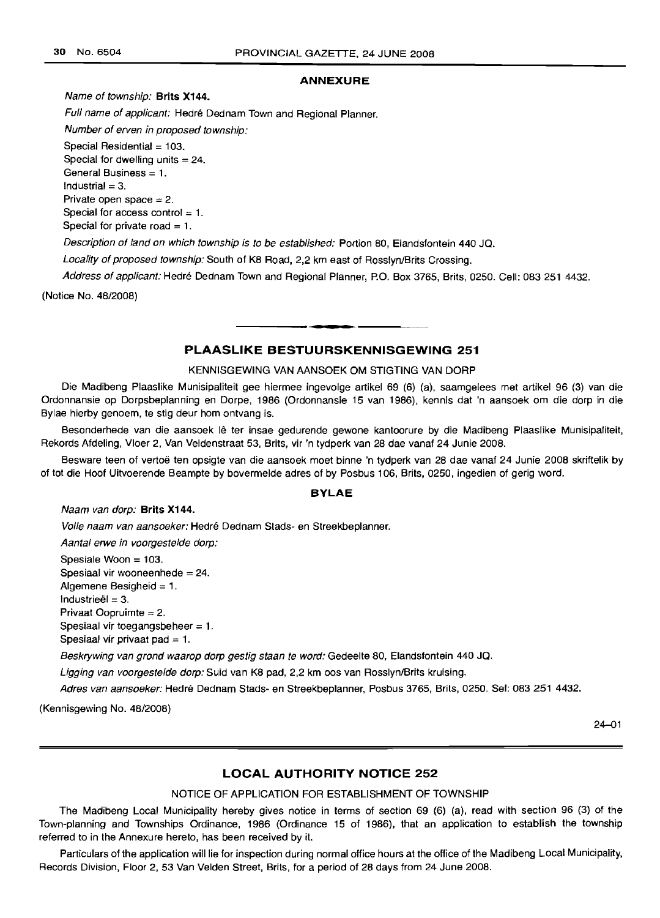### ANNEXURE

*Name of township:* **Brits X144.**

*Full name of applicant:* Hedré Dednam Town and Regional Planner.

*Number of erven in proposed township:*

Special Residential = 103.
Special for dwelling units = 24.
General Business = 1.
Industrial = 3.
Private open space = 2.
Special for access control = 1.
Special for private road = 1.

*Description of land on which township is to be established:* Portion 80, Elandsfontein 440 JQ.

*Locality of proposed township:* South of K8 Road, 2,2 km east of Rosslyn/Brits Crossing.

*Address of applicant:* Hedré Dednam Town and Regional Planner, P.O. Box 3765, Brits, 0250. Cell: 083 251 4432.

(Notice No. 48/2008)

---

## PLAASLIKE BESTUURSKENNISGEWING 251

KENNISGEWING VAN AANSOEK OM STIGTING VAN DORP

Die Madibeng Plaaslike Munisipaliteit gee hiermee ingevolge artikel 69 (6) (a), saamgelees met artikel 96 (3) van die Ordonnansie op Dorpsbeplanning en Dorpe, 1986 (Ordonnansie 15 van 1986), kennis dat 'n aansoek om die dorp in die Bylae hierby genoem, te stig deur hom ontvang is.

Besonderhede van die aansoek lê ter insae gedurende gewone kantoorure by die Madibeng Plaaslike Munisipaliteit, Rekords Afdeling, Vloer 2, Van Veldenstraat 53, Brits, vir 'n tydperk van 28 dae vanaf 24 Junie 2008.

Besware teen of vertoë ten opsigte van die aansoek moet binne 'n tydperk van 28 dae vanaf 24 Junie 2008 skriftelik by of tot die Hoof Uitvoerende Beampte by bovermelde adres of by Posbus 106, Brits, 0250, ingedien of gerig word.

### BYLAE

*Naam van dorp:* **Brits X144.**

*Volle naam van aansoeker:* Hedré Dednam Stads- en Streekbeplanner.

*Aantal erwe in voorgestelde dorp:*

Spesiale Woon = 103.
Spesiaal vir wooneenhede = 24.
Algemene Besigheid = 1.
Industrieël = 3.
Privaat Oopruimte = 2.
Spesiaal vir toegangsbeheer = 1.
Spesiaal vir privaat pad = 1.

*Beskrywing van grond waarop dorp gestig staan te word:* Gedeelte 80, Elandsfontein 440 JQ.

*Ligging van voorgestelde dorp:* Suid van K8 pad, 2,2 km oos van Rosslyn/Brits kruising.

*Adres van aansoeker:* Hedré Dednam Stads- en Streekbeplanner, Posbus 3765, Brits, 0250. Sel: 083 251 4432.

(Kennisgewing No. 48/2008)

24–01

---

## LOCAL AUTHORITY NOTICE 252

NOTICE OF APPLICATION FOR ESTABLISHMENT OF TOWNSHIP

The Madibeng Local Municipality hereby gives notice in terms of section 69 (6) (a), read with section 96 (3) of the Town-planning and Townships Ordinance, 1986 (Ordinance 15 of 1986), that an application to establish the township referred to in the Annexure hereto, has been received by it.

Particulars of the application will lie for inspection during normal office hours at the office of the Madibeng Local Municipality, Records Division, Floor 2, 53 Van Velden Street, Brits, for a period of 28 days from 24 June 2008.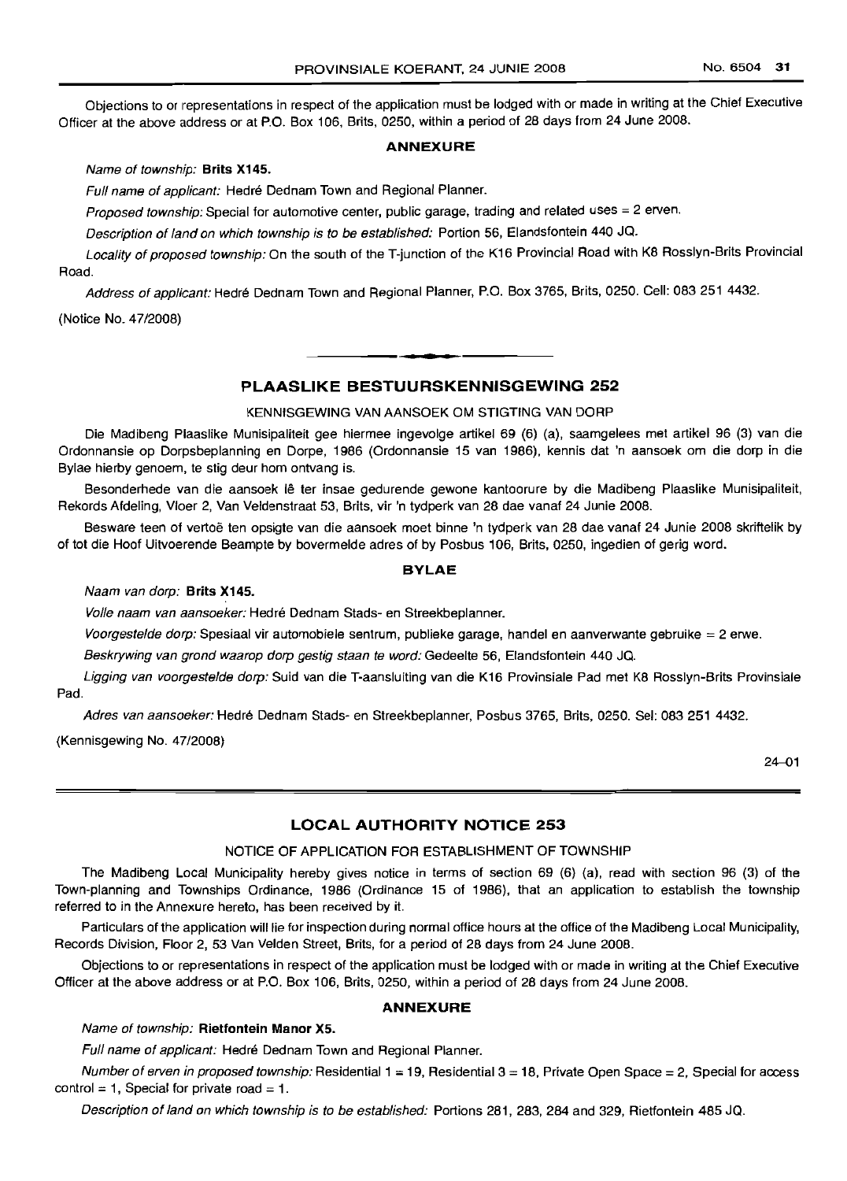Objections to or representations in respect of the application must be lodged with or made in writing at the Chief Executive Officer at the above address or at P.O. Box 106, Brits, 0250, within a period of 28 days from 24 June 2008.

### ANNEXURE

*Name of township:* **Brits X145.**

*Full name of applicant:* Hedré Dednam Town and Regional Planner.

*Proposed township:* Special for automotive center, public garage, trading and related uses = 2 erven.

*Description of land on which township is to be established:* Portion 56, Elandsfontein 440 JQ.

*Locality of proposed township:* On the south of the T-junction of the K16 Provincial Road with K8 Rosslyn-Brits Provincial Road.

*Address of applicant:* Hedré Dednam Town and Regional Planner, P.O. Box 3765, Brits, 0250. Cell: 083 251 4432.

(Notice No. 47/2008)

---

## PLAASLIKE BESTUURSKENNISGEWING 252

KENNISGEWING VAN AANSOEK OM STIGTING VAN DORP

Die Madibeng Plaaslike Munisipaliteit gee hiermee ingevolge artikel 69 (6) (a), saamgelees met artikel 96 (3) van die Ordonnansie op Dorpsbeplanning en Dorpe, 1986 (Ordonnansie 15 van 1986), kennis dat 'n aansoek om die dorp in die Bylae hierby genoem, te stig deur hom ontvang is.

Besonderhede van die aansoek lê ter insae gedurende gewone kantoorure by die Madibeng Plaaslike Munisipaliteit, Rekords Afdeling, Vloer 2, Van Veldenstraat 53, Brits, vir 'n tydperk van 28 dae vanaf 24 Junie 2008.

Besware teen of vertoë ten opsigte van die aansoek moet binne 'n tydperk van 28 dae vanaf 24 Junie 2008 skriftelik by of tot die Hoof Uitvoerende Beampte by bovermelde adres of by Posbus 106, Brits, 0250, ingedien of gerig word.

### BYLAE

*Naam van dorp:* **Brits X145.**

*Volle naam van aansoeker:* Hedré Dednam Stads- en Streekbeplanner.

*Voorgestelde dorp:* Spesiaal vir automobiele sentrum, publieke garage, handel en aanverwante gebruike = 2 erwe.

*Beskrywing van grond waarop dorp gestig staan te word:* Gedeelte 56, Elandsfontein 440 JQ.

*Ligging van voorgestelde dorp:* Suid van die T-aansluiting van die K16 Provinsiale Pad met K8 Rosslyn-Brits Provinsiale Pad.

*Adres van aansoeker:* Hedré Dednam Stads- en Streekbeplanner, Posbus 3765, Brits, 0250. Sel: 083 251 4432.

(Kennisgewing No. 47/2008)

24–01

---

## LOCAL AUTHORITY NOTICE 253

NOTICE OF APPLICATION FOR ESTABLISHMENT OF TOWNSHIP

The Madibeng Local Municipality hereby gives notice in terms of section 69 (6) (a), read with section 96 (3) of the Town-planning and Townships Ordinance, 1986 (Ordinance 15 of 1986), that an application to establish the township referred to in the Annexure hereto, has been received by it.

Particulars of the application will lie for inspection during normal office hours at the office of the Madibeng Local Municipality, Records Division, Floor 2, 53 Van Velden Street, Brits, for a period of 28 days from 24 June 2008.

Objections to or representations in respect of the application must be lodged with or made in writing at the Chief Executive Officer at the above address or at P.O. Box 106, Brits, 0250, within a period of 28 days from 24 June 2008.

### ANNEXURE

*Name of township:* **Rietfontein Manor X5.**

*Full name of applicant:* Hedré Dednam Town and Regional Planner.

*Number of erven in proposed township:* Residential 1 = 19, Residential 3 = 18, Private Open Space = 2, Special for access control = 1, Special for private road = 1.

*Description of land on which township is to be established:* Portions 281, 283, 284 and 329, Rietfontein 485 JQ.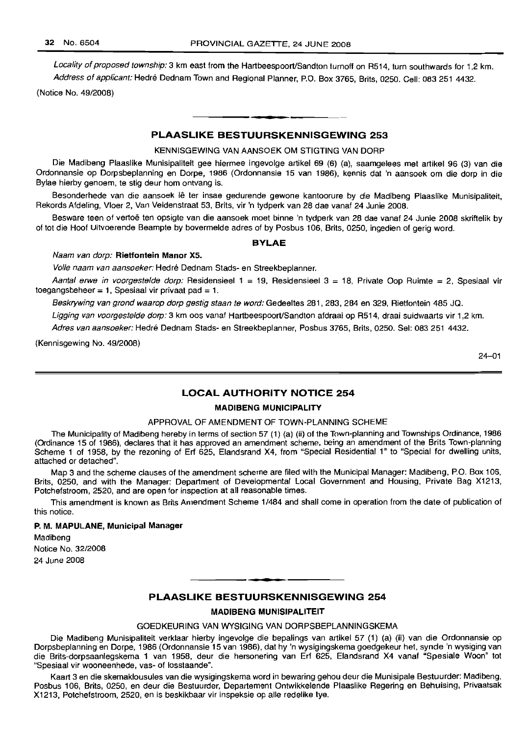*Locality of proposed township:* 3 km east from the Hartbeespoort/Sandton turnoff on R514, turn southwards for 1,2 km.

*Address of applicant:* Hedré Dednam Town and Regional Planner, P.O. Box 3765, Brits, 0250. Cell: 083 251 4432.

(Notice No. 49/2008)

## PLAASLIKE BESTUURSKENNISGEWING 253

KENNISGEWING VAN AANSOEK OM STIGTING VAN DORP

Die Madibeng Plaaslike Munisipaliteit gee hiermee ingevolge artikel 69 (6) (a), saamgelees met artikel 96 (3) van die Ordonnansie op Dorpsbeplanning en Dorpe, 1986 (Ordonnansie 15 van 1986), kennis dat 'n aansoek om die dorp in die Bylae hierby genoem, te stig deur hom ontvang is.

Besonderhede van die aansoek lê ter insae gedurende gewone kantoorure by die Madibeng Plaaslike Munisipaliteit, Rekords Afdeling, Vloer 2, Van Veldenstraat 53, Brits, vir 'n tydperk van 28 dae vanaf 24 Junie 2008.

Besware teen of vertoë ten opsigte van die aansoek moet binne 'n tydperk van 28 dae vanaf 24 Junie 2008 skriftelik by of tot die Hoof Uitvoerende Beampte by bovermelde adres of by Posbus 106, Brits, 0250, ingedien of gerig word.

### BYLAE

*Naam van dorp:* **Rietfontein Manor X5.**

*Volle naam van aansoeker:* Hedré Dednam Stads- en Streekbeplanner.

*Aantal erwe in voorgestelde dorp:* Residensieel 1 = 19, Residensieel 3 = 18, Private Oop Ruimte = 2, Spesiaal vir toegangsbeheer = 1, Spesiaal vir privaat pad = 1.

*Beskrywing van grond waarop dorp gestig staan te word:* Gedeeltes 281, 283, 284 en 329, Rietfontein 485 JQ.

*Ligging van voorgestelde dorp:* 3 km oos vanaf Hartbeespoort/Sandton afdraai op R514, draai suidwaarts vir 1,2 km.

*Adres van aansoeker:* Hedré Dednam Stads- en Streekbeplanner, Posbus 3765, Brits, 0250. Sel: 083 251 4432.

(Kennisgewing No. 49/2008)

24–01

## LOCAL AUTHORITY NOTICE 254

### MADIBENG MUNICIPALITY

APPROVAL OF AMENDMENT OF TOWN-PLANNING SCHEME

The Municipality of Madibeng hereby in terms of section 57 (1) (a) (ii) of the Town-planning and Townships Ordinance, 1986 (Ordinance 15 of 1986), declares that it has approved an amendment scheme, being an amendment of the Brits Town-planning Scheme 1 of 1958, by the rezoning of Erf 625, Elandsrand X4, from "Special Residential 1" to "Special for dwelling units, attached or detached".

Map 3 and the scheme clauses of the amendment scheme are filed with the Municipal Manager: Madibeng, P.O. Box 106, Brits, 0250, and with the Manager: Department of Developmental Local Government and Housing, Private Bag X1213, Potchefstroom, 2520, and are open for inspection at all reasonable times.

This amendment is known as Brits Amendment Scheme 1/484 and shall come in operation from the date of publication of this notice.

**P. M. MAPULANE, Municipal Manager**

Madibeng

Notice No. 32/2008

24 June 2008

## PLAASLIKE BESTUURSKENNISGEWING 254

### MADIBENG MUNISIPALITEIT

GOEDKEURING VAN WYSIGING VAN DORPSBEPLANNINGSKEMA

Die Madibeng Munisipaliteit verklaar hierby ingevolge die bepalings van artikel 57 (1) (a) (ii) van die Ordonnansie op Dorpsbeplanning en Dorpe, 1986 (Ordonnansie 15 van 1986), dat hy 'n wysigingskema goedgekeur het, synde 'n wysiging van die Brits-dorpsaanlegskema 1 van 1958, deur die hersonering van Erf 625, Elandsrand X4 vanaf "Spesiale Woon" tot "Spesiaal vir wooneenhede, vas- of losstaande".

Kaart 3 en die skemaklousules van die wysigingskema word in bewaring gehou deur die Munisipale Bestuurder: Madibeng, Posbus 106, Brits, 0250, en deur die Bestuurder, Departement Ontwikkelende Plaaslike Regering en Behuising, Privaatsak X1213, Potchefstroom, 2520, en is beskikbaar vir inspeksie op alle redelike tye.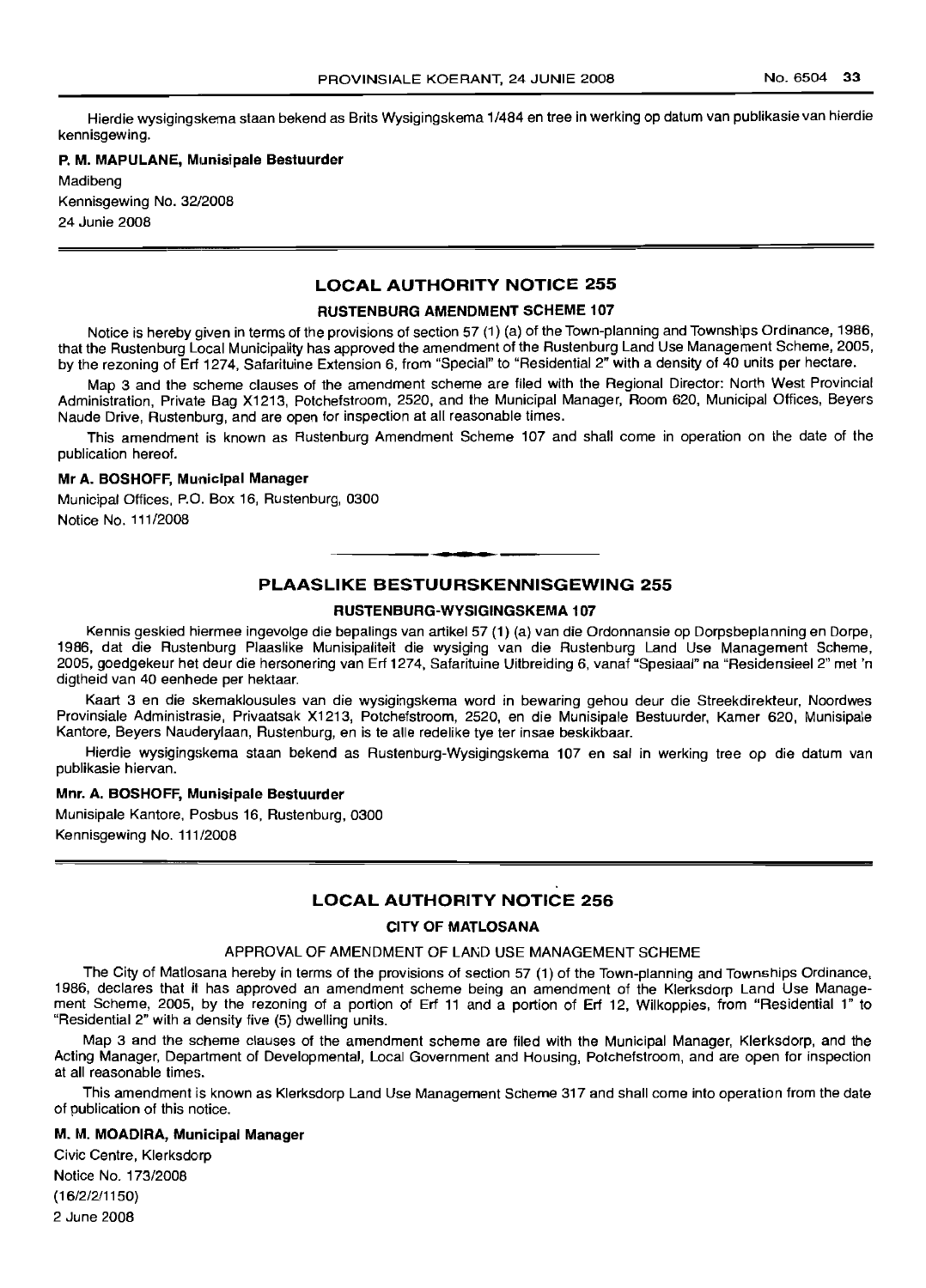Hierdie wysigingskema staan bekend as Brits Wysigingskema 1/484 en tree in werking op datum van publikasie van hierdie kennisgewing.

**P. M. MAPULANE, Munisipale Bestuurder**

Madibeng

Kennisgewing No. 32/2008

24 Junie 2008

## LOCAL AUTHORITY NOTICE 255

### RUSTENBURG AMENDMENT SCHEME 107

Notice is hereby given in terms of the provisions of section 57 (1) (a) of the Town-planning and Townships Ordinance, 1986, that the Rustenburg Local Municipality has approved the amendment of the Rustenburg Land Use Management Scheme, 2005, by the rezoning of Erf 1274, Safarituine Extension 6, from "Special" to "Residential 2" with a density of 40 units per hectare.

Map 3 and the scheme clauses of the amendment scheme are filed with the Regional Director: North West Provincial Administration, Private Bag X1213, Potchefstroom, 2520, and the Municipal Manager, Room 620, Municipal Offices, Beyers Naude Drive, Rustenburg, and are open for inspection at all reasonable times.

This amendment is known as Rustenburg Amendment Scheme 107 and shall come in operation on the date of the publication hereof.

**Mr A. BOSHOFF, Municipal Manager**

Municipal Offices, P.O. Box 16, Rustenburg, 0300

Notice No. 111/2008

## PLAASLIKE BESTUURSKENNISGEWING 255

### RUSTENBURG-WYSIGINGSKEMA 107

Kennis geskied hiermee ingevolge die bepalings van artikel 57 (1) (a) van die Ordonnansie op Dorpsbeplanning en Dorpe, 1986, dat die Rustenburg Plaaslike Munisipaliteit die wysiging van die Rustenburg Land Use Management Scheme, 2005, goedgekeur het deur die hersonering van Erf 1274, Safarituine Uitbreiding 6, vanaf "Spesiaal" na "Residensieel 2" met 'n digtheid van 40 eenhede per hektaar.

Kaart 3 en die skemaklousules van die wysigingskema word in bewaring gehou deur die Streekdirekteur, Noordwes Provinsiale Administrasie, Privaatsak X1213, Potchefstroom, 2520, en die Munisipale Bestuurder, Kamer 620, Munisipale Kantore, Beyers Nauderylaan, Rustenburg, en is te alle redelike tye ter insae beskikbaar.

Hierdie wysigingskema staan bekend as Rustenburg-Wysigingskema 107 en sal in werking tree op die datum van publikasie hiervan.

**Mnr. A. BOSHOFF, Munisipale Bestuurder**

Munisipale Kantore, Posbus 16, Rustenburg, 0300

Kennisgewing No. 111/2008

## LOCAL AUTHORITY NOTICE 256

### CITY OF MATLOSANA

APPROVAL OF AMENDMENT OF LAND USE MANAGEMENT SCHEME

The City of Matlosana hereby in terms of the provisions of section 57 (1) of the Town-planning and Townships Ordinance, 1986, declares that it has approved an amendment scheme being an amendment of the Klerksdorp Land Use Management Scheme, 2005, by the rezoning of a portion of Erf 11 and a portion of Erf 12, Wilkoppies, from "Residential 1" to "Residential 2" with a density five (5) dwelling units.

Map 3 and the scheme clauses of the amendment scheme are filed with the Municipal Manager, Klerksdorp, and the Acting Manager, Department of Developmental, Local Government and Housing, Potchefstroom, and are open for inspection at all reasonable times.

This amendment is known as Klerksdorp Land Use Management Scheme 317 and shall come into operation from the date of publication of this notice.

**M. M. MOADIRA, Municipal Manager**

Civic Centre, Klerksdorp

Notice No. 173/2008

(16/2/2/1150)

2 June 2008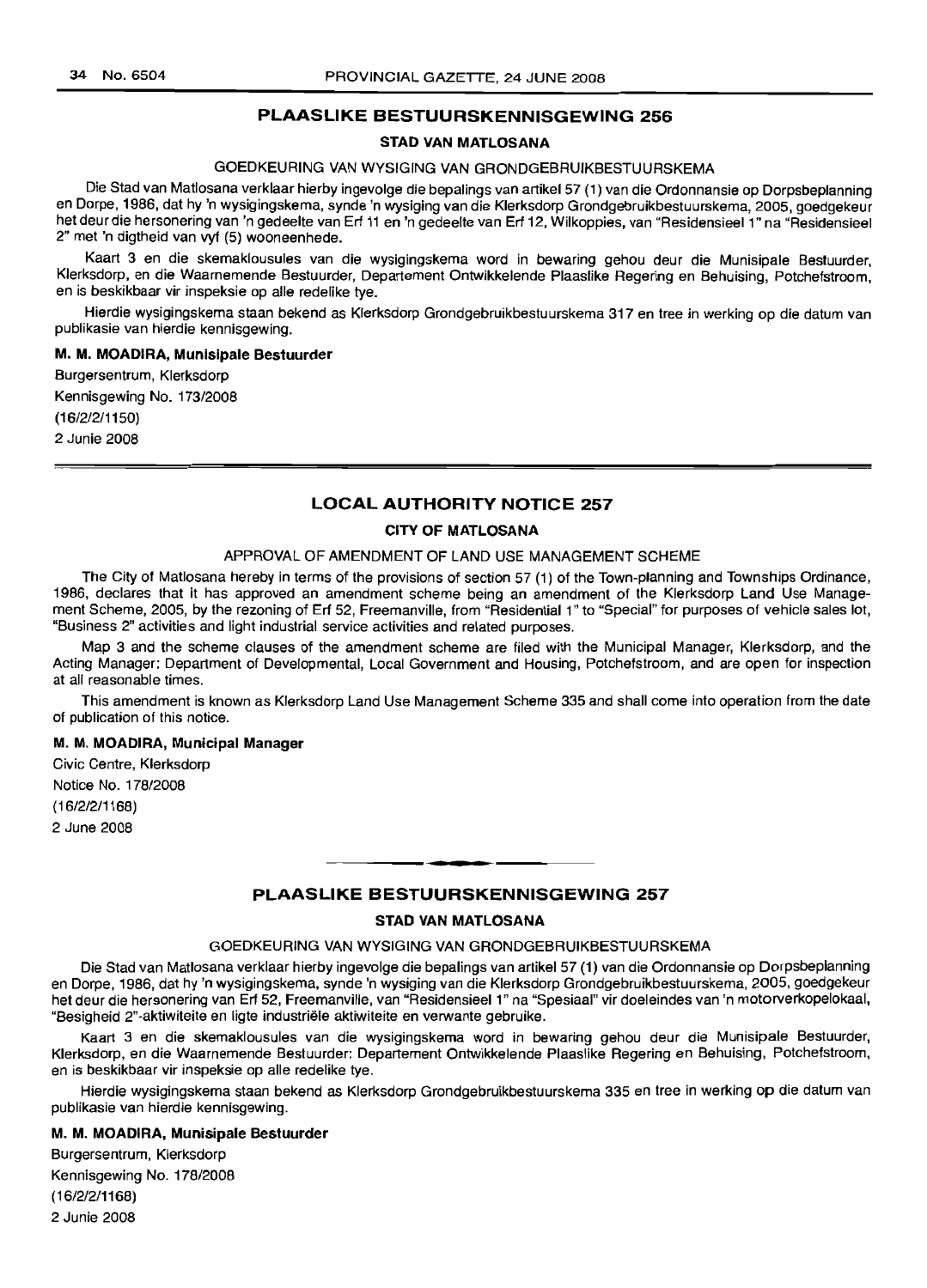## PLAASLIKE BESTUURSKENNISGEWING 256

### STAD VAN MATLOSANA

GOEDKEURING VAN WYSIGING VAN GRONDGEBRUIKBESTUURSKEMA

Die Stad van Matlosana verklaar hierby ingevolge die bepalings van artikel 57 (1) van die Ordonnansie op Dorpsbeplanning en Dorpe, 1986, dat hy 'n wysigingskema, synde 'n wysiging van die Klerksdorp Grondgebruikbestuurskema, 2005, goedgekeur het deur die hersonering van 'n gedeelte van Erf 11 en 'n gedeelte van Erf 12, Wilkoppies, van "Residensieel 1" na "Residensieel 2" met 'n digtheid van vyf (5) wooneenhede.

Kaart 3 en die skemaklousules van die wysigingskema word in bewaring gehou deur die Munisipale Bestuurder, Klerksdorp, en die Waarnemende Bestuurder, Departement Ontwikkelende Plaaslike Regering en Behuising, Potchefstroom, en is beskikbaar vir inspeksie op alle redelike tye.

Hierdie wysigingskema staan bekend as Klerksdorp Grondgebruikbestuurskema 317 en tree in werking op die datum van publikasie van hierdie kennisgewing.

**M. M. MOADIRA, Munisipale Bestuurder**

Burgersentrum, Klerksdorp
Kennisgewing No. 173/2008
(16/2/2/1150)
2 Junie 2008

---

## LOCAL AUTHORITY NOTICE 257

### CITY OF MATLOSANA

APPROVAL OF AMENDMENT OF LAND USE MANAGEMENT SCHEME

The City of Matlosana hereby in terms of the provisions of section 57 (1) of the Town-planning and Townships Ordinance, 1986, declares that it has approved an amendment scheme being an amendment of the Klerksdorp Land Use Management Scheme, 2005, by the rezoning of Erf 52, Freemanville, from "Residential 1" to "Special" for purposes of vehicle sales lot, "Business 2" activities and light industrial service activities and related purposes.

Map 3 and the scheme clauses of the amendment scheme are filed with the Municipal Manager, Klerksdorp, and the Acting Manager: Department of Developmental, Local Government and Housing, Potchefstroom, and are open for inspection at all reasonable times.

This amendment is known as Klerksdorp Land Use Management Scheme 335 and shall come into operation from the date of publication of this notice.

**M. M. MOADIRA, Municipal Manager**

Civic Centre, Klerksdorp
Notice No. 178/2008
(16/2/2/1168)
2 June 2008

---

## PLAASLIKE BESTUURSKENNISGEWING 257

### STAD VAN MATLOSANA

GOEDKEURING VAN WYSIGING VAN GRONDGEBRUIKBESTUURSKEMA

Die Stad van Matlosana verklaar hierby ingevolge die bepalings van artikel 57 (1) van die Ordonnansie op Dorpsbeplanning en Dorpe, 1986, dat hy 'n wysigingskema, synde 'n wysiging van die Klerksdorp Grondgebruikbestuurskema, 2005, goedgekeur het deur die hersonering van Erf 52, Freemanville, van "Residensieel 1" na "Spesiaal" vir doeleindes van 'n motorverkopelokaal, "Besigheid 2"-aktiwiteite en ligte industriële aktiwiteite en verwante gebruike.

Kaart 3 en die skemaklousules van die wysigingskema word in bewaring gehou deur die Munisipale Bestuurder, Klerksdorp, en die Waarnemende Bestuurder: Departement Ontwikkelende Plaaslike Regering en Behuising, Potchefstroom, en is beskikbaar vir inspeksie op alle redelike tye.

Hierdie wysigingskema staan bekend as Klerksdorp Grondgebruikbestuurskema 335 en tree in werking op die datum van publikasie van hierdie kennisgewing.

**M. M. MOADIRA, Munisipale Bestuurder**

Burgersentrum, Klerksdorp
Kennisgewing No. 178/2008
(16/2/2/1168)
2 Junie 2008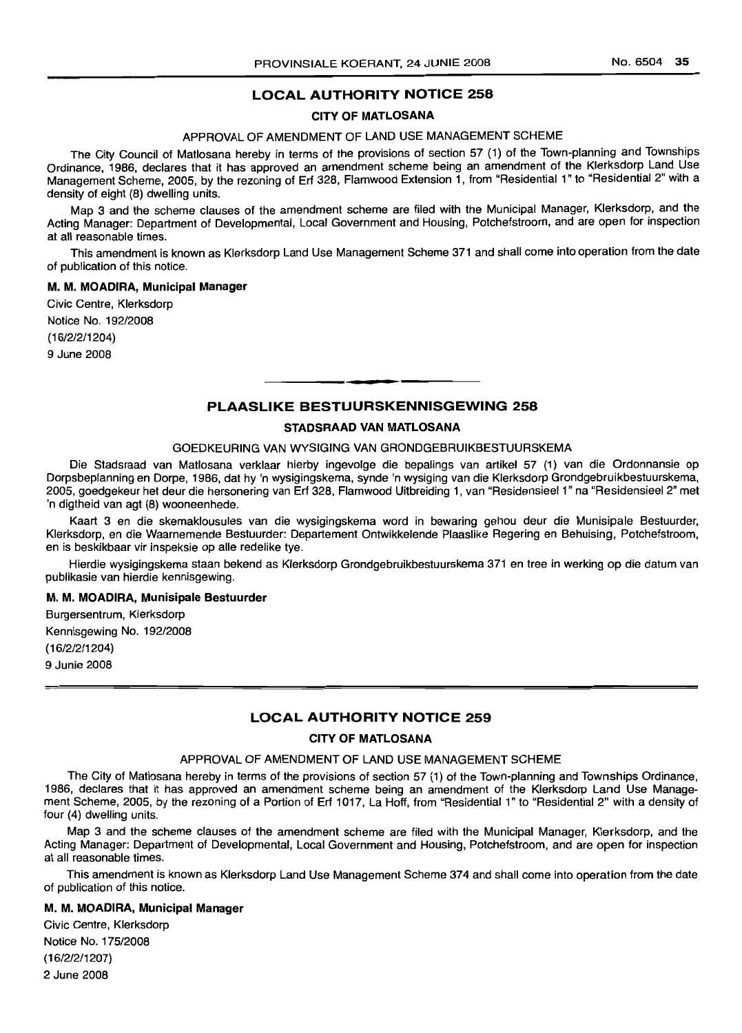## LOCAL AUTHORITY NOTICE 258

### CITY OF MATLOSANA

APPROVAL OF AMENDMENT OF LAND USE MANAGEMENT SCHEME

The City Council of Matlosana hereby in terms of the provisions of section 57 (1) of the Town-planning and Townships Ordinance, 1986, declares that it has approved an amendment scheme being an amendment of the Klerksdorp Land Use Management Scheme, 2005, by the rezoning of Erf 328, Flamwood Extension 1, from "Residential 1" to "Residential 2" with a density of eight (8) dwelling units.

Map 3 and the scheme clauses of the amendment scheme are filed with the Municipal Manager, Klerksdorp, and the Acting Manager: Department of Developmental, Local Government and Housing, Potchefstroom, and are open for inspection at all reasonable times.

This amendment is known as Klerksdorp Land Use Management Scheme 371 and shall come into operation from the date of publication of this notice.

**M. M. MOADIRA, Municipal Manager**

Civic Centre, Klerksdorp
Notice No. 192/2008
(16/2/2/1204)
9 June 2008

---

## PLAASLIKE BESTUURSKENNISGEWING 258

### STADSRAAD VAN MATLOSANA

GOEDKEURING VAN WYSIGING VAN GRONDGEBRUIKBESTUURSKEMA

Die Stadsraad van Matlosana verklaar hierby ingevolge die bepalings van artikel 57 (1) van die Ordonnansie op Dorpsbeplanning en Dorpe, 1986, dat hy 'n wysigingskema, synde 'n wysiging van die Klerksdorp Grondgebruikbestuurskema, 2005, goedgekeur het deur die hersonering van Erf 328, Flamwood Uitbreiding 1, van "Residensieel 1" na "Residensieel 2" met 'n digtheid van agt (8) wooneenhede.

Kaart 3 en die skemaklousules van die wysigingskema word in bewaring gehou deur die Munisipale Bestuurder, Klerksdorp, en die Waarnemende Bestuurder: Departement Ontwikkelende Plaaslike Regering en Behuising, Potchefstroom, en is beskikbaar vir inspeksie op alle redelike tye.

Hierdie wysigingskema staan bekend as Klerksdorp Grondgebruikbestuurskema 371 en tree in werking op die datum van publikasie van hierdie kennisgewing.

**M. M. MOADIRA, Munisipale Bestuurder**

Burgersentrum, Klerksdorp
Kennisgewing No. 192/2008
(16/2/2/1204)
9 Junie 2008

---

## LOCAL AUTHORITY NOTICE 259

### CITY OF MATLOSANA

APPROVAL OF AMENDMENT OF LAND USE MANAGEMENT SCHEME

The City of Matlosana hereby in terms of the provisions of section 57 (1) of the Town-planning and Townships Ordinance, 1986, declares that it has approved an amendment scheme being an amendment of the Klerksdorp Land Use Management Scheme, 2005, by the rezoning of a Portion of Erf 1017, La Hoff, from "Residential 1" to "Residential 2" with a density of four (4) dwelling units.

Map 3 and the scheme clauses of the amendment scheme are filed with the Municipal Manager, Klerksdorp, and the Acting Manager: Department of Developmental, Local Government and Housing, Potchefstroom, and are open for inspection at all reasonable times.

This amendment is known as Klerksdorp Land Use Management Scheme 374 and shall come into operation from the date of publication of this notice.

**M. M. MOADIRA, Municipal Manager**

Civic Centre, Klerksdorp
Notice No. 175/2008
(16/2/2/1207)
2 June 2008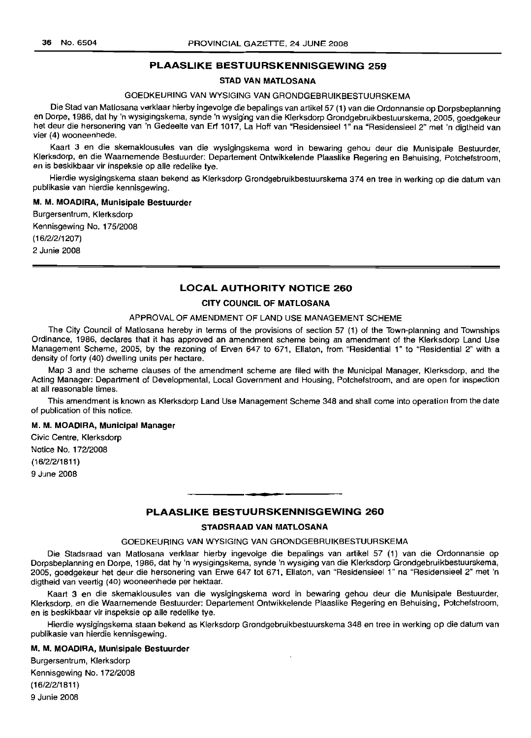## PLAASLIKE BESTUURSKENNISGEWING 259

### STAD VAN MATLOSANA

GOEDKEURING VAN WYSIGING VAN GRONDGEBRUIKBESTUURSKEMA

Die Stad van Matlosana verklaar hierby ingevolge die bepalings van artikel 57 (1) van die Ordonnansie op Dorpsbeplanning en Dorpe, 1986, dat hy 'n wysigingskema, synde 'n wysiging van die Klerksdorp Grondgebruikbestuurskema, 2005, goedgekeur het deur die hersonering van 'n Gedeelte van Erf 1017, La Hoff van "Residensieel 1" na "Residensieel 2" met 'n digtheid van vier (4) wooneenhede.

Kaart 3 en die skemaklousules van die wysigingskema word in bewaring gehou deur die Munisipale Bestuurder, Klerksdorp, en die Waarnemende Bestuurder: Departement Ontwikkelende Plaaslike Regering en Behuising, Potchefstroom, en is beskikbaar vir inspeksie op alle redelike tye.

Hierdie wysigingskema staan bekend as Klerksdorp Grondgebruikbestuurskema 374 en tree in werking op die datum van publikasie van hierdie kennisgewing.

**M. M. MOADIRA, Munisipale Bestuurder**

Burgersentrum, Klerksdorp
Kennisgewing No. 175/2008
(16/2/2/1207)
2 Junie 2008

---

## LOCAL AUTHORITY NOTICE 260

### CITY COUNCIL OF MATLOSANA

APPROVAL OF AMENDMENT OF LAND USE MANAGEMENT SCHEME

The City Council of Matlosana hereby in terms of the provisions of section 57 (1) of the Town-planning and Townships Ordinance, 1986, declares that it has approved an amendment scheme being an amendment of the Klerksdorp Land Use Management Scheme, 2005, by the rezoning of Erven 647 to 671, Ellaton, from "Residential 1" to "Residential 2" with a density of forty (40) dwelling units per hectare.

Map 3 and the scheme clauses of the amendment scheme are filed with the Municipal Manager, Klerksdorp, and the Acting Manager: Department of Developmental, Local Government and Housing, Potchefstroom, and are open for inspection at all reasonable times.

This amendment is known as Klerksdorp Land Use Management Scheme 348 and shall come into operation from the date of publication of this notice.

**M. M. MOADIRA, Municipal Manager**

Civic Centre, Klerksdorp
Notice No. 172/2008
(16/2/2/1811)
9 June 2008

---

## PLAASLIKE BESTUURSKENNISGEWING 260

### STADSRAAD VAN MATLOSANA

GOEDKEURING VAN WYSIGING VAN GRONDGEBRUIKBESTUURSKEMA

Die Stadsraad van Matlosana verklaar hierby ingevolge die bepalings van artikel 57 (1) van die Ordonnansie op Dorpsbeplanning en Dorpe, 1986, dat hy 'n wysigingskema, synde 'n wysiging van die Klerksdorp Grondgebruikbestuurskema, 2005, goedgekeur het deur die hersonering van Erwe 647 tot 671, Ellaton, van "Residensieel 1" na "Residensieel 2" met 'n digtheid van veertig (40) wooneenhede per hektaar.

Kaart 3 en die skemaklousules van die wysigingskema word in bewaring gehou deur die Munisipale Bestuurder, Klerksdorp, en die Waarnemende Bestuurder: Departement Ontwikkelende Plaaslike Regering en Behuising, Potchefstroom, en is beskikbaar vir inspeksie op alle redelike tye.

Hierdie wysigingskema staan bekend as Klerksdorp Grondgebruikbestuurskema 348 en tree in werking op die datum van publikasie van hierdie kennisgewing.

**M. M. MOADIRA, Munisipale Bestuurder**

Burgersentrum, Klerksdorp
Kennisgewing No. 172/2008
(16/2/2/1811)
9 Junie 2008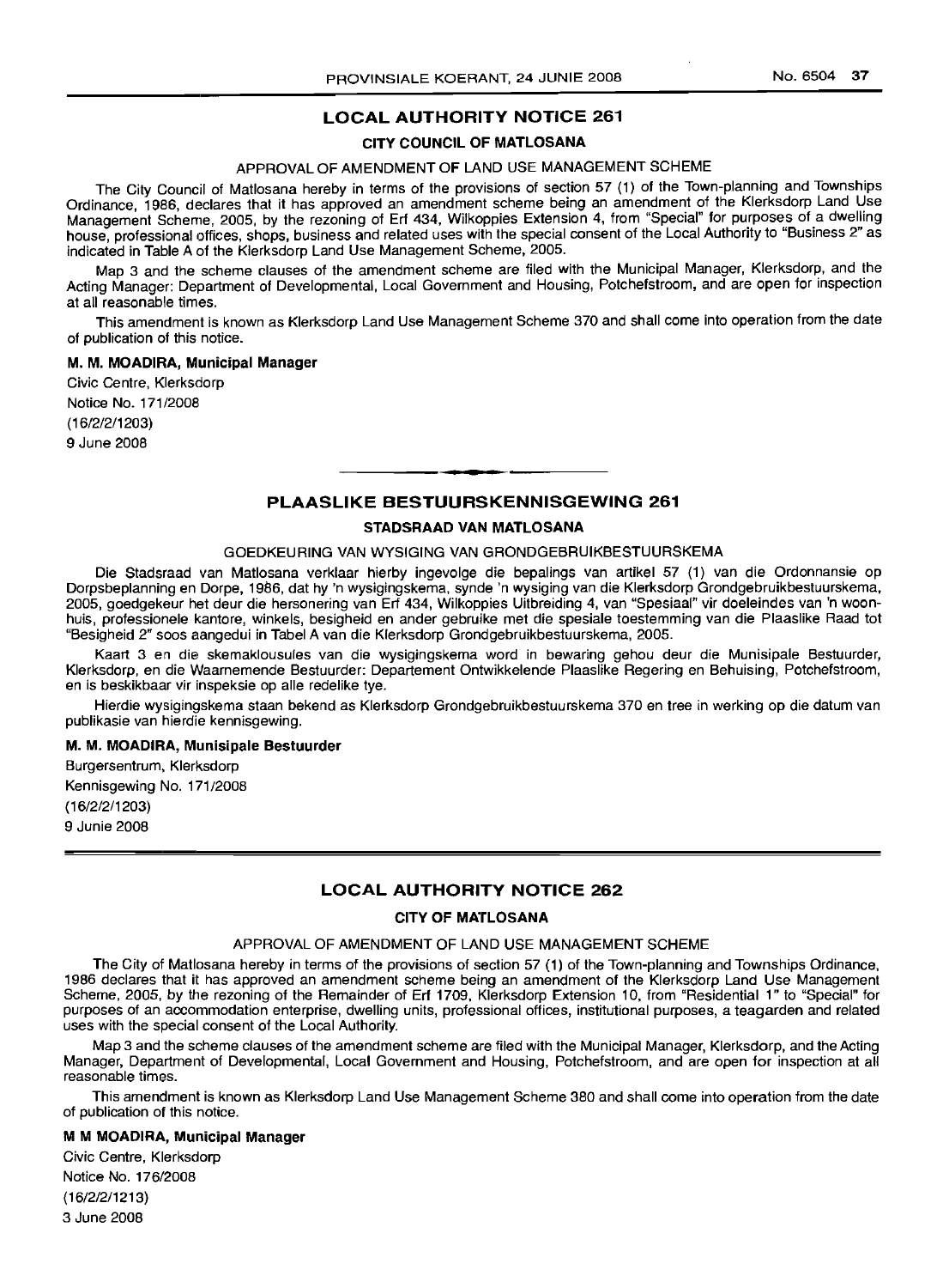## LOCAL AUTHORITY NOTICE 261

### CITY COUNCIL OF MATLOSANA

APPROVAL OF AMENDMENT OF LAND USE MANAGEMENT SCHEME

The City Council of Matlosana hereby in terms of the provisions of section 57 (1) of the Town-planning and Townships Ordinance, 1986, declares that it has approved an amendment scheme being an amendment of the Klerksdorp Land Use Management Scheme, 2005, by the rezoning of Erf 434, Wilkoppies Extension 4, from "Special" for purposes of a dwelling house, professional offices, shops, business and related uses with the special consent of the Local Authority to "Business 2" as indicated in Table A of the Klerksdorp Land Use Management Scheme, 2005.

Map 3 and the scheme clauses of the amendment scheme are filed with the Municipal Manager, Klerksdorp, and the Acting Manager: Department of Developmental, Local Government and Housing, Potchefstroom, and are open for inspection at all reasonable times.

This amendment is known as Klerksdorp Land Use Management Scheme 370 and shall come into operation from the date of publication of this notice.

**M. M. MOADIRA, Municipal Manager**

Civic Centre, Klerksdorp
Notice No. 171/2008
(16/2/2/1203)
9 June 2008

---

## PLAASLIKE BESTUURSKENNISGEWING 261

### STADSRAAD VAN MATLOSANA

GOEDKEURING VAN WYSIGING VAN GRONDGEBRUIKBESTUURSKEMA

Die Stadsraad van Matlosana verklaar hierby ingevolge die bepalings van artikel 57 (1) van die Ordonnansie op Dorpsbeplanning en Dorpe, 1986, dat hy 'n wysigingskema, synde 'n wysiging van die Klerksdorp Grondgebruikbestuurskema, 2005, goedgekeur het deur die hersonering van Erf 434, Wilkoppies Uitbreiding 4, van "Spesiaal" vir doeleindes van 'n woonhuis, professionele kantore, winkels, besigheid en ander gebruike met die spesiale toestemming van die Plaaslike Raad tot "Besigheid 2" soos aangedui in Tabel A van die Klerksdorp Grondgebruikbestuurskema, 2005.

Kaart 3 en die skemaklousules van die wysigingskema word in bewaring gehou deur die Munisipale Bestuurder, Klerksdorp, en die Waarnemende Bestuurder: Departement Ontwikkelende Plaaslike Regering en Behuising, Potchefstroom, en is beskikbaar vir inspeksie op alle redelike tye.

Hierdie wysigingskema staan bekend as Klerksdorp Grondgebruikbestuurskema 370 en tree in werking op die datum van publikasie van hierdie kennisgewing.

**M. M. MOADIRA, Munisipale Bestuurder**

Burgersentrum, Klerksdorp
Kennisgewing No. 171/2008
(16/2/2/1203)
9 Junie 2008

---

## LOCAL AUTHORITY NOTICE 262

### CITY OF MATLOSANA

APPROVAL OF AMENDMENT OF LAND USE MANAGEMENT SCHEME

The City of Matlosana hereby in terms of the provisions of section 57 (1) of the Town-planning and Townships Ordinance, 1986 declares that it has approved an amendment scheme being an amendment of the Klerksdorp Land Use Management Scheme, 2005, by the rezoning of the Remainder of Erf 1709, Klerksdorp Extension 10, from "Residential 1" to "Special" for purposes of an accommodation enterprise, dwelling units, professional offices, institutional purposes, a teagarden and related uses with the special consent of the Local Authority.

Map 3 and the scheme clauses of the amendment scheme are filed with the Municipal Manager, Klerksdorp, and the Acting Manager, Department of Developmental, Local Government and Housing, Potchefstroom, and are open for inspection at all reasonable times.

This amendment is known as Klerksdorp Land Use Management Scheme 380 and shall come into operation from the date of publication of this notice.

**M M MOADIRA, Municipal Manager**

Civic Centre, Klerksdorp
Notice No. 176/2008
(16/2/2/1213)
3 June 2008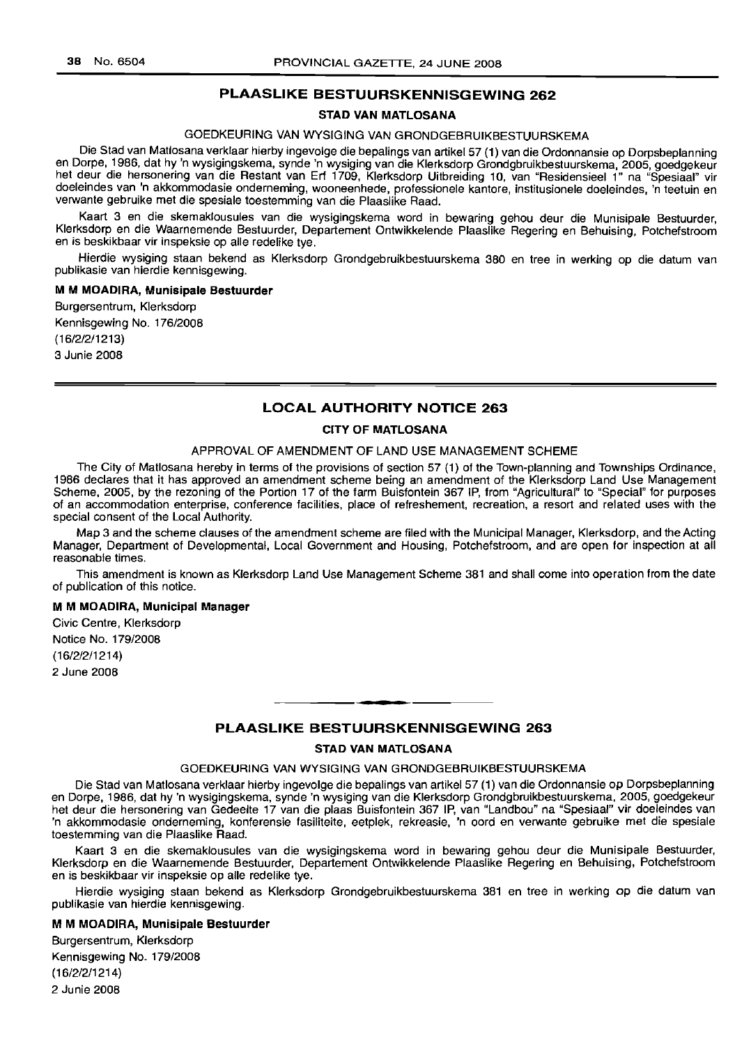## PLAASLIKE BESTUURSKENNISGEWING 262

### STAD VAN MATLOSANA

GOEDKEURING VAN WYSIGING VAN GRONDGEBRUIKBESTUURSKEMA

Die Stad van Matlosana verklaar hierby ingevolge die bepalings van artikel 57 (1) van die Ordonnansie op Dorpsbeplanning en Dorpe, 1986, dat hy 'n wysigingskema, synde 'n wysiging van die Klerksdorp Grondgbruikbestuurskema, 2005, goedgekeur het deur die hersonering van die Restant van Erf 1709, Klerksdorp Uitbreiding 10, van "Residensieel 1" na "Spesiaal" vir doeleindes van 'n akkommodasie onderneming, wooneenhede, professionele kantore, institusionele doeleindes, 'n teetuin en verwante gebruike met die spesiale toestemming van die Plaaslike Raad.

Kaart 3 en die skemaklousules van die wysigingskema word in bewaring gehou deur die Munisipale Bestuurder, Klerksdorp en die Waarnemende Bestuurder, Departement Ontwikkelende Plaaslike Regering en Behuising, Potchefstroom en is beskikbaar vir inspeksie op alle redelike tye.

Hierdie wysiging staan bekend as Klerksdorp Grondgebruikbestuurskema 380 en tree in werking op die datum van publikasie van hierdie kennisgewing.

**M M MOADIRA, Munisipale Bestuurder**

Burgersentrum, Klerksdorp
Kennisgewing No. 176/2008
(16/2/2/1213)
3 Junie 2008

## LOCAL AUTHORITY NOTICE 263

### CITY OF MATLOSANA

APPROVAL OF AMENDMENT OF LAND USE MANAGEMENT SCHEME

The City of Matlosana hereby in terms of the provisions of section 57 (1) of the Town-planning and Townships Ordinance, 1986 declares that it has approved an amendment scheme being an amendment of the Klerksdorp Land Use Management Scheme, 2005, by the rezoning of the Portion 17 of the farm Buisfontein 367 IP, from "Agricultural" to "Special" for purposes of an accommodation enterprise, conference facilities, place of refreshement, recreation, a resort and related uses with the special consent of the Local Authority.

Map 3 and the scheme clauses of the amendment scheme are filed with the Municipal Manager, Klerksdorp, and the Acting Manager, Department of Developmental, Local Government and Housing, Potchefstroom, and are open for inspection at all reasonable times.

This amendment is known as Klerksdorp Land Use Management Scheme 381 and shall come into operation from the date of publication of this notice.

**M M MOADIRA, Municipal Manager**

Civic Centre, Klerksdorp
Notice No. 179/2008
(16/2/2/1214)
2 June 2008

## PLAASLIKE BESTUURSKENNISGEWING 263

### STAD VAN MATLOSANA

GOEDKEURING VAN WYSIGING VAN GRONDGEBRUIKBESTUURSKEMA

Die Stad van Matlosana verklaar hierby ingevolge die bepalings van artikel 57 (1) van die Ordonnansie op Dorpsbeplanning en Dorpe, 1986, dat hy 'n wysigingskema, synde 'n wysiging van die Klerksdorp Grondgbruikbestuurskema, 2005, goedgekeur het deur die hersonering van Gedeelte 17 van die plaas Buisfontein 367 IP, van "Landbou" na "Spesiaal" vir doeleindes van 'n akkommodasie onderneming, konferensie fasiliteite, eetplek, rekreasie, 'n oord en verwante gebruike met die spesiale toestemming van die Plaaslike Raad.

Kaart 3 en die skemaklousules van die wysigingskema word in bewaring gehou deur die Munisipale Bestuurder, Klerksdorp en die Waarnemende Bestuurder, Departement Ontwikkelende Plaaslike Regering en Behuising, Potchefstroom en is beskikbaar vir inspeksie op alle redelike tye.

Hierdie wysiging staan bekend as Klerksdorp Grondgebruikbestuurskema 381 en tree in werking op die datum van publikasie van hierdie kennisgewing.

**M M MOADIRA, Munisipale Bestuurder**

Burgersentrum, Klerksdorp
Kennisgewing No. 179/2008
(16/2/2/1214)
2 Junie 2008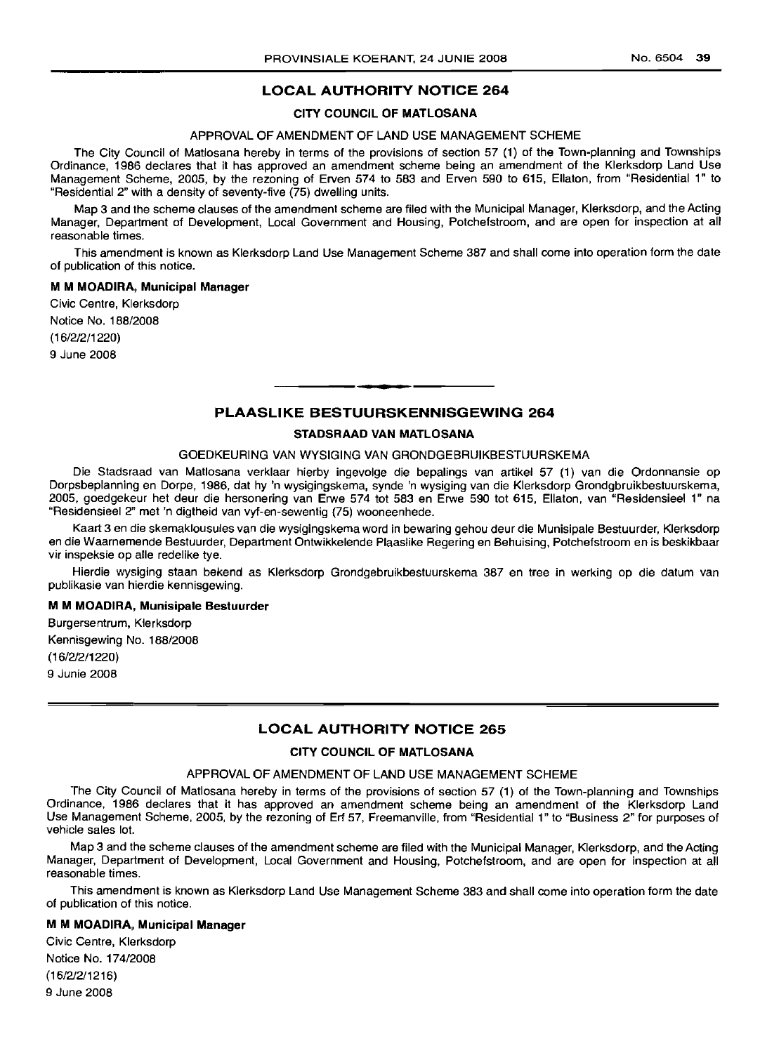## LOCAL AUTHORITY NOTICE 264

### CITY COUNCIL OF MATLOSANA

APPROVAL OF AMENDMENT OF LAND USE MANAGEMENT SCHEME

The City Council of Matlosana hereby in terms of the provisions of section 57 (1) of the Town-planning and Townships Ordinance, 1986 declares that it has approved an amendment scheme being an amendment of the Klerksdorp Land Use Management Scheme, 2005, by the rezoning of Erven 574 to 583 and Erven 590 to 615, Ellaton, from "Residential 1" to "Residential 2" with a density of seventy-five (75) dwelling units.

Map 3 and the scheme clauses of the amendment scheme are filed with the Municipal Manager, Klerksdorp, and the Acting Manager, Department of Development, Local Government and Housing, Potchefstroom, and are open for inspection at all reasonable times.

This amendment is known as Klerksdorp Land Use Management Scheme 387 and shall come into operation form the date of publication of this notice.

**M M MOADIRA, Municipal Manager**

Civic Centre, Klerksdorp
Notice No. 188/2008
(16/2/2/1220)
9 June 2008

---

## PLAASLIKE BESTUURSKENNISGEWING 264

### STADSRAAD VAN MATLOSANA

GOEDKEURING VAN WYSIGING VAN GRONDGEBRUIKBESTUURSKEMA

Die Stadsraad van Matlosana verklaar hierby ingevolge die bepalings van artikel 57 (1) van die Ordonnansie op Dorpsbeplanning en Dorpe, 1986, dat hy 'n wysigingskema, synde 'n wysiging van die Klerksdorp Grondgbruikbestuurskema, 2005, goedgekeur het deur die hersonering van Erwe 574 tot 583 en Erwe 590 tot 615, Ellaton, van "Residensieel 1" na "Residensieel 2" met 'n digtheid van vyf-en-sewentig (75) wooneenhede.

Kaart 3 en die skemaklousules van die wysigingskema word in bewaring gehou deur die Munisipale Bestuurder, Klerksdorp en die Waarnemende Bestuurder, Department Ontwikkelende Plaaslike Regering en Behuising, Potchefstroom en is beskikbaar vir inspeksie op alle redelike tye.

Hierdie wysiging staan bekend as Klerksdorp Grondgebruikbestuurskema 387 en tree in werking op die datum van publikasie van hierdie kennisgewing.

**M M MOADIRA, Munisipale Bestuurder**

Burgersentrum, Klerksdorp
Kennisgewing No. 188/2008
(16/2/2/1220)
9 Junie 2008

---

## LOCAL AUTHORITY NOTICE 265

### CITY COUNCIL OF MATLOSANA

APPROVAL OF AMENDMENT OF LAND USE MANAGEMENT SCHEME

The City Council of Matlosana hereby in terms of the provisions of section 57 (1) of the Town-planning and Townships Ordinance, 1986 declares that it has approved an amendment scheme being an amendment of the Klerksdorp Land Use Management Scheme, 2005, by the rezoning of Erf 57, Freemanville, from "Residential 1" to "Business 2" for purposes of vehicle sales lot.

Map 3 and the scheme clauses of the amendment scheme are filed with the Municipal Manager, Klerksdorp, and the Acting Manager, Department of Development, Local Government and Housing, Potchefstroom, and are open for inspection at all reasonable times.

This amendment is known as Klerksdorp Land Use Management Scheme 383 and shall come into operation form the date of publication of this notice.

**M M MOADIRA, Municipal Manager**

Civic Centre, Klerksdorp
Notice No. 174/2008
(16/2/2/1216)
9 June 2008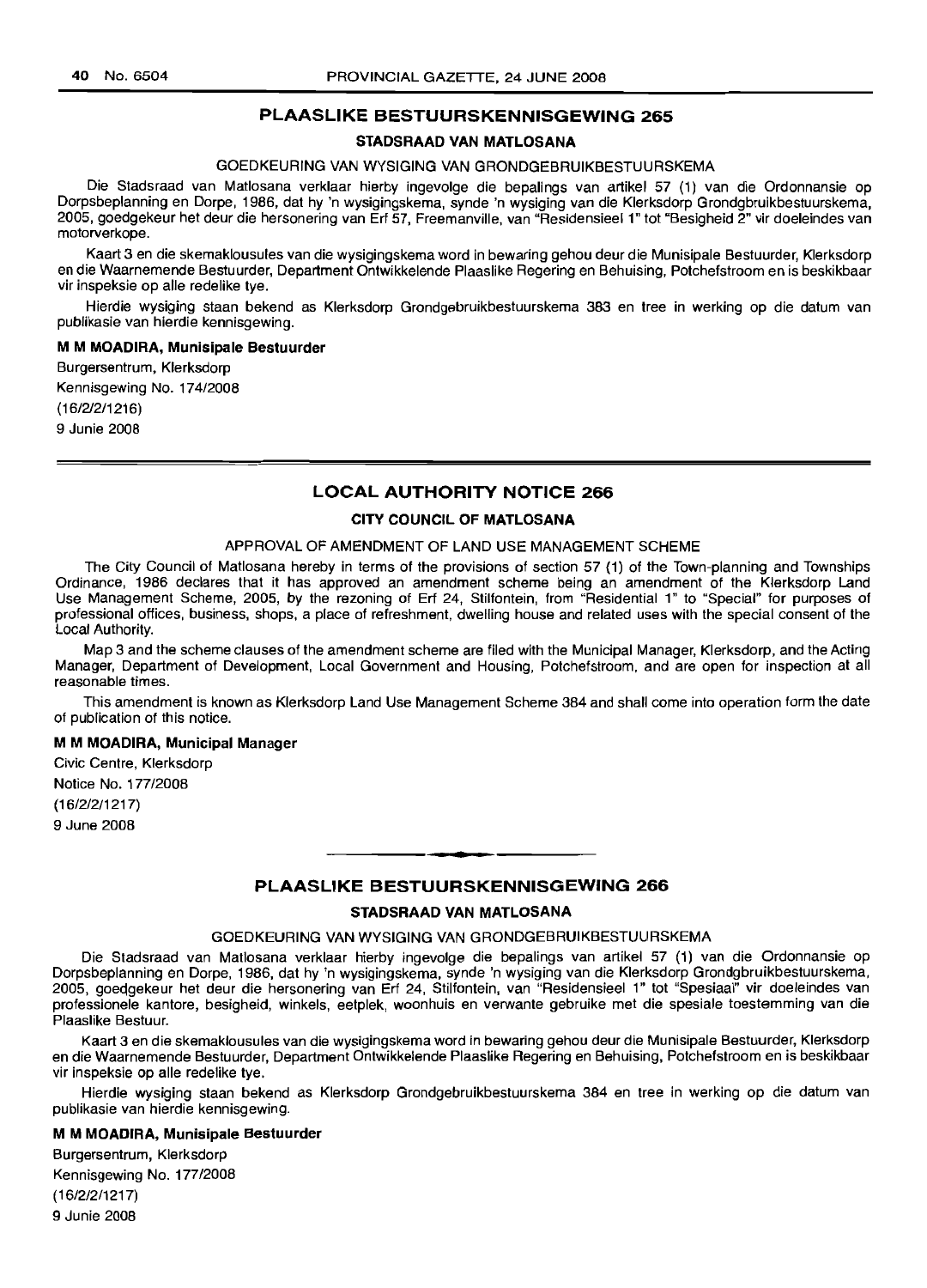## PLAASLIKE BESTUURSKENNISGEWING 265

### STADSRAAD VAN MATLOSANA

GOEDKEURING VAN WYSIGING VAN GRONDGEBRUIKBESTUURSKEMA

Die Stadsraad van Matlosana verklaar hierby ingevolge die bepalings van artikel 57 (1) van die Ordonnansie op Dorpsbeplanning en Dorpe, 1986, dat hy 'n wysigingskema, synde 'n wysiging van die Klerksdorp Grondgebruikbestuurskema, 2005, goedgekeur het deur die hersonering van Erf 57, Freemanville, van "Residensieel 1" tot "Besigheid 2" vir doeleindes van motorverkope.

Kaart 3 en die skemaklousules van die wysigingskema word in bewaring gehou deur die Munisipale Bestuurder, Klerksdorp en die Waarnemende Bestuurder, Department Ontwikkelende Plaaslike Regering en Behuising, Potchefstroom en is beskikbaar vir inspeksie op alle redelike tye.

Hierdie wysiging staan bekend as Klerksdorp Grondgebruikbestuurskema 383 en tree in werking op die datum van publikasie van hierdie kennisgewing.

**M M MOADIRA, Munisipale Bestuurder**

Burgersentrum, Klerksdorp
Kennisgewing No. 174/2008
(16/2/2/1216)
9 Junie 2008

---

## LOCAL AUTHORITY NOTICE 266

### CITY COUNCIL OF MATLOSANA

APPROVAL OF AMENDMENT OF LAND USE MANAGEMENT SCHEME

The City Council of Matlosana hereby in terms of the provisions of section 57 (1) of the Town-planning and Townships Ordinance, 1986 declares that it has approved an amendment scheme being an amendment of the Klerksdorp Land Use Management Scheme, 2005, by the rezoning of Erf 24, Stilfontein, from "Residential 1" to "Special" for purposes of professional offices, business, shops, a place of refreshment, dwelling house and related uses with the special consent of the Local Authority.

Map 3 and the scheme clauses of the amendment scheme are filed with the Municipal Manager, Klerksdorp, and the Acting Manager, Department of Development, Local Government and Housing, Potchefstroom, and are open for inspection at all reasonable times.

This amendment is known as Klerksdorp Land Use Management Scheme 384 and shall come into operation form the date of publication of this notice.

**M M MOADIRA, Municipal Manager**

Civic Centre, Klerksdorp
Notice No. 177/2008
(16/2/2/1217)
9 June 2008

---

## PLAASLIKE BESTUURSKENNISGEWING 266

### STADSRAAD VAN MATLOSANA

GOEDKEURING VAN WYSIGING VAN GRONDGEBRUIKBESTUURSKEMA

Die Stadsraad van Matlosana verklaar hierby ingevolge die bepalings van artikel 57 (1) van die Ordonnansie op Dorpsbeplanning en Dorpe, 1986, dat hy 'n wysigingskema, synde 'n wysiging van die Klerksdorp Grondgebruikbestuurskema, 2005, goedgekeur het deur die hersonering van Erf 24, Stilfontein, van "Residensieel 1" tot "Spesiaal" vir doeleindes van professionele kantore, besigheid, winkels, eetplek, woonhuis en verwante gebruike met die spesiale toestemming van die Plaaslike Bestuur.

Kaart 3 en die skemaklousules van die wysigingskema word in bewaring gehou deur die Munisipale Bestuurder, Klerksdorp en die Waarnemende Bestuurder, Department Ontwikkelende Plaaslike Regering en Behuising, Potchefstroom en is beskikbaar vir inspeksie op alle redelike tye.

Hierdie wysiging staan bekend as Klerksdorp Grondgebruikbestuurskema 384 en tree in werking op die datum van publikasie van hierdie kennisgewing.

**M M MOADIRA, Munisipale Bestuurder**

Burgersentrum, Klerksdorp
Kennisgewing No. 177/2008
(16/2/2/1217)
9 Junie 2008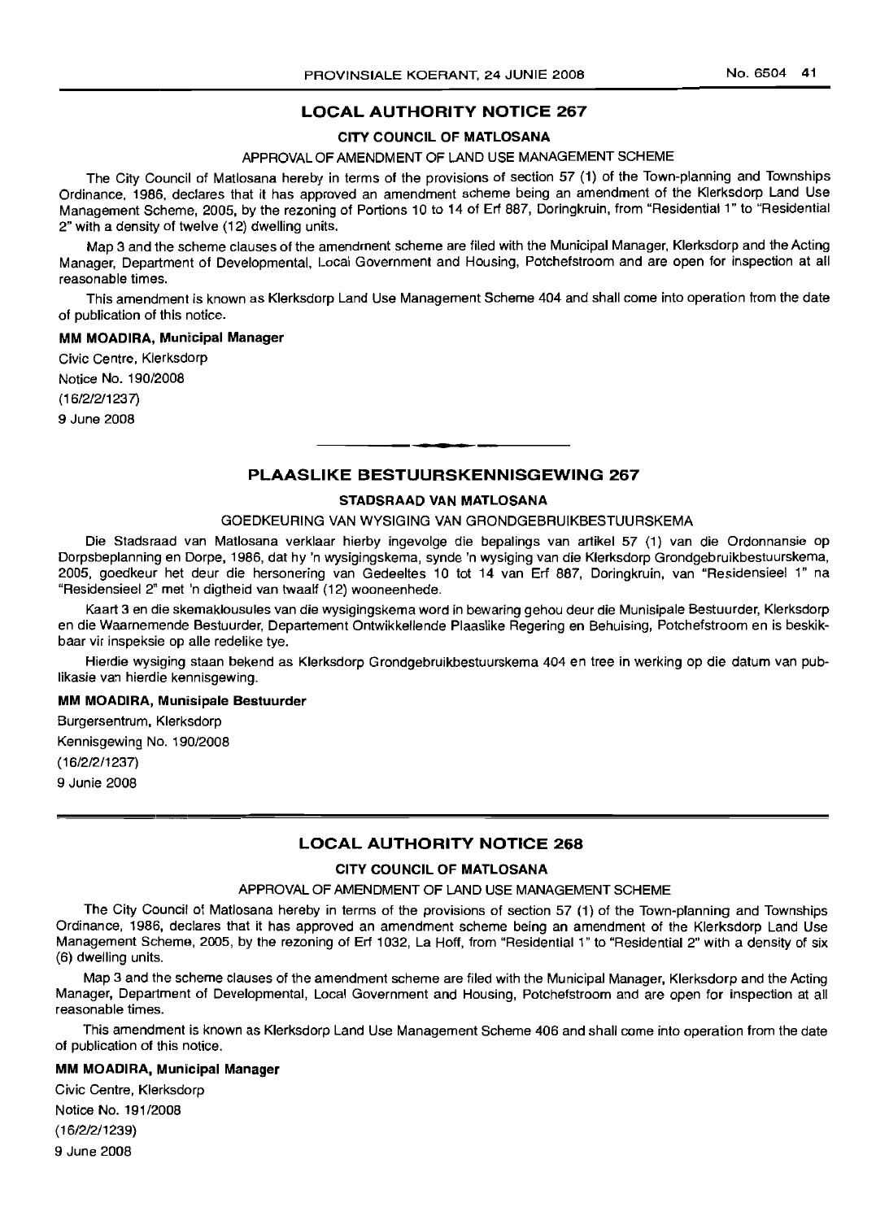## LOCAL AUTHORITY NOTICE 267

### CITY COUNCIL OF MATLOSANA

APPROVAL OF AMENDMENT OF LAND USE MANAGEMENT SCHEME

The City Council of Matlosana hereby in terms of the provisions of section 57 (1) of the Town-planning and Townships Ordinance, 1986, declares that it has approved an amendment scheme being an amendment of the Klerksdorp Land Use Management Scheme, 2005, by the rezoning of Portions 10 to 14 of Erf 887, Doringkruin, from "Residential 1" to "Residential 2" with a density of twelve (12) dwelling units.

Map 3 and the scheme clauses of the amendment scheme are filed with the Municipal Manager, Klerksdorp and the Acting Manager, Department of Developmental, Local Government and Housing, Potchefstroom and are open for inspection at all reasonable times.

This amendment is known as Klerksdorp Land Use Management Scheme 404 and shall come into operation from the date of publication of this notice.

**MM MOADIRA, Municipal Manager**

Civic Centre, Klerksdorp
Notice No. 190/2008
(16/2/2/1237)
9 June 2008

## PLAASLIKE BESTUURSKENNISGEWING 267

### STADSRAAD VAN MATLOSANA

GOEDKEURING VAN WYSIGING VAN GRONDGEBRUIKBESTUURSKEMA

Die Stadsraad van Matlosana verklaar hierby ingevolge die bepalings van artikel 57 (1) van die Ordonnansie op Dorpsbeplanning en Dorpe, 1986, dat hy 'n wysigingskema, synde 'n wysiging van die Klerksdorp Grondgebruikbestuurskema, 2005, goedkeur het deur die hersonering van Gedeeltes 10 tot 14 van Erf 887, Doringkruin, van "Residensieel 1" na "Residensieel 2" met 'n digtheid van twaalf (12) wooneenhede.

Kaart 3 en die skemaklousules van die wysigingskema word in bewaring gehou deur die Munisipale Bestuurder, Klerksdorp en die Waarnemende Bestuurder, Departement Ontwikkellende Plaaslike Regering en Behuising, Potchefstroom en is beskikbaar vir inspeksie op alle redelike tye.

Hierdie wysiging staan bekend as Klerksdorp Grondgebruikbestuurskema 404 en tree in werking op die datum van publikasie van hierdie kennisgewing.

**MM MOADIRA, Munisipale Bestuurder**

Burgersentrum, Klerksdorp
Kennisgewing No. 190/2008
(16/2/2/1237)
9 Junie 2008

## LOCAL AUTHORITY NOTICE 268

### CITY COUNCIL OF MATLOSANA

APPROVAL OF AMENDMENT OF LAND USE MANAGEMENT SCHEME

The City Council of Matlosana hereby in terms of the provisions of section 57 (1) of the Town-planning and Townships Ordinance, 1986, declares that it has approved an amendment scheme being an amendment of the Klerksdorp Land Use Management Scheme, 2005, by the rezoning of Erf 1032, La Hoff, from "Residential 1" to "Residential 2" with a density of six (6) dwelling units.

Map 3 and the scheme clauses of the amendment scheme are filed with the Municipal Manager, Klerksdorp and the Acting Manager, Department of Developmental, Local Government and Housing, Potchefstroom and are open for inspection at all reasonable times.

This amendment is known as Klerksdorp Land Use Management Scheme 406 and shall come into operation from the date of publication of this notice.

**MM MOADIRA, Municipal Manager**

Civic Centre, Klerksdorp
Notice No. 191/2008
(16/2/2/1239)
9 June 2008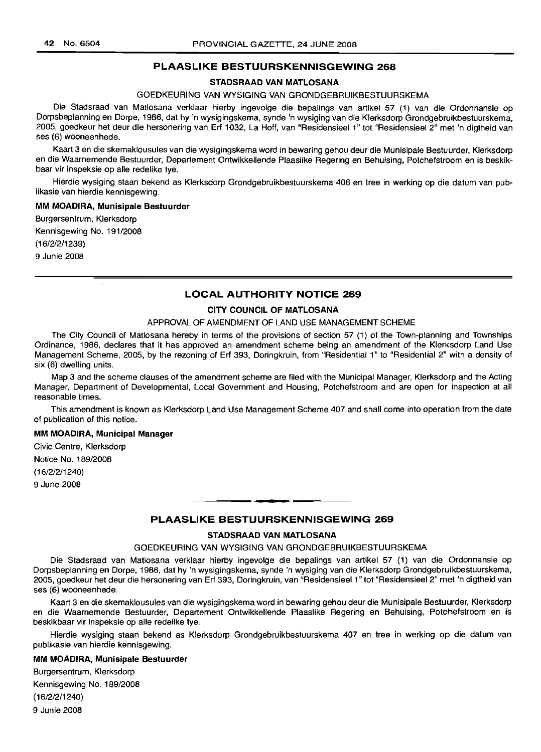## PLAASLIKE BESTUURSKENNISGEWING 268

### STADSRAAD VAN MATLOSANA

GOEDKEURING VAN WYSIGING VAN GRONDGEBRUIKBESTUURSKEMA

Die Stadsraad van Matlosana verklaar hierby ingevolge die bepalings van artikel 57 (1) van die Ordonnansie op Dorpsbeplanning en Dorpe, 1986, dat hy 'n wysigingskema, synde 'n wysiging van die Klerksdorp Grondgebruikbestuurskema, 2005, goedkeur het deur die hersonering van Erf 1032, La Hoff, van "Residensieel 1" tot "Residensieel 2" met 'n digtheid van ses (6) wooneenhede.

Kaart 3 en die skemaklousules van die wysigingskema word in bewaring gehou deur die Munisipale Bestuurder, Klerksdorp en die Waarnemende Bestuurder, Departement Ontwikkellende Plaaslike Regering en Behuising, Potchefstroom en is beskikbaar vir inspeksie op alle redelike tye.

Hierdie wysiging staan bekend as Klerksdorp Grondgebruikbestuurskema 406 en tree in werking op die datum van publikasie van hierdie kennisgewing.

**MM MOADIRA, Munisipale Bestuurder**

Burgersentrum, Klerksdorp
Kennisgewing No. 191/2008
(16/2/2/1239)
9 Junie 2008

---

## LOCAL AUTHORITY NOTICE 269

### CITY COUNCIL OF MATLOSANA

APPROVAL OF AMENDMENT OF LAND USE MANAGEMENT SCHEME

The City Council of Matlosana hereby in terms of the provisions of section 57 (1) of the Town-planning and Townships Ordinance, 1986, declares that it has approved an amendment scheme being an amendment of the Klerksdorp Land Use Management Scheme, 2005, by the rezoning of Erf 393, Doringkruin, from "Residential 1" to "Residential 2" with a density of six (6) dwelling units.

Map 3 and the scheme clauses of the amendment scheme are filed with the Municipal Manager, Klerksdorp and the Acting Manager, Department of Developmental, Local Government and Housing, Potchefstroom and are open for inspection at all reasonable times.

This amendment is known as Klerksdorp Land Use Management Scheme 407 and shall come into operation from the date of publication of this notice.

**MM MOADIRA, Municipal Manager**

Civic Centre, Klerksdorp
Notice No. 189/2008
(16/2/2/1240)
9 June 2008

---

## PLAASLIKE BESTUURSKENNISGEWING 269

### STADSRAAD VAN MATLOSANA

GOEDKEURING VAN WYSIGING VAN GRONDGEBRUIKBESTUURSKEMA

Die Stadsraad van Matlosana verklaar hierby ingevolge die bepalings van artikel 57 (1) van die Ordonnansie op Dorpsbeplanning en Dorpe, 1986, dat hy 'n wysigingskema, synde 'n wysiging van die Klerksdorp Grondgebruikbestuurskema, 2005, goedkeur het deur die hersonering van Erf 393, Doringkruin, van "Residensieel 1" tot "Residensieel 2" met 'n digtheid van ses (6) wooneenhede.

Kaart 3 en die skemaklousules van die wysigingskema word in bewaring gehou deur die Munisipale Bestuurder, Klerksdorp en die Waarnemende Bestuurder, Departement Ontwikkellende Plaaslike Regering en Behuising, Potchefstroom en is beskikbaar vir inspeksie op alle redelike tye.

Hierdie wysiging staan bekend as Klerksdorp Grondgebruikbestuurskema 407 en tree in werking op die datum van publikasie van hierdie kennisgewing.

**MM MOADIRA, Munisipale Bestuurder**

Burgersentrum, Klerksdorp
Kennisgewing No. 189/2008
(16/2/2/1240)
9 Junie 2008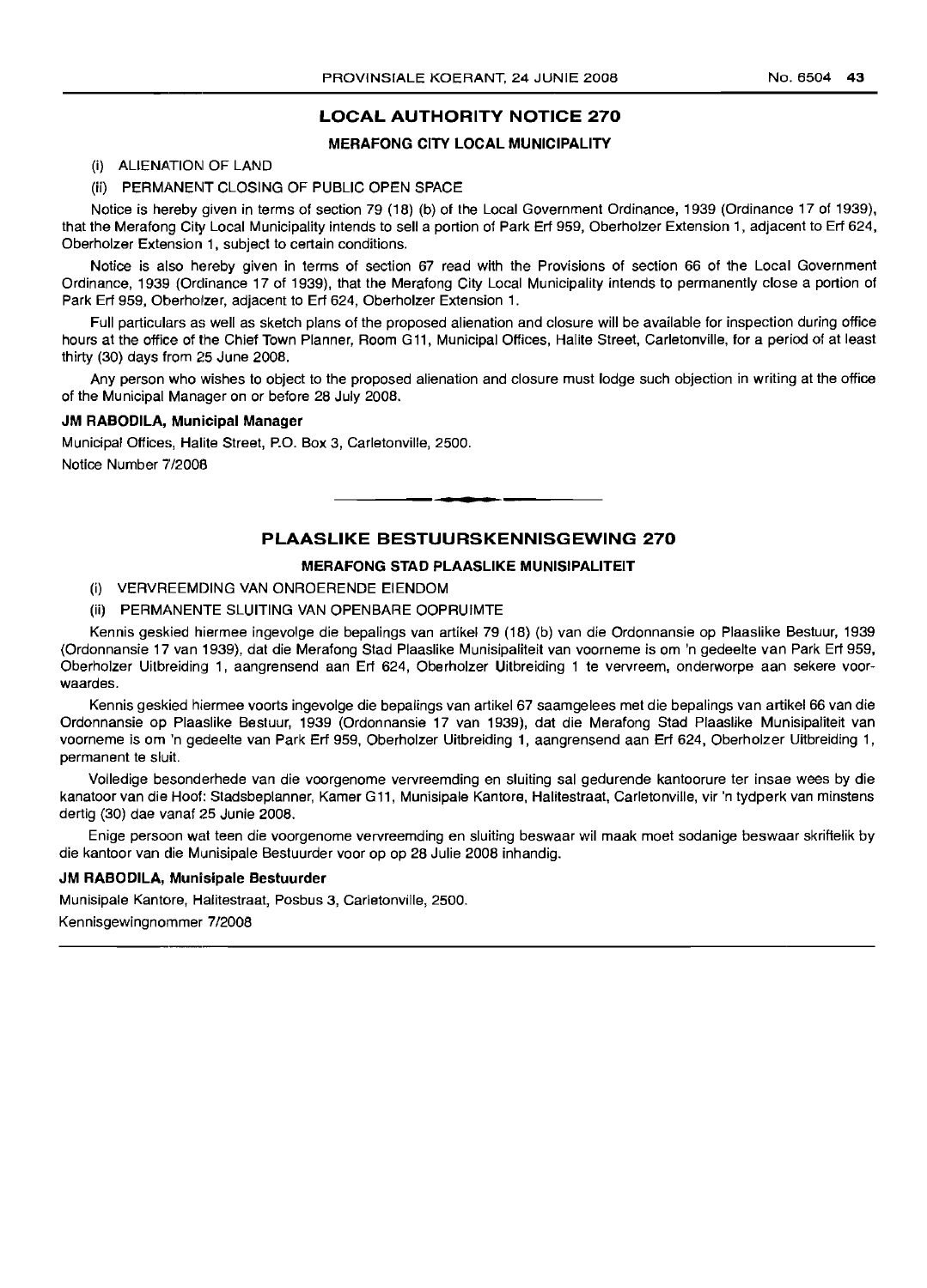## LOCAL AUTHORITY NOTICE 270

### MERAFONG CITY LOCAL MUNICIPALITY

(i) ALIENATION OF LAND

(ii) PERMANENT CLOSING OF PUBLIC OPEN SPACE

Notice is hereby given in terms of section 79 (18) (b) of the Local Government Ordinance, 1939 (Ordinance 17 of 1939), that the Merafong City Local Municipality intends to sell a portion of Park Erf 959, Oberholzer Extension 1, adjacent to Erf 624, Oberholzer Extension 1, subject to certain conditions.

Notice is also hereby given in terms of section 67 read with the Provisions of section 66 of the Local Government Ordinance, 1939 (Ordinance 17 of 1939), that the Merafong City Local Municipality intends to permanently close a portion of Park Erf 959, Oberholzer, adjacent to Erf 624, Oberholzer Extension 1.

Full particulars as well as sketch plans of the proposed alienation and closure will be available for inspection during office hours at the office of the Chief Town Planner, Room G11, Municipal Offices, Halite Street, Carletonville, for a period of at least thirty (30) days from 25 June 2008.

Any person who wishes to object to the proposed alienation and closure must lodge such objection in writing at the office of the Municipal Manager on or before 28 July 2008.

**JM RABODILA, Municipal Manager**

Municipal Offices, Halite Street, P.O. Box 3, Carletonville, 2500.

Notice Number 7/2008

---

## PLAASLIKE BESTUURSKENNISGEWING 270

### MERAFONG STAD PLAASLIKE MUNISIPALITEIT

(i) VERVREEMDING VAN ONROERENDE EIENDOM

(ii) PERMANENTE SLUITING VAN OPENBARE OOPRUIMTE

Kennis geskied hiermee ingevolge die bepalings van artikel 79 (18) (b) van die Ordonnansie op Plaaslike Bestuur, 1939 (Ordonnansie 17 van 1939), dat die Merafong Stad Plaaslike Munisipaliteit van voorneme is om 'n gedeelte van Park Erf 959, Oberholzer Uitbreiding 1, aangrensend aan Erf 624, Oberholzer Uitbreiding 1 te vervreem, onderworpe aan sekere voorwaardes.

Kennis geskied hiermee voorts ingevolge die bepalings van artikel 67 saamgelees met die bepalings van artikel 66 van die Ordonnansie op Plaaslike Bestuur, 1939 (Ordonnansie 17 van 1939), dat die Merafong Stad Plaaslike Munisipaliteit van voorneme is om 'n gedeelte van Park Erf 959, Oberholzer Uitbreiding 1, aangrensend aan Erf 624, Oberholzer Uitbreiding 1, permanent te sluit.

Volledige besonderhede van die voorgenome vervreemding en sluiting sal gedurende kantoorure ter insae wees by die kanatoor van die Hoof: Stadsbeplanner, Kamer G11, Munisipale Kantore, Halitestraat, Carletonville, vir 'n tydperk van minstens dertig (30) dae vanaf 25 Junie 2008.

Enige persoon wat teen die voorgenome vervreemding en sluiting beswaar wil maak moet sodanige beswaar skriftelik by die kantoor van die Munisipale Bestuurder voor op op 28 Julie 2008 inhandig.

**JM RABODILA, Munisipale Bestuurder**

Munisipale Kantore, Halitestraat, Posbus 3, Carletonville, 2500.

Kennisgewingnommer 7/2008